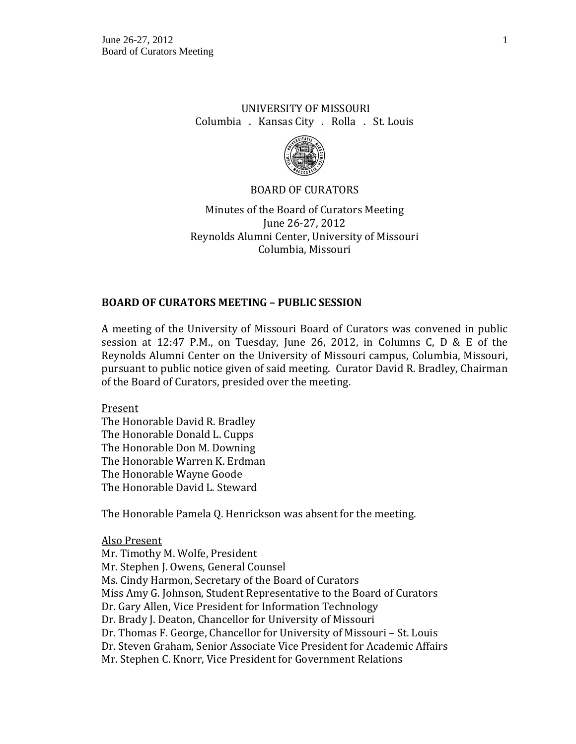UNIVERSITY OF MISSOURI
Columbia . Kansas City . Rolla . St. Louis

BOARD OF CURATORS

Minutes of the Board of Curators Meeting
June 26-27, 2012
Reynolds Alumni Center, University of Missouri
Columbia, Missouri

## BOARD OF CURATORS MEETING – PUBLIC SESSION

A meeting of the University of Missouri Board of Curators was convened in public session at 12:47 P.M., on Tuesday, June 26, 2012, in Columns C, D & E of the Reynolds Alumni Center on the University of Missouri campus, Columbia, Missouri, pursuant to public notice given of said meeting. Curator David R. Bradley, Chairman of the Board of Curators, presided over the meeting.

Present
The Honorable David R. Bradley
The Honorable Donald L. Cupps
The Honorable Don M. Downing
The Honorable Warren K. Erdman
The Honorable Wayne Goode
The Honorable David L. Steward

The Honorable Pamela Q. Henrickson was absent for the meeting.

Also Present
Mr. Timothy M. Wolfe, President
Mr. Stephen J. Owens, General Counsel
Ms. Cindy Harmon, Secretary of the Board of Curators
Miss Amy G. Johnson, Student Representative to the Board of Curators
Dr. Gary Allen, Vice President for Information Technology
Dr. Brady J. Deaton, Chancellor for University of Missouri
Dr. Thomas F. George, Chancellor for University of Missouri – St. Louis
Dr. Steven Graham, Senior Associate Vice President for Academic Affairs
Mr. Stephen C. Knorr, Vice President for Government Relations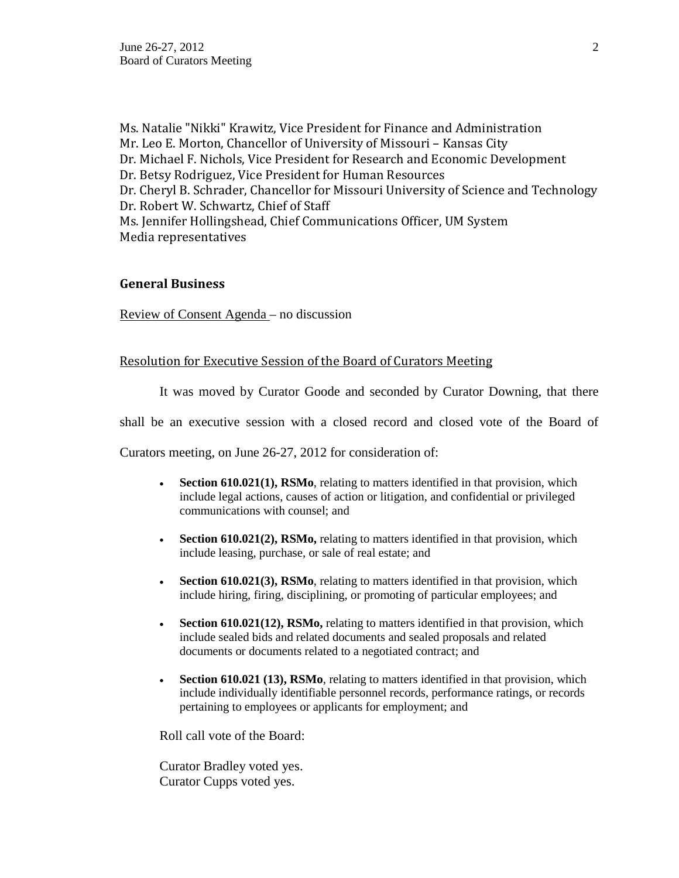Ms. Natalie "Nikki" Krawitz, Vice President for Finance and Administration
Mr. Leo E. Morton, Chancellor of University of Missouri – Kansas City
Dr. Michael F. Nichols, Vice President for Research and Economic Development
Dr. Betsy Rodriguez, Vice President for Human Resources
Dr. Cheryl B. Schrader, Chancellor for Missouri University of Science and Technology
Dr. Robert W. Schwartz, Chief of Staff
Ms. Jennifer Hollingshead, Chief Communications Officer, UM System
Media representatives

## General Business

Review of Consent Agenda – no discussion

Resolution for Executive Session of the Board of Curators Meeting

It was moved by Curator Goode and seconded by Curator Downing, that there shall be an executive session with a closed record and closed vote of the Board of Curators meeting, on June 26-27, 2012 for consideration of:

- **Section 610.021(1), RSMo**, relating to matters identified in that provision, which include legal actions, causes of action or litigation, and confidential or privileged communications with counsel; and
- **Section 610.021(2), RSMo,** relating to matters identified in that provision, which include leasing, purchase, or sale of real estate; and
- **Section 610.021(3), RSMo**, relating to matters identified in that provision, which include hiring, firing, disciplining, or promoting of particular employees; and
- **Section 610.021(12), RSMo,** relating to matters identified in that provision, which include sealed bids and related documents and sealed proposals and related documents or documents related to a negotiated contract; and
- **Section 610.021 (13), RSMo**, relating to matters identified in that provision, which include individually identifiable personnel records, performance ratings, or records pertaining to employees or applicants for employment; and

Roll call vote of the Board:

Curator Bradley voted yes.
Curator Cupps voted yes.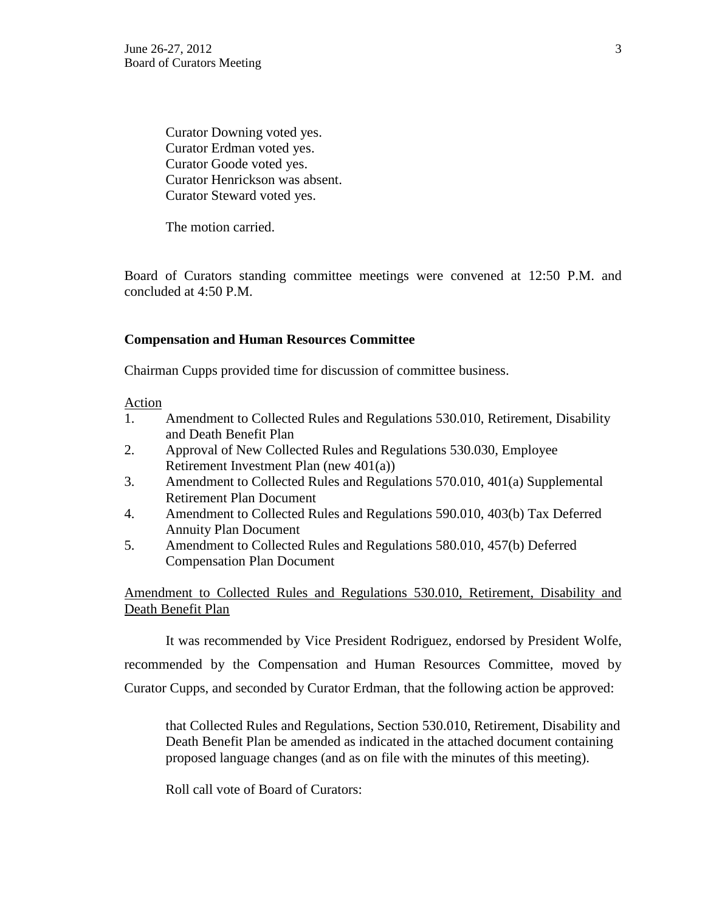Curator Downing voted yes.
Curator Erdman voted yes.
Curator Goode voted yes.
Curator Henrickson was absent.
Curator Steward voted yes.

The motion carried.

Board of Curators standing committee meetings were convened at 12:50 P.M. and concluded at 4:50 P.M.

**Compensation and Human Resources Committee**

Chairman Cupps provided time for discussion of committee business.

Action

1. Amendment to Collected Rules and Regulations 530.010, Retirement, Disability and Death Benefit Plan
2. Approval of New Collected Rules and Regulations 530.030, Employee Retirement Investment Plan (new 401(a))
3. Amendment to Collected Rules and Regulations 570.010, 401(a) Supplemental Retirement Plan Document
4. Amendment to Collected Rules and Regulations 590.010, 403(b) Tax Deferred Annuity Plan Document
5. Amendment to Collected Rules and Regulations 580.010, 457(b) Deferred Compensation Plan Document

Amendment to Collected Rules and Regulations 530.010, Retirement, Disability and Death Benefit Plan

It was recommended by Vice President Rodriguez, endorsed by President Wolfe, recommended by the Compensation and Human Resources Committee, moved by Curator Cupps, and seconded by Curator Erdman, that the following action be approved:

> that Collected Rules and Regulations, Section 530.010, Retirement, Disability and Death Benefit Plan be amended as indicated in the attached document containing proposed language changes (and as on file with the minutes of this meeting).

Roll call vote of Board of Curators: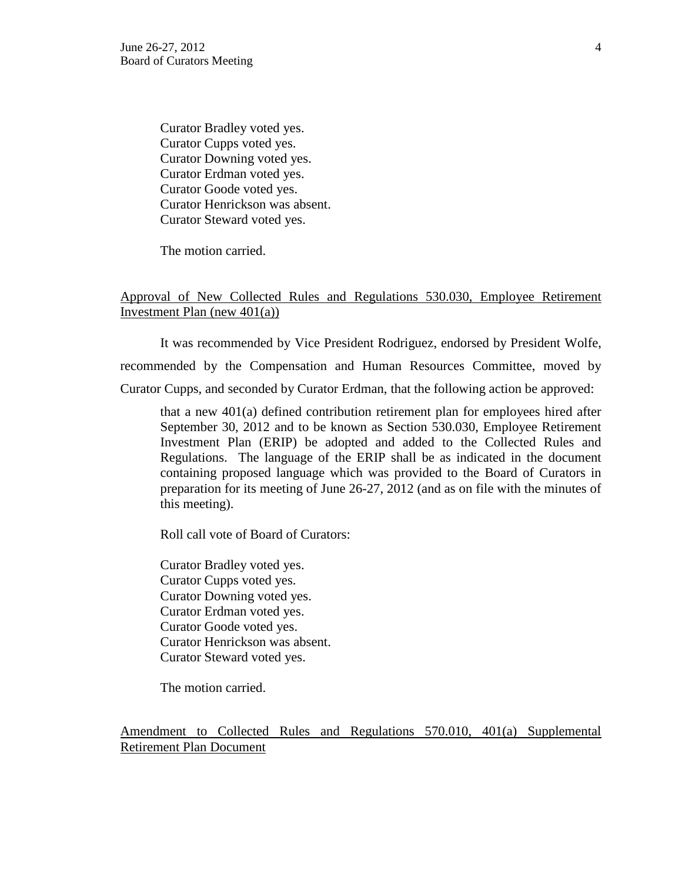Curator Bradley voted yes.
Curator Cupps voted yes.
Curator Downing voted yes.
Curator Erdman voted yes.
Curator Goode voted yes.
Curator Henrickson was absent.
Curator Steward voted yes.

The motion carried.

Approval of New Collected Rules and Regulations 530.030, Employee Retirement Investment Plan (new 401(a))

It was recommended by Vice President Rodriguez, endorsed by President Wolfe, recommended by the Compensation and Human Resources Committee, moved by Curator Cupps, and seconded by Curator Erdman, that the following action be approved:

> that a new 401(a) defined contribution retirement plan for employees hired after September 30, 2012 and to be known as Section 530.030, Employee Retirement Investment Plan (ERIP) be adopted and added to the Collected Rules and Regulations. The language of the ERIP shall be as indicated in the document containing proposed language which was provided to the Board of Curators in preparation for its meeting of June 26-27, 2012 (and as on file with the minutes of this meeting).

Roll call vote of Board of Curators:

Curator Bradley voted yes.
Curator Cupps voted yes.
Curator Downing voted yes.
Curator Erdman voted yes.
Curator Goode voted yes.
Curator Henrickson was absent.
Curator Steward voted yes.

The motion carried.

Amendment to Collected Rules and Regulations 570.010, 401(a) Supplemental Retirement Plan Document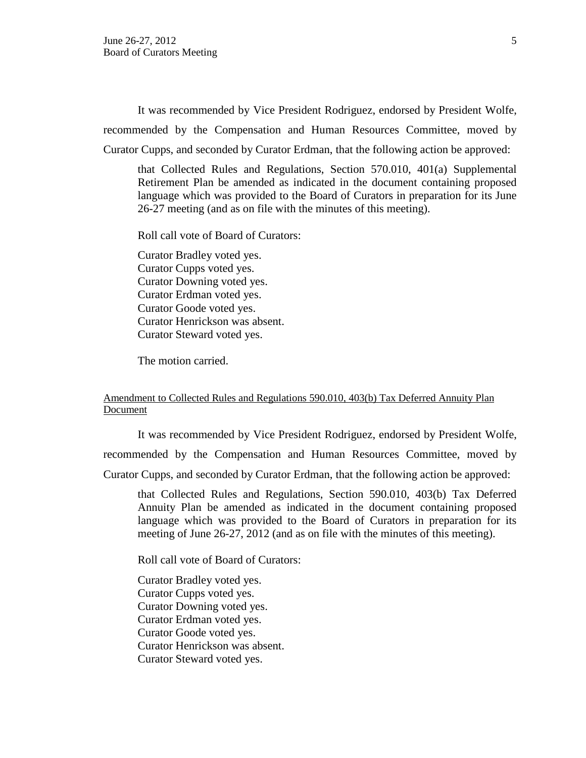It was recommended by Vice President Rodriguez, endorsed by President Wolfe, recommended by the Compensation and Human Resources Committee, moved by Curator Cupps, and seconded by Curator Erdman, that the following action be approved:

> that Collected Rules and Regulations, Section 570.010, 401(a) Supplemental Retirement Plan be amended as indicated in the document containing proposed language which was provided to the Board of Curators in preparation for its June 26-27 meeting (and as on file with the minutes of this meeting).
>
> Roll call vote of Board of Curators:
>
> Curator Bradley voted yes.
> Curator Cupps voted yes.
> Curator Downing voted yes.
> Curator Erdman voted yes.
> Curator Goode voted yes.
> Curator Henrickson was absent.
> Curator Steward voted yes.
>
> The motion carried.

Amendment to Collected Rules and Regulations 590.010, 403(b) Tax Deferred Annuity Plan Document

It was recommended by Vice President Rodriguez, endorsed by President Wolfe, recommended by the Compensation and Human Resources Committee, moved by Curator Cupps, and seconded by Curator Erdman, that the following action be approved:

> that Collected Rules and Regulations, Section 590.010, 403(b) Tax Deferred Annuity Plan be amended as indicated in the document containing proposed language which was provided to the Board of Curators in preparation for its meeting of June 26-27, 2012 (and as on file with the minutes of this meeting).
>
> Roll call vote of Board of Curators:
>
> Curator Bradley voted yes.
> Curator Cupps voted yes.
> Curator Downing voted yes.
> Curator Erdman voted yes.
> Curator Goode voted yes.
> Curator Henrickson was absent.
> Curator Steward voted yes.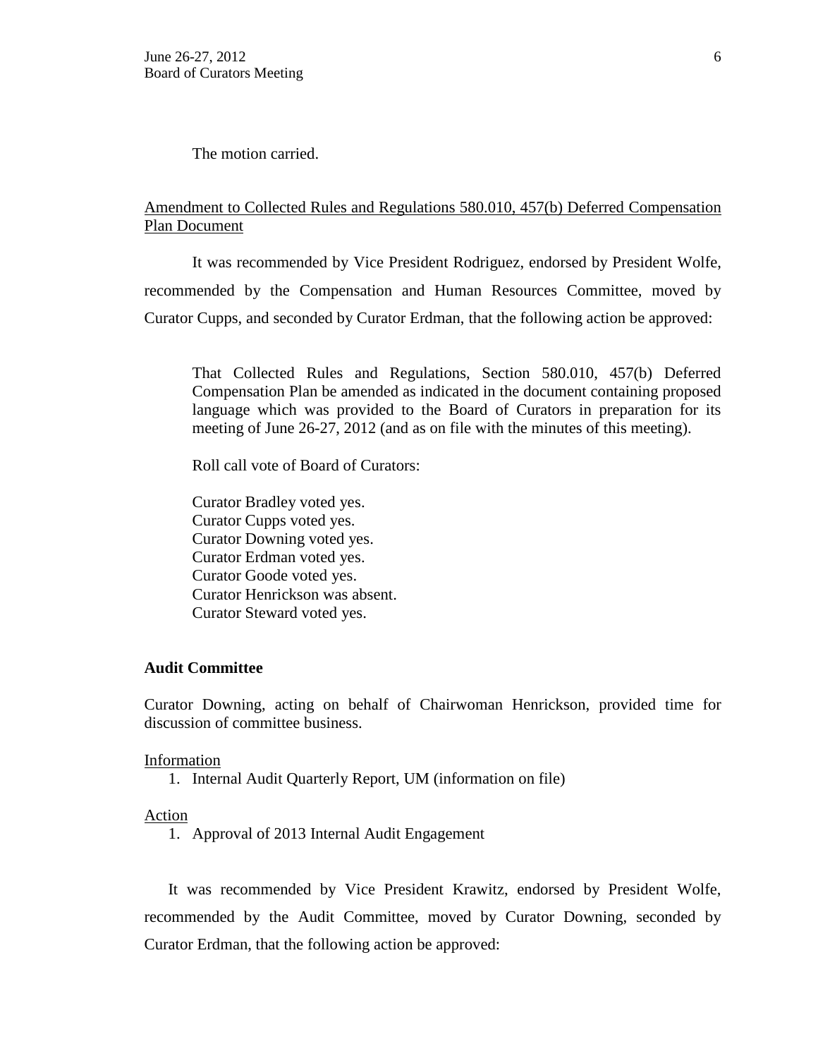The motion carried.

<u>Amendment to Collected Rules and Regulations 580.010, 457(b) Deferred Compensation Plan Document</u>

It was recommended by Vice President Rodriguez, endorsed by President Wolfe, recommended by the Compensation and Human Resources Committee, moved by Curator Cupps, and seconded by Curator Erdman, that the following action be approved:

> That Collected Rules and Regulations, Section 580.010, 457(b) Deferred Compensation Plan be amended as indicated in the document containing proposed language which was provided to the Board of Curators in preparation for its meeting of June 26-27, 2012 (and as on file with the minutes of this meeting).
>
> Roll call vote of Board of Curators:
>
> Curator Bradley voted yes.
> Curator Cupps voted yes.
> Curator Downing voted yes.
> Curator Erdman voted yes.
> Curator Goode voted yes.
> Curator Henrickson was absent.
> Curator Steward voted yes.

**Audit Committee**

Curator Downing, acting on behalf of Chairwoman Henrickson, provided time for discussion of committee business.

<u>Information</u>

1. Internal Audit Quarterly Report, UM (information on file)

<u>Action</u>

1. Approval of 2013 Internal Audit Engagement

It was recommended by Vice President Krawitz, endorsed by President Wolfe, recommended by the Audit Committee, moved by Curator Downing, seconded by Curator Erdman, that the following action be approved: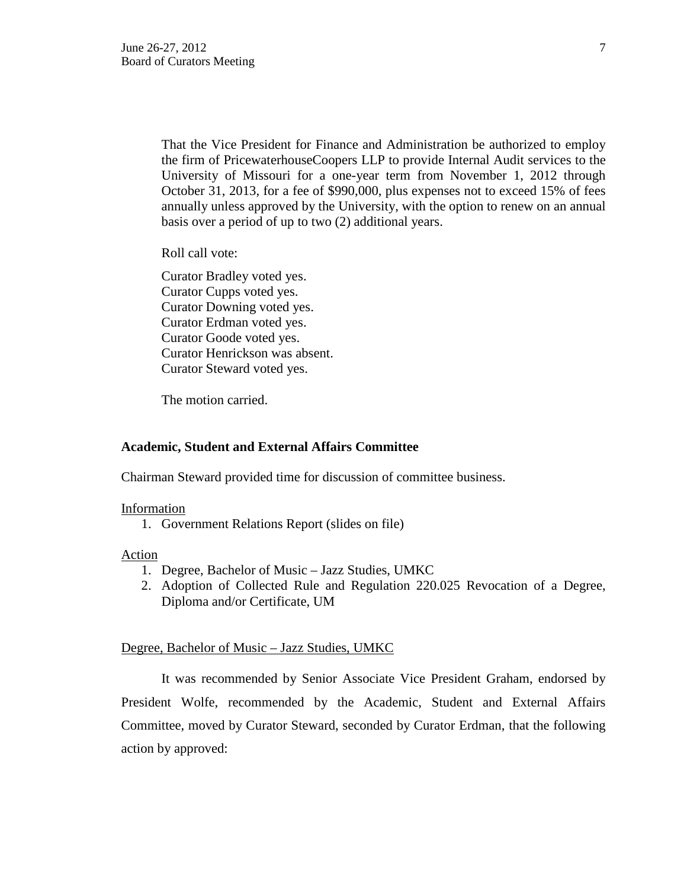That the Vice President for Finance and Administration be authorized to employ the firm of PricewaterhouseCoopers LLP to provide Internal Audit services to the University of Missouri for a one-year term from November 1, 2012 through October 31, 2013, for a fee of $990,000, plus expenses not to exceed 15% of fees annually unless approved by the University, with the option to renew on an annual basis over a period of up to two (2) additional years.

Roll call vote:

Curator Bradley voted yes.
Curator Cupps voted yes.
Curator Downing voted yes.
Curator Erdman voted yes.
Curator Goode voted yes.
Curator Henrickson was absent.
Curator Steward voted yes.

The motion carried.

**Academic, Student and External Affairs Committee**

Chairman Steward provided time for discussion of committee business.

Information

1. Government Relations Report (slides on file)

Action

1. Degree, Bachelor of Music – Jazz Studies, UMKC
2. Adoption of Collected Rule and Regulation 220.025 Revocation of a Degree, Diploma and/or Certificate, UM

Degree, Bachelor of Music – Jazz Studies, UMKC

It was recommended by Senior Associate Vice President Graham, endorsed by President Wolfe, recommended by the Academic, Student and External Affairs Committee, moved by Curator Steward, seconded by Curator Erdman, that the following action by approved: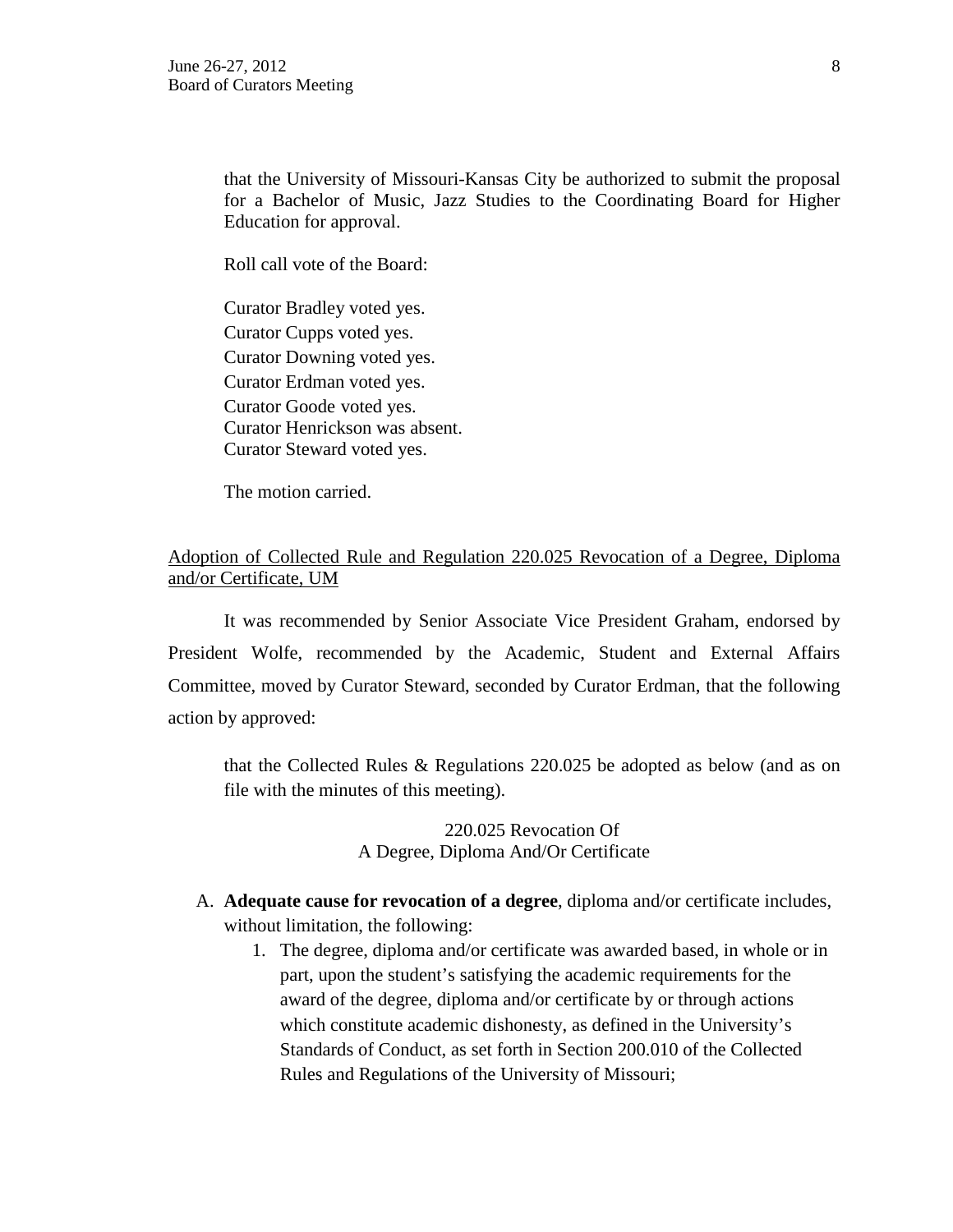that the University of Missouri-Kansas City be authorized to submit the proposal for a Bachelor of Music, Jazz Studies to the Coordinating Board for Higher Education for approval.

Roll call vote of the Board:

Curator Bradley voted yes.
Curator Cupps voted yes.
Curator Downing voted yes.
Curator Erdman voted yes.
Curator Goode voted yes.
Curator Henrickson was absent.
Curator Steward voted yes.

The motion carried.

Adoption of Collected Rule and Regulation 220.025 Revocation of a Degree, Diploma and/or Certificate, UM

It was recommended by Senior Associate Vice President Graham, endorsed by President Wolfe, recommended by the Academic, Student and External Affairs Committee, moved by Curator Steward, seconded by Curator Erdman, that the following action by approved:

that the Collected Rules & Regulations 220.025 be adopted as below (and as on file with the minutes of this meeting).

220.025 Revocation Of
A Degree, Diploma And/Or Certificate

A. **Adequate cause for revocation of a degree**, diploma and/or certificate includes, without limitation, the following:
   1. The degree, diploma and/or certificate was awarded based, in whole or in part, upon the student's satisfying the academic requirements for the award of the degree, diploma and/or certificate by or through actions which constitute academic dishonesty, as defined in the University's Standards of Conduct, as set forth in Section 200.010 of the Collected Rules and Regulations of the University of Missouri;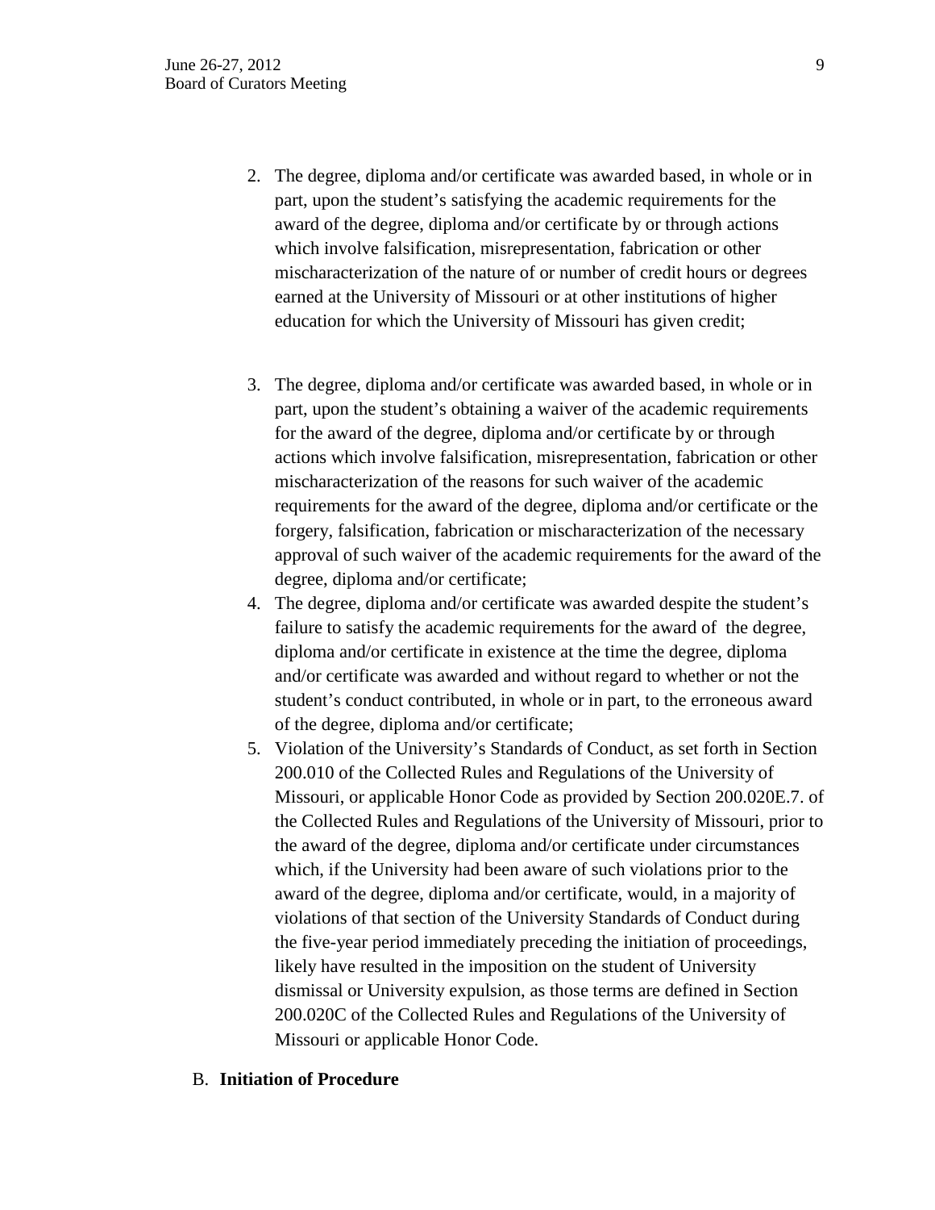2. The degree, diploma and/or certificate was awarded based, in whole or in part, upon the student's satisfying the academic requirements for the award of the degree, diploma and/or certificate by or through actions which involve falsification, misrepresentation, fabrication or other mischaracterization of the nature of or number of credit hours or degrees earned at the University of Missouri or at other institutions of higher education for which the University of Missouri has given credit;

3. The degree, diploma and/or certificate was awarded based, in whole or in part, upon the student's obtaining a waiver of the academic requirements for the award of the degree, diploma and/or certificate by or through actions which involve falsification, misrepresentation, fabrication or other mischaracterization of the reasons for such waiver of the academic requirements for the award of the degree, diploma and/or certificate or the forgery, falsification, fabrication or mischaracterization of the necessary approval of such waiver of the academic requirements for the award of the degree, diploma and/or certificate;
4. The degree, diploma and/or certificate was awarded despite the student's failure to satisfy the academic requirements for the award of the degree, diploma and/or certificate in existence at the time the degree, diploma and/or certificate was awarded and without regard to whether or not the student's conduct contributed, in whole or in part, to the erroneous award of the degree, diploma and/or certificate;
5. Violation of the University's Standards of Conduct, as set forth in Section 200.010 of the Collected Rules and Regulations of the University of Missouri, or applicable Honor Code as provided by Section 200.020E.7. of the Collected Rules and Regulations of the University of Missouri, prior to the award of the degree, diploma and/or certificate under circumstances which, if the University had been aware of such violations prior to the award of the degree, diploma and/or certificate, would, in a majority of violations of that section of the University Standards of Conduct during the five-year period immediately preceding the initiation of proceedings, likely have resulted in the imposition on the student of University dismissal or University expulsion, as those terms are defined in Section 200.020C of the Collected Rules and Regulations of the University of Missouri or applicable Honor Code.

B. **Initiation of Procedure**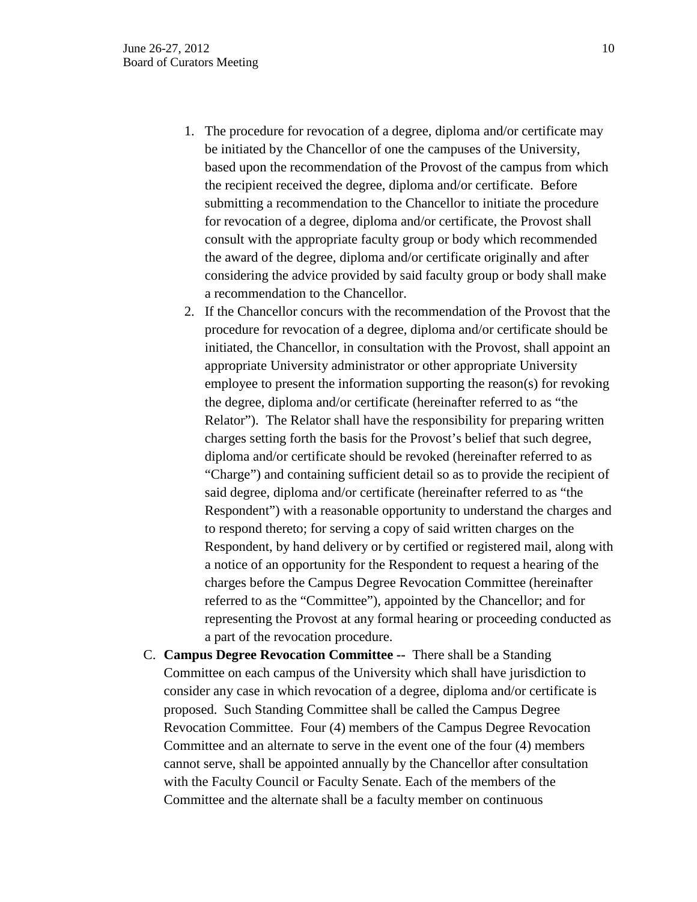1. The procedure for revocation of a degree, diploma and/or certificate may be initiated by the Chancellor of one the campuses of the University, based upon the recommendation of the Provost of the campus from which the recipient received the degree, diploma and/or certificate. Before submitting a recommendation to the Chancellor to initiate the procedure for revocation of a degree, diploma and/or certificate, the Provost shall consult with the appropriate faculty group or body which recommended the award of the degree, diploma and/or certificate originally and after considering the advice provided by said faculty group or body shall make a recommendation to the Chancellor.
2. If the Chancellor concurs with the recommendation of the Provost that the procedure for revocation of a degree, diploma and/or certificate should be initiated, the Chancellor, in consultation with the Provost, shall appoint an appropriate University administrator or other appropriate University employee to present the information supporting the reason(s) for revoking the degree, diploma and/or certificate (hereinafter referred to as "the Relator"). The Relator shall have the responsibility for preparing written charges setting forth the basis for the Provost's belief that such degree, diploma and/or certificate should be revoked (hereinafter referred to as "Charge") and containing sufficient detail so as to provide the recipient of said degree, diploma and/or certificate (hereinafter referred to as "the Respondent") with a reasonable opportunity to understand the charges and to respond thereto; for serving a copy of said written charges on the Respondent, by hand delivery or by certified or registered mail, along with a notice of an opportunity for the Respondent to request a hearing of the charges before the Campus Degree Revocation Committee (hereinafter referred to as the "Committee"), appointed by the Chancellor; and for representing the Provost at any formal hearing or proceeding conducted as a part of the revocation procedure.

C. **Campus Degree Revocation Committee --** There shall be a Standing Committee on each campus of the University which shall have jurisdiction to consider any case in which revocation of a degree, diploma and/or certificate is proposed. Such Standing Committee shall be called the Campus Degree Revocation Committee. Four (4) members of the Campus Degree Revocation Committee and an alternate to serve in the event one of the four (4) members cannot serve, shall be appointed annually by the Chancellor after consultation with the Faculty Council or Faculty Senate. Each of the members of the Committee and the alternate shall be a faculty member on continuous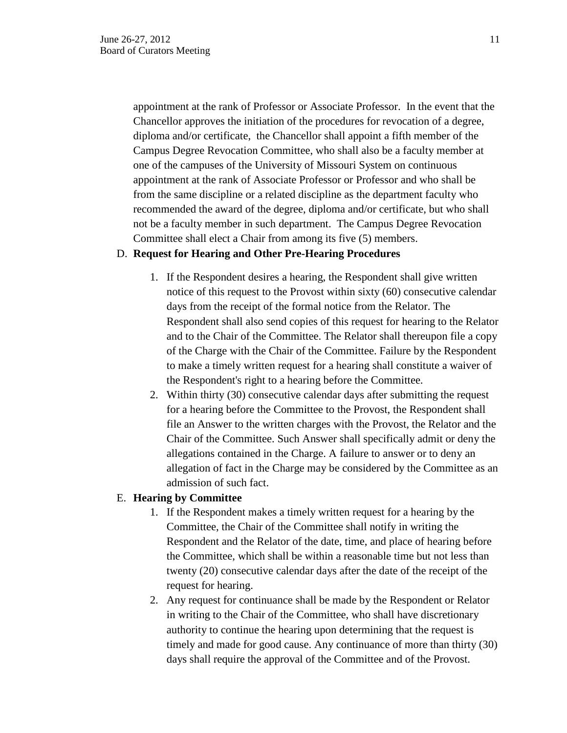appointment at the rank of Professor or Associate Professor. In the event that the Chancellor approves the initiation of the procedures for revocation of a degree, diploma and/or certificate, the Chancellor shall appoint a fifth member of the Campus Degree Revocation Committee, who shall also be a faculty member at one of the campuses of the University of Missouri System on continuous appointment at the rank of Associate Professor or Professor and who shall be from the same discipline or a related discipline as the department faculty who recommended the award of the degree, diploma and/or certificate, but who shall not be a faculty member in such department. The Campus Degree Revocation Committee shall elect a Chair from among its five (5) members.

D. **Request for Hearing and Other Pre-Hearing Procedures**

1. If the Respondent desires a hearing, the Respondent shall give written notice of this request to the Provost within sixty (60) consecutive calendar days from the receipt of the formal notice from the Relator. The Respondent shall also send copies of this request for hearing to the Relator and to the Chair of the Committee. The Relator shall thereupon file a copy of the Charge with the Chair of the Committee. Failure by the Respondent to make a timely written request for a hearing shall constitute a waiver of the Respondent's right to a hearing before the Committee.
2. Within thirty (30) consecutive calendar days after submitting the request for a hearing before the Committee to the Provost, the Respondent shall file an Answer to the written charges with the Provost, the Relator and the Chair of the Committee. Such Answer shall specifically admit or deny the allegations contained in the Charge. A failure to answer or to deny an allegation of fact in the Charge may be considered by the Committee as an admission of such fact.

E. **Hearing by Committee**

1. If the Respondent makes a timely written request for a hearing by the Committee, the Chair of the Committee shall notify in writing the Respondent and the Relator of the date, time, and place of hearing before the Committee, which shall be within a reasonable time but not less than twenty (20) consecutive calendar days after the date of the receipt of the request for hearing.
2. Any request for continuance shall be made by the Respondent or Relator in writing to the Chair of the Committee, who shall have discretionary authority to continue the hearing upon determining that the request is timely and made for good cause. Any continuance of more than thirty (30) days shall require the approval of the Committee and of the Provost.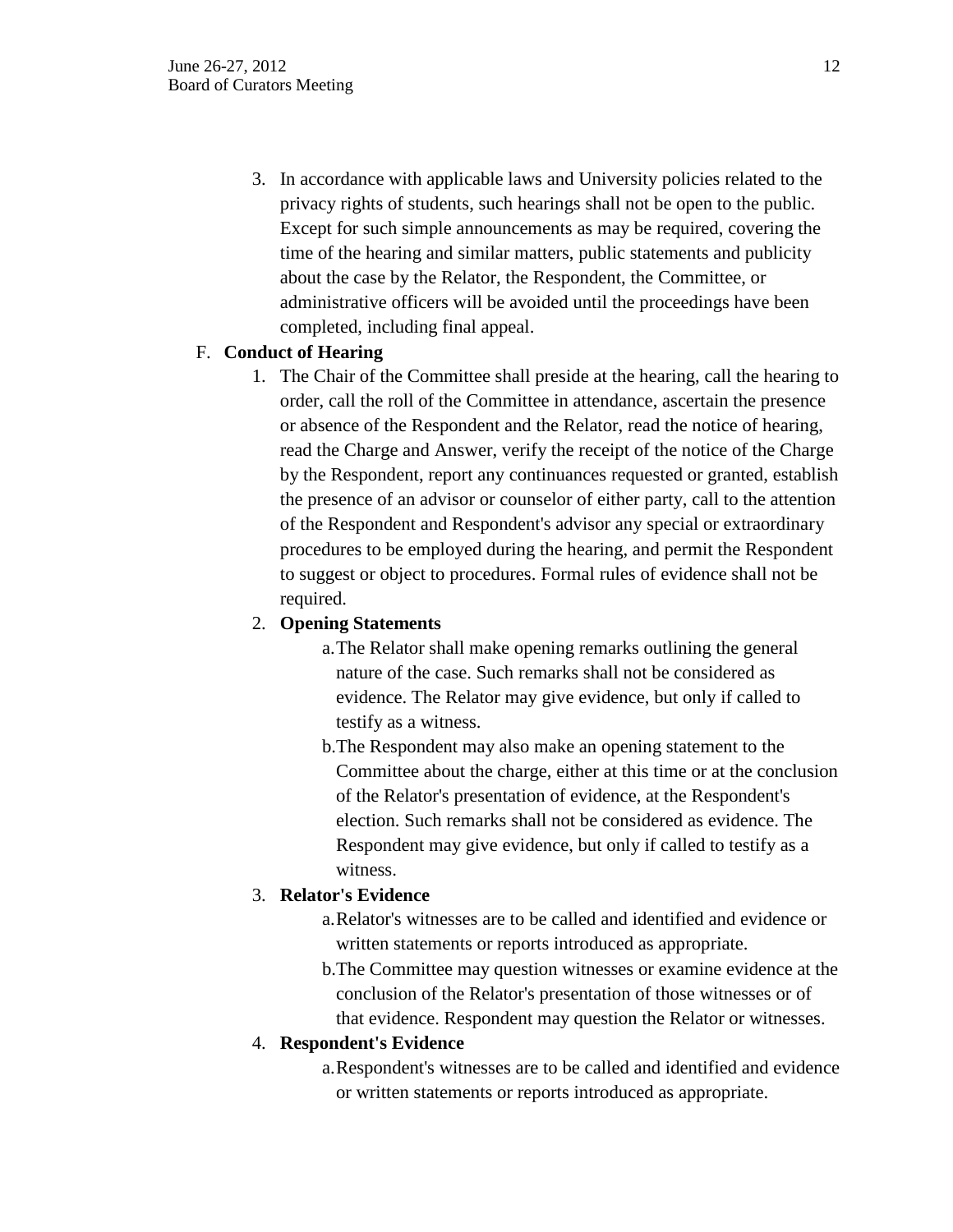3. In accordance with applicable laws and University policies related to the privacy rights of students, such hearings shall not be open to the public. Except for such simple announcements as may be required, covering the time of the hearing and similar matters, public statements and publicity about the case by the Relator, the Respondent, the Committee, or administrative officers will be avoided until the proceedings have been completed, including final appeal.

F. **Conduct of Hearing**

1. The Chair of the Committee shall preside at the hearing, call the hearing to order, call the roll of the Committee in attendance, ascertain the presence or absence of the Respondent and the Relator, read the notice of hearing, read the Charge and Answer, verify the receipt of the notice of the Charge by the Respondent, report any continuances requested or granted, establish the presence of an advisor or counselor of either party, call to the attention of the Respondent and Respondent's advisor any special or extraordinary procedures to be employed during the hearing, and permit the Respondent to suggest or object to procedures. Formal rules of evidence shall not be required.

2. **Opening Statements**

   a. The Relator shall make opening remarks outlining the general nature of the case. Such remarks shall not be considered as evidence. The Relator may give evidence, but only if called to testify as a witness.

   b. The Respondent may also make an opening statement to the Committee about the charge, either at this time or at the conclusion of the Relator's presentation of evidence, at the Respondent's election. Such remarks shall not be considered as evidence. The Respondent may give evidence, but only if called to testify as a witness.

3. **Relator's Evidence**

   a. Relator's witnesses are to be called and identified and evidence or written statements or reports introduced as appropriate.

   b. The Committee may question witnesses or examine evidence at the conclusion of the Relator's presentation of those witnesses or of that evidence. Respondent may question the Relator or witnesses.

4. **Respondent's Evidence**

   a. Respondent's witnesses are to be called and identified and evidence or written statements or reports introduced as appropriate.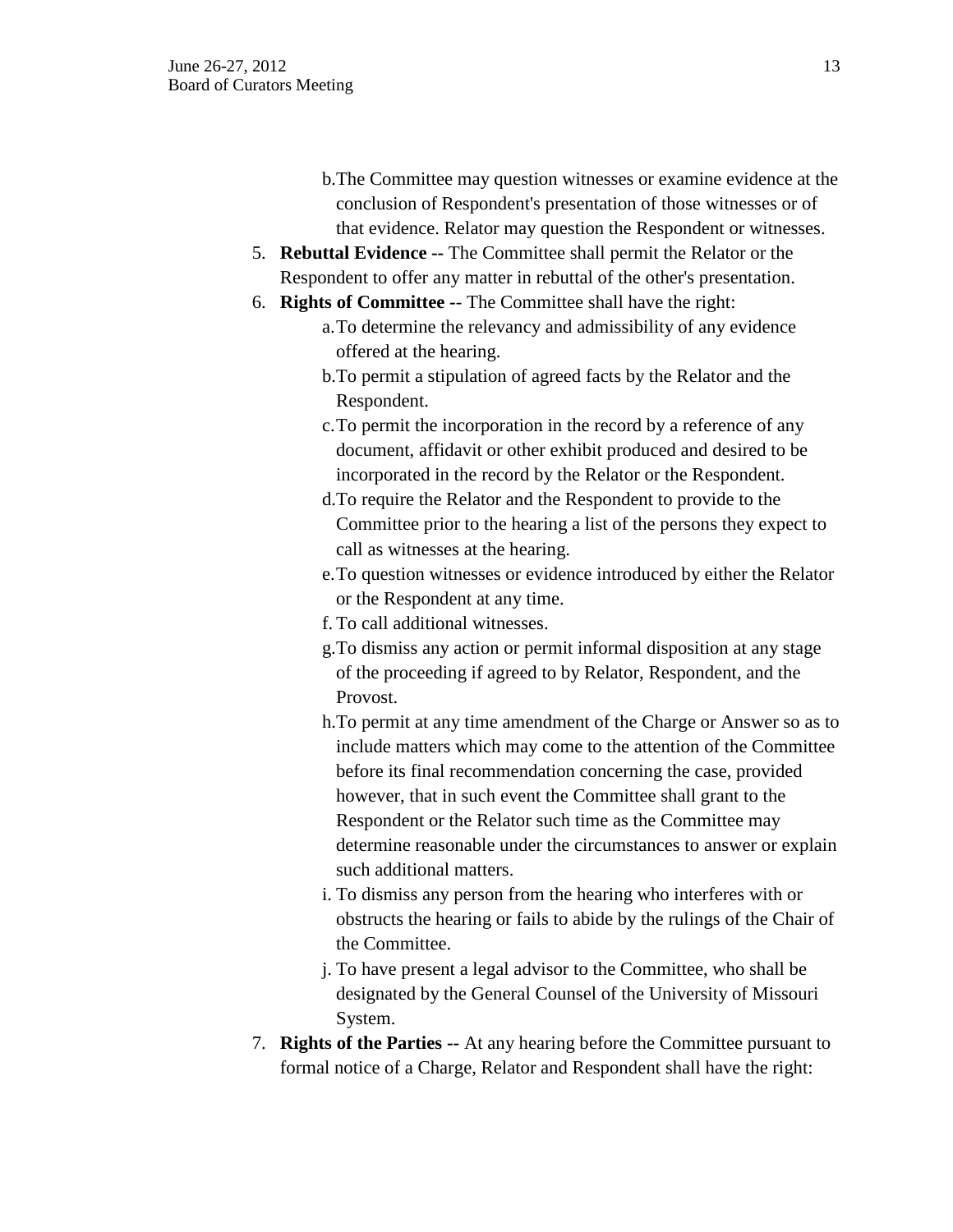b. The Committee may question witnesses or examine evidence at the conclusion of Respondent's presentation of those witnesses or of that evidence. Relator may question the Respondent or witnesses.

5. **Rebuttal Evidence --** The Committee shall permit the Relator or the Respondent to offer any matter in rebuttal of the other's presentation.
6. **Rights of Committee** -- The Committee shall have the right:
   a. To determine the relevancy and admissibility of any evidence offered at the hearing.
   b. To permit a stipulation of agreed facts by the Relator and the Respondent.
   c. To permit the incorporation in the record by a reference of any document, affidavit or other exhibit produced and desired to be incorporated in the record by the Relator or the Respondent.
   d. To require the Relator and the Respondent to provide to the Committee prior to the hearing a list of the persons they expect to call as witnesses at the hearing.
   e. To question witnesses or evidence introduced by either the Relator or the Respondent at any time.
   f. To call additional witnesses.
   g. To dismiss any action or permit informal disposition at any stage of the proceeding if agreed to by Relator, Respondent, and the Provost.
   h. To permit at any time amendment of the Charge or Answer so as to include matters which may come to the attention of the Committee before its final recommendation concerning the case, provided however, that in such event the Committee shall grant to the Respondent or the Relator such time as the Committee may determine reasonable under the circumstances to answer or explain such additional matters.
   i. To dismiss any person from the hearing who interferes with or obstructs the hearing or fails to abide by the rulings of the Chair of the Committee.
   j. To have present a legal advisor to the Committee, who shall be designated by the General Counsel of the University of Missouri System.
7. **Rights of the Parties --** At any hearing before the Committee pursuant to formal notice of a Charge, Relator and Respondent shall have the right: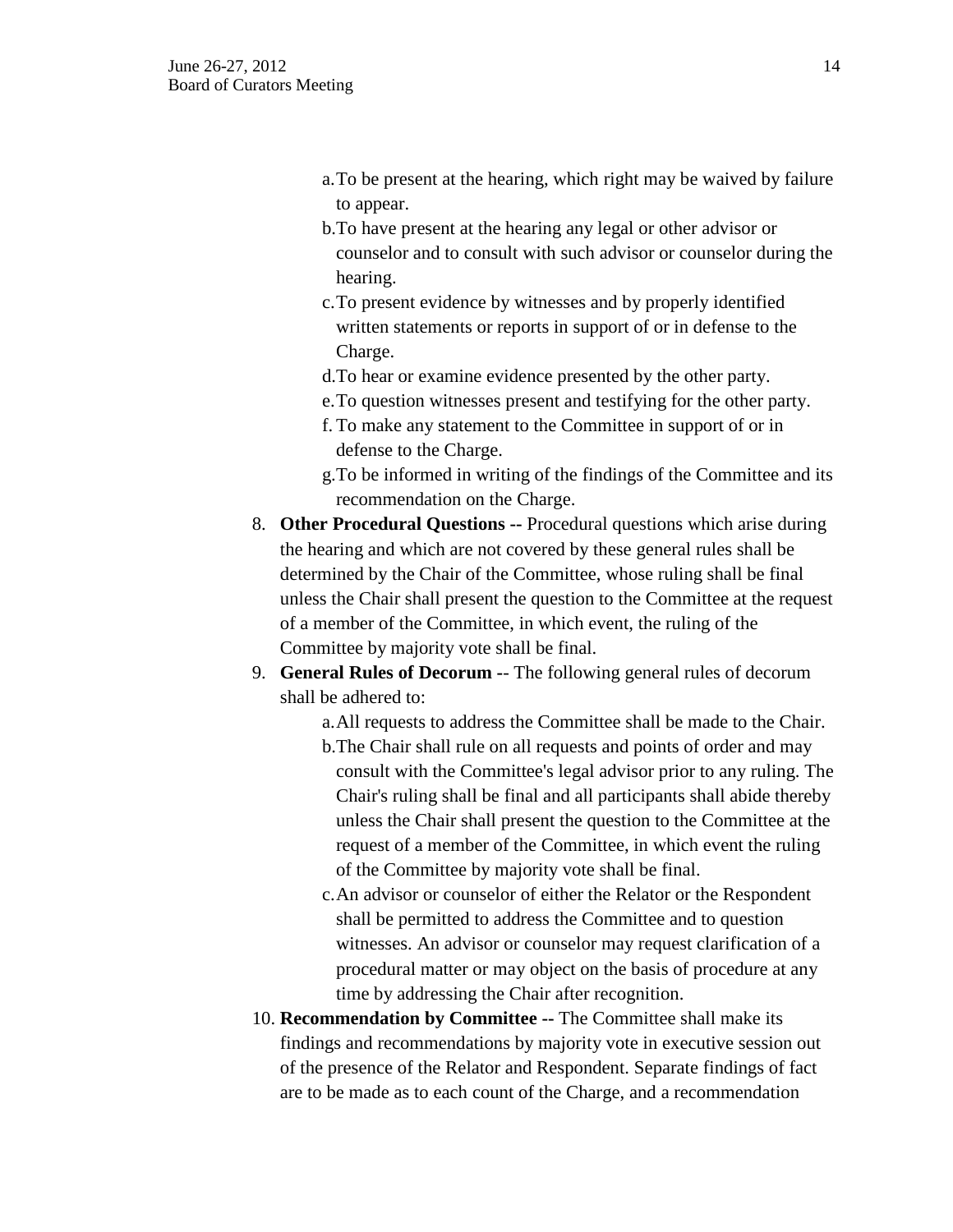a. To be present at the hearing, which right may be waived by failure to appear.
   b. To have present at the hearing any legal or other advisor or counselor and to consult with such advisor or counselor during the hearing.
   c. To present evidence by witnesses and by properly identified written statements or reports in support of or in defense to the Charge.
   d. To hear or examine evidence presented by the other party.
   e. To question witnesses present and testifying for the other party.
   f. To make any statement to the Committee in support of or in defense to the Charge.
   g. To be informed in writing of the findings of the Committee and its recommendation on the Charge.

8. **Other Procedural Questions --** Procedural questions which arise during the hearing and which are not covered by these general rules shall be determined by the Chair of the Committee, whose ruling shall be final unless the Chair shall present the question to the Committee at the request of a member of the Committee, in which event, the ruling of the Committee by majority vote shall be final.
9. **General Rules of Decorum** -- The following general rules of decorum shall be adhered to:
   a. All requests to address the Committee shall be made to the Chair.
   b. The Chair shall rule on all requests and points of order and may consult with the Committee's legal advisor prior to any ruling. The Chair's ruling shall be final and all participants shall abide thereby unless the Chair shall present the question to the Committee at the request of a member of the Committee, in which event the ruling of the Committee by majority vote shall be final.
   c. An advisor or counselor of either the Relator or the Respondent shall be permitted to address the Committee and to question witnesses. An advisor or counselor may request clarification of a procedural matter or may object on the basis of procedure at any time by addressing the Chair after recognition.
10. **Recommendation by Committee --** The Committee shall make its findings and recommendations by majority vote in executive session out of the presence of the Relator and Respondent. Separate findings of fact are to be made as to each count of the Charge, and a recommendation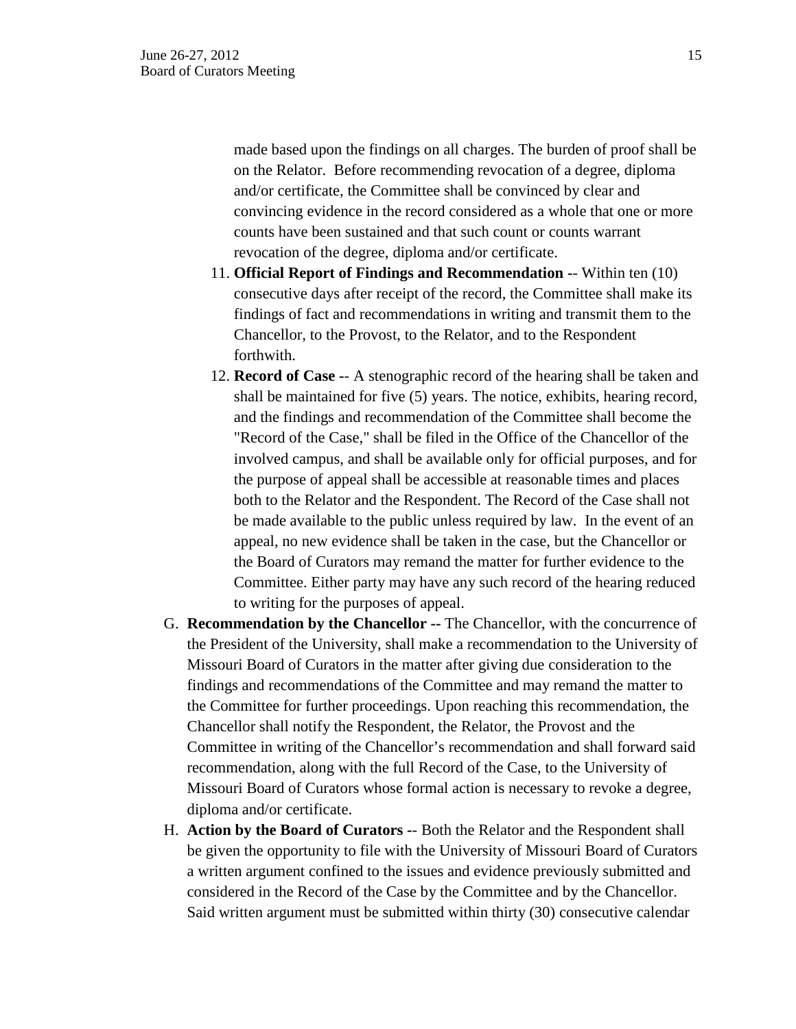made based upon the findings on all charges. The burden of proof shall be on the Relator. Before recommending revocation of a degree, diploma and/or certificate, the Committee shall be convinced by clear and convincing evidence in the record considered as a whole that one or more counts have been sustained and that such count or counts warrant revocation of the degree, diploma and/or certificate.

11. **Official Report of Findings and Recommendation** -- Within ten (10) consecutive days after receipt of the record, the Committee shall make its findings of fact and recommendations in writing and transmit them to the Chancellor, to the Provost, to the Relator, and to the Respondent forthwith.
12. **Record of Case** -- A stenographic record of the hearing shall be taken and shall be maintained for five (5) years. The notice, exhibits, hearing record, and the findings and recommendation of the Committee shall become the "Record of the Case," shall be filed in the Office of the Chancellor of the involved campus, and shall be available only for official purposes, and for the purpose of appeal shall be accessible at reasonable times and places both to the Relator and the Respondent. The Record of the Case shall not be made available to the public unless required by law. In the event of an appeal, no new evidence shall be taken in the case, but the Chancellor or the Board of Curators may remand the matter for further evidence to the Committee. Either party may have any such record of the hearing reduced to writing for the purposes of appeal.

G. **Recommendation by the Chancellor --** The Chancellor, with the concurrence of the President of the University, shall make a recommendation to the University of Missouri Board of Curators in the matter after giving due consideration to the findings and recommendations of the Committee and may remand the matter to the Committee for further proceedings. Upon reaching this recommendation, the Chancellor shall notify the Respondent, the Relator, the Provost and the Committee in writing of the Chancellor's recommendation and shall forward said recommendation, along with the full Record of the Case, to the University of Missouri Board of Curators whose formal action is necessary to revoke a degree, diploma and/or certificate.

H. **Action by the Board of Curators** -- Both the Relator and the Respondent shall be given the opportunity to file with the University of Missouri Board of Curators a written argument confined to the issues and evidence previously submitted and considered in the Record of the Case by the Committee and by the Chancellor. Said written argument must be submitted within thirty (30) consecutive calendar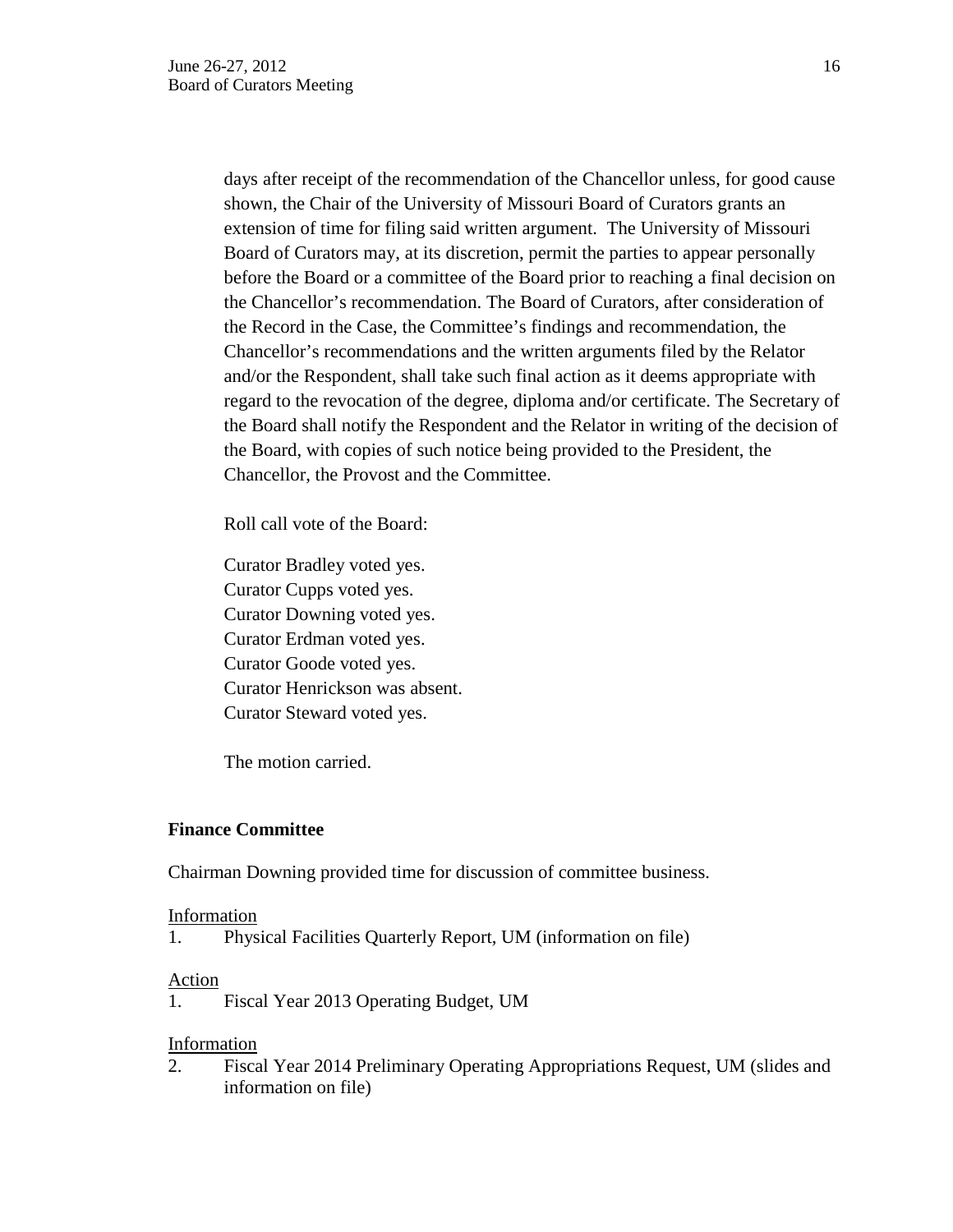days after receipt of the recommendation of the Chancellor unless, for good cause shown, the Chair of the University of Missouri Board of Curators grants an extension of time for filing said written argument. The University of Missouri Board of Curators may, at its discretion, permit the parties to appear personally before the Board or a committee of the Board prior to reaching a final decision on the Chancellor's recommendation. The Board of Curators, after consideration of the Record in the Case, the Committee's findings and recommendation, the Chancellor's recommendations and the written arguments filed by the Relator and/or the Respondent, shall take such final action as it deems appropriate with regard to the revocation of the degree, diploma and/or certificate. The Secretary of the Board shall notify the Respondent and the Relator in writing of the decision of the Board, with copies of such notice being provided to the President, the Chancellor, the Provost and the Committee.

Roll call vote of the Board:

Curator Bradley voted yes.
Curator Cupps voted yes.
Curator Downing voted yes.
Curator Erdman voted yes.
Curator Goode voted yes.
Curator Henrickson was absent.
Curator Steward voted yes.

The motion carried.

**Finance Committee**

Chairman Downing provided time for discussion of committee business.

Information

1. Physical Facilities Quarterly Report, UM (information on file)

Action

1. Fiscal Year 2013 Operating Budget, UM

Information

2. Fiscal Year 2014 Preliminary Operating Appropriations Request, UM (slides and information on file)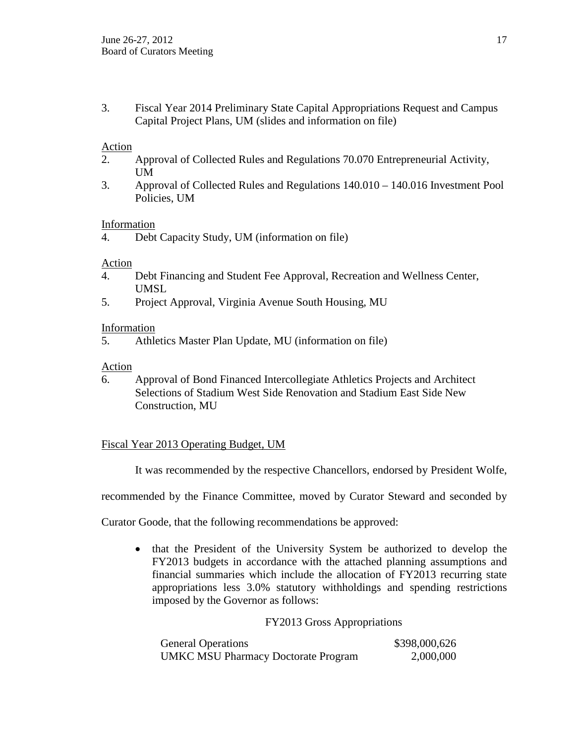3. Fiscal Year 2014 Preliminary State Capital Appropriations Request and Campus Capital Project Plans, UM (slides and information on file)

<u>Action</u>

2. Approval of Collected Rules and Regulations 70.070 Entrepreneurial Activity, UM
3. Approval of Collected Rules and Regulations 140.010 – 140.016 Investment Pool Policies, UM

<u>Information</u>

4. Debt Capacity Study, UM (information on file)

<u>Action</u>

4. Debt Financing and Student Fee Approval, Recreation and Wellness Center, UMSL
5. Project Approval, Virginia Avenue South Housing, MU

<u>Information</u>

5. Athletics Master Plan Update, MU (information on file)

<u>Action</u>

6. Approval of Bond Financed Intercollegiate Athletics Projects and Architect Selections of Stadium West Side Renovation and Stadium East Side New Construction, MU

<u>Fiscal Year 2013 Operating Budget, UM</u>

It was recommended by the respective Chancellors, endorsed by President Wolfe, recommended by the Finance Committee, moved by Curator Steward and seconded by Curator Goode, that the following recommendations be approved:

- that the President of the University System be authorized to develop the FY2013 budgets in accordance with the attached planning assumptions and financial summaries which include the allocation of FY2013 recurring state appropriations less 3.0% statutory withholdings and spending restrictions imposed by the Governor as follows:

FY2013 Gross Appropriations

| | |
|---|---:|
| General Operations | \$398,000,626 |
| UMKC MSU Pharmacy Doctorate Program | 2,000,000 |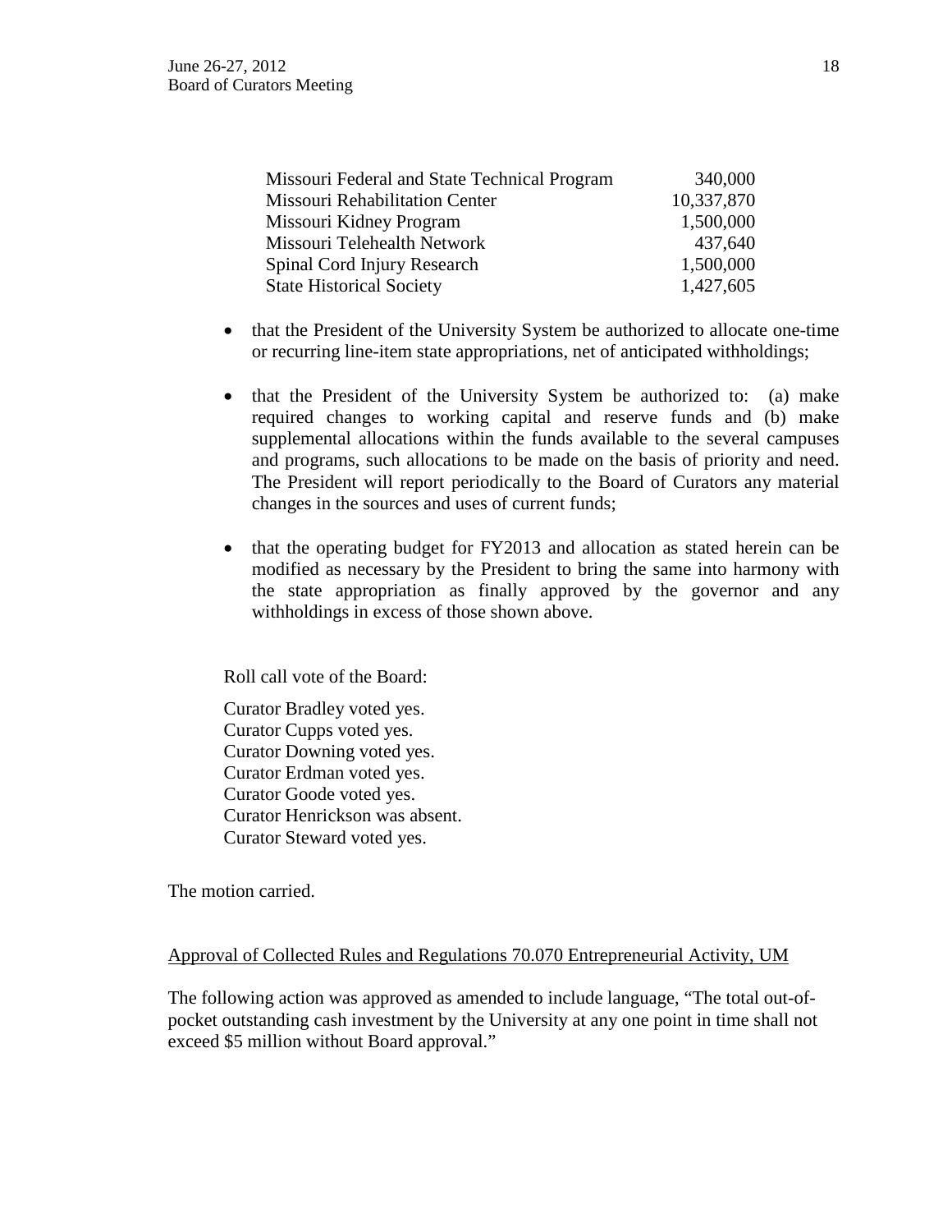| | |
|---|---|
| Missouri Federal and State Technical Program | 340,000 |
| Missouri Rehabilitation Center | 10,337,870 |
| Missouri Kidney Program | 1,500,000 |
| Missouri Telehealth Network | 437,640 |
| Spinal Cord Injury Research | 1,500,000 |
| State Historical Society | 1,427,605 |

- that the President of the University System be authorized to allocate one-time or recurring line-item state appropriations, net of anticipated withholdings;
- that the President of the University System be authorized to: (a) make required changes to working capital and reserve funds and (b) make supplemental allocations within the funds available to the several campuses and programs, such allocations to be made on the basis of priority and need. The President will report periodically to the Board of Curators any material changes in the sources and uses of current funds;
- that the operating budget for FY2013 and allocation as stated herein can be modified as necessary by the President to bring the same into harmony with the state appropriation as finally approved by the governor and any withholdings in excess of those shown above.

Roll call vote of the Board:

Curator Bradley voted yes.
Curator Cupps voted yes.
Curator Downing voted yes.
Curator Erdman voted yes.
Curator Goode voted yes.
Curator Henrickson was absent.
Curator Steward voted yes.

The motion carried.

Approval of Collected Rules and Regulations 70.070 Entrepreneurial Activity, UM

The following action was approved as amended to include language, "The total out-of-pocket outstanding cash investment by the University at any one point in time shall not exceed $5 million without Board approval."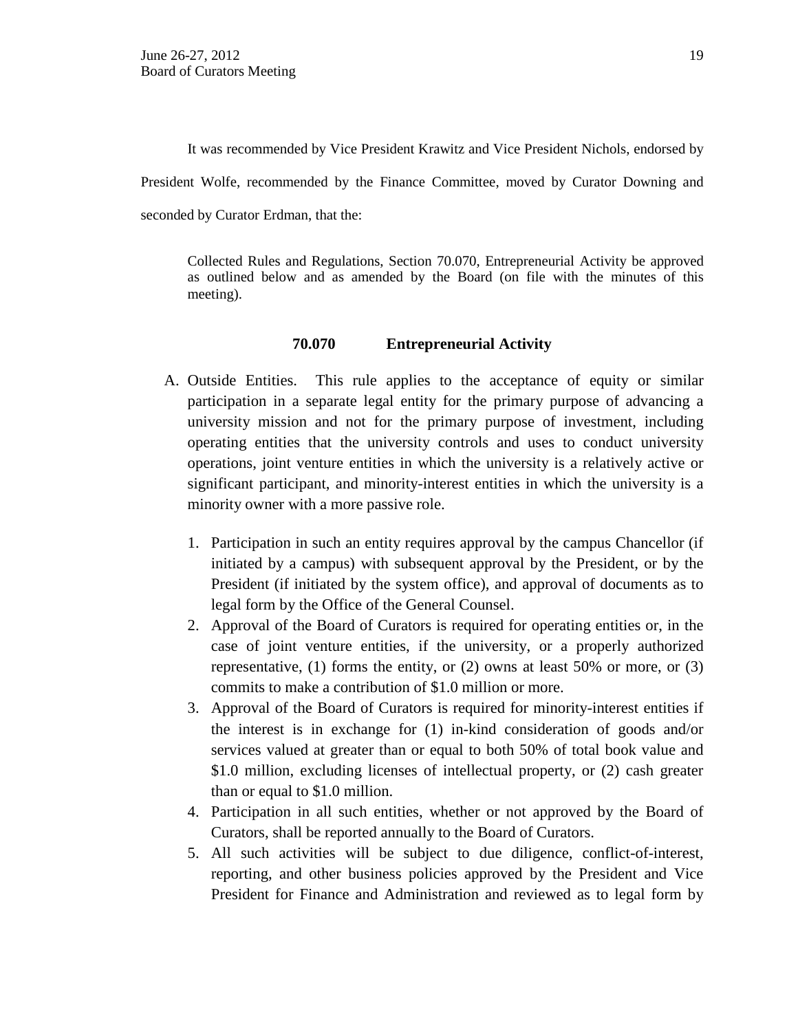It was recommended by Vice President Krawitz and Vice President Nichols, endorsed by President Wolfe, recommended by the Finance Committee, moved by Curator Downing and seconded by Curator Erdman, that the:

> Collected Rules and Regulations, Section 70.070, Entrepreneurial Activity be approved as outlined below and as amended by the Board (on file with the minutes of this meeting).

**70.070 Entrepreneurial Activity**

A. Outside Entities. This rule applies to the acceptance of equity or similar participation in a separate legal entity for the primary purpose of advancing a university mission and not for the primary purpose of investment, including operating entities that the university controls and uses to conduct university operations, joint venture entities in which the university is a relatively active or significant participant, and minority-interest entities in which the university is a minority owner with a more passive role.

   1. Participation in such an entity requires approval by the campus Chancellor (if initiated by a campus) with subsequent approval by the President, or by the President (if initiated by the system office), and approval of documents as to legal form by the Office of the General Counsel.
   2. Approval of the Board of Curators is required for operating entities or, in the case of joint venture entities, if the university, or a properly authorized representative, (1) forms the entity, or (2) owns at least 50% or more, or (3) commits to make a contribution of $1.0 million or more.
   3. Approval of the Board of Curators is required for minority-interest entities if the interest is in exchange for (1) in-kind consideration of goods and/or services valued at greater than or equal to both 50% of total book value and $1.0 million, excluding licenses of intellectual property, or (2) cash greater than or equal to $1.0 million.
   4. Participation in all such entities, whether or not approved by the Board of Curators, shall be reported annually to the Board of Curators.
   5. All such activities will be subject to due diligence, conflict-of-interest, reporting, and other business policies approved by the President and Vice President for Finance and Administration and reviewed as to legal form by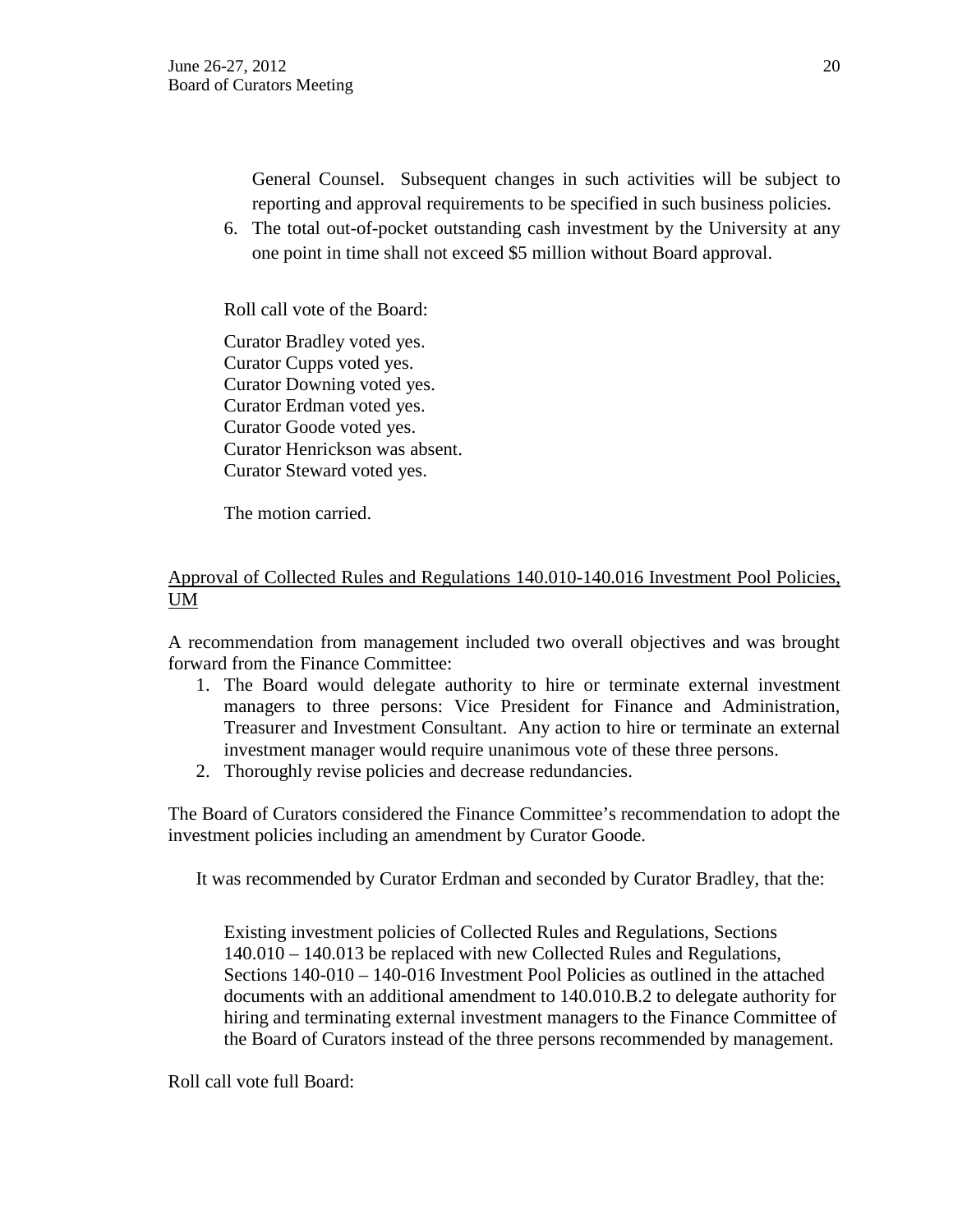General Counsel. Subsequent changes in such activities will be subject to reporting and approval requirements to be specified in such business policies.

6. The total out-of-pocket outstanding cash investment by the University at any one point in time shall not exceed $5 million without Board approval.

Roll call vote of the Board:

Curator Bradley voted yes.
Curator Cupps voted yes.
Curator Downing voted yes.
Curator Erdman voted yes.
Curator Goode voted yes.
Curator Henrickson was absent.
Curator Steward voted yes.

The motion carried.

Approval of Collected Rules and Regulations 140.010-140.016 Investment Pool Policies, UM

A recommendation from management included two overall objectives and was brought forward from the Finance Committee:

1. The Board would delegate authority to hire or terminate external investment managers to three persons: Vice President for Finance and Administration, Treasurer and Investment Consultant. Any action to hire or terminate an external investment manager would require unanimous vote of these three persons.
2. Thoroughly revise policies and decrease redundancies.

The Board of Curators considered the Finance Committee's recommendation to adopt the investment policies including an amendment by Curator Goode.

It was recommended by Curator Erdman and seconded by Curator Bradley, that the:

> Existing investment policies of Collected Rules and Regulations, Sections 140.010 – 140.013 be replaced with new Collected Rules and Regulations, Sections 140-010 – 140-016 Investment Pool Policies as outlined in the attached documents with an additional amendment to 140.010.B.2 to delegate authority for hiring and terminating external investment managers to the Finance Committee of the Board of Curators instead of the three persons recommended by management.

Roll call vote full Board: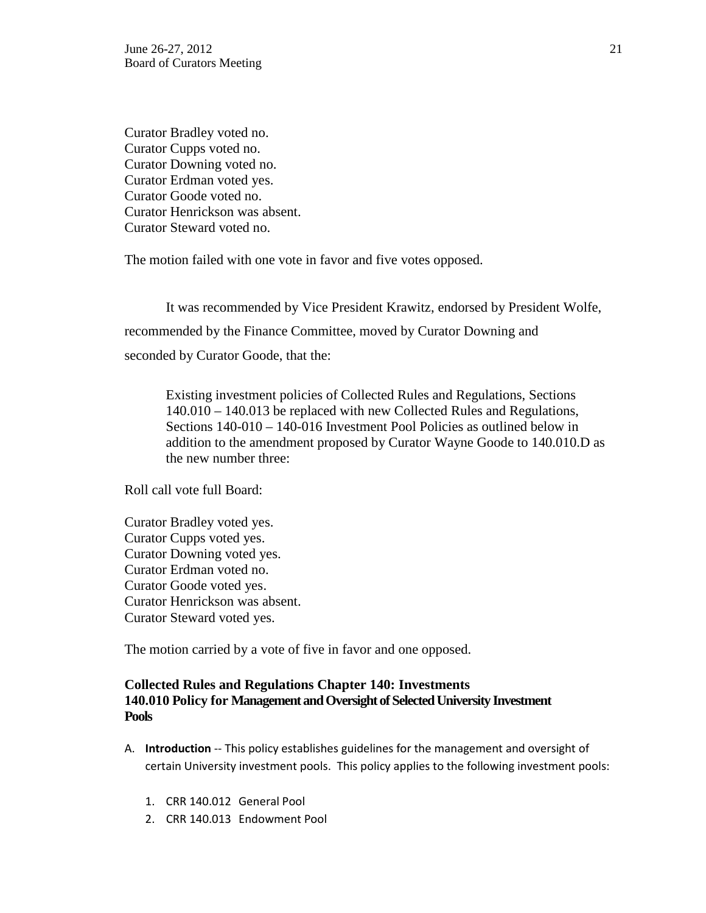Curator Bradley voted no.
Curator Cupps voted no.
Curator Downing voted no.
Curator Erdman voted yes.
Curator Goode voted no.
Curator Henrickson was absent.
Curator Steward voted no.

The motion failed with one vote in favor and five votes opposed.

It was recommended by Vice President Krawitz, endorsed by President Wolfe, recommended by the Finance Committee, moved by Curator Downing and seconded by Curator Goode, that the:

> Existing investment policies of Collected Rules and Regulations, Sections 140.010 – 140.013 be replaced with new Collected Rules and Regulations, Sections 140-010 – 140-016 Investment Pool Policies as outlined below in addition to the amendment proposed by Curator Wayne Goode to 140.010.D as the new number three:

Roll call vote full Board:

Curator Bradley voted yes.
Curator Cupps voted yes.
Curator Downing voted yes.
Curator Erdman voted no.
Curator Goode voted yes.
Curator Henrickson was absent.
Curator Steward voted yes.

The motion carried by a vote of five in favor and one opposed.

**Collected Rules and Regulations Chapter 140: Investments**
**140.010 Policy for Management and Oversight of Selected University Investment Pools**

A. **Introduction** -- This policy establishes guidelines for the management and oversight of certain University investment pools. This policy applies to the following investment pools:

   1. CRR 140.012 General Pool
   2. CRR 140.013 Endowment Pool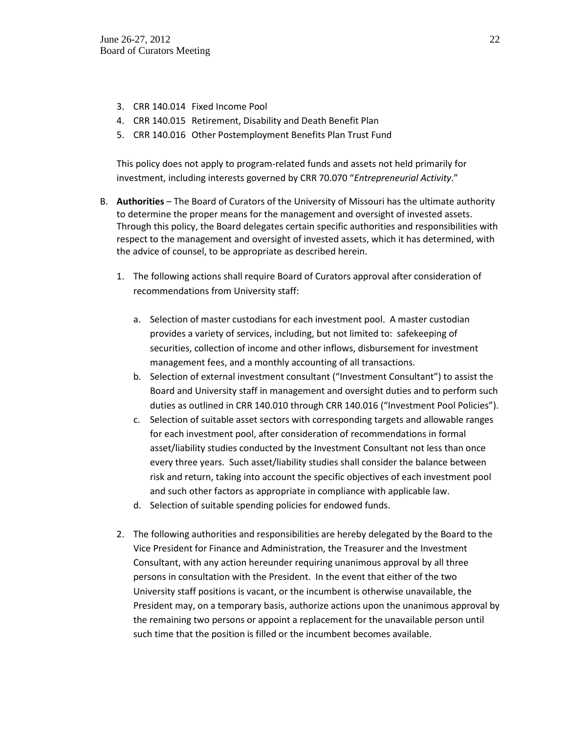3. CRR 140.014 Fixed Income Pool
4. CRR 140.015 Retirement, Disability and Death Benefit Plan
5. CRR 140.016 Other Postemployment Benefits Plan Trust Fund

This policy does not apply to program-related funds and assets not held primarily for investment, including interests governed by CRR 70.070 "*Entrepreneurial Activity*."

B. **Authorities** – The Board of Curators of the University of Missouri has the ultimate authority to determine the proper means for the management and oversight of invested assets. Through this policy, the Board delegates certain specific authorities and responsibilities with respect to the management and oversight of invested assets, which it has determined, with the advice of counsel, to be appropriate as described herein.

   1. The following actions shall require Board of Curators approval after consideration of recommendations from University staff:

      a. Selection of master custodians for each investment pool. A master custodian provides a variety of services, including, but not limited to: safekeeping of securities, collection of income and other inflows, disbursement for investment management fees, and a monthly accounting of all transactions.
      b. Selection of external investment consultant ("Investment Consultant") to assist the Board and University staff in management and oversight duties and to perform such duties as outlined in CRR 140.010 through CRR 140.016 ("Investment Pool Policies").
      c. Selection of suitable asset sectors with corresponding targets and allowable ranges for each investment pool, after consideration of recommendations in formal asset/liability studies conducted by the Investment Consultant not less than once every three years. Such asset/liability studies shall consider the balance between risk and return, taking into account the specific objectives of each investment pool and such other factors as appropriate in compliance with applicable law.
      d. Selection of suitable spending policies for endowed funds.

   2. The following authorities and responsibilities are hereby delegated by the Board to the Vice President for Finance and Administration, the Treasurer and the Investment Consultant, with any action hereunder requiring unanimous approval by all three persons in consultation with the President. In the event that either of the two University staff positions is vacant, or the incumbent is otherwise unavailable, the President may, on a temporary basis, authorize actions upon the unanimous approval by the remaining two persons or appoint a replacement for the unavailable person until such time that the position is filled or the incumbent becomes available.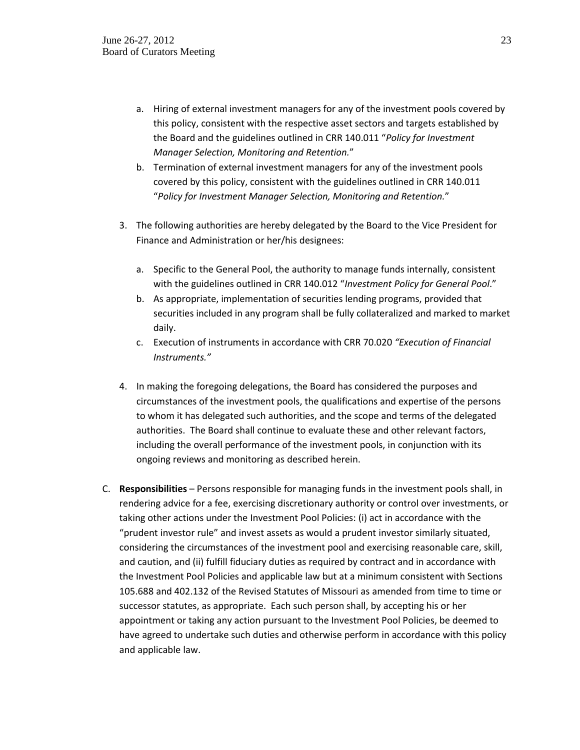a. Hiring of external investment managers for any of the investment pools covered by this policy, consistent with the respective asset sectors and targets established by the Board and the guidelines outlined in CRR 140.011 "*Policy for Investment Manager Selection, Monitoring and Retention.*"
b. Termination of external investment managers for any of the investment pools covered by this policy, consistent with the guidelines outlined in CRR 140.011 "*Policy for Investment Manager Selection, Monitoring and Retention.*"

3. The following authorities are hereby delegated by the Board to the Vice President for Finance and Administration or her/his designees:

   a. Specific to the General Pool, the authority to manage funds internally, consistent with the guidelines outlined in CRR 140.012 "*Investment Policy for General Pool*."
   b. As appropriate, implementation of securities lending programs, provided that securities included in any program shall be fully collateralized and marked to market daily.
   c. Execution of instruments in accordance with CRR 70.020 *"Execution of Financial Instruments."*

4. In making the foregoing delegations, the Board has considered the purposes and circumstances of the investment pools, the qualifications and expertise of the persons to whom it has delegated such authorities, and the scope and terms of the delegated authorities. The Board shall continue to evaluate these and other relevant factors, including the overall performance of the investment pools, in conjunction with its ongoing reviews and monitoring as described herein.

C. **Responsibilities** – Persons responsible for managing funds in the investment pools shall, in rendering advice for a fee, exercising discretionary authority or control over investments, or taking other actions under the Investment Pool Policies: (i) act in accordance with the "prudent investor rule" and invest assets as would a prudent investor similarly situated, considering the circumstances of the investment pool and exercising reasonable care, skill, and caution, and (ii) fulfill fiduciary duties as required by contract and in accordance with the Investment Pool Policies and applicable law but at a minimum consistent with Sections 105.688 and 402.132 of the Revised Statutes of Missouri as amended from time to time or successor statutes, as appropriate. Each such person shall, by accepting his or her appointment or taking any action pursuant to the Investment Pool Policies, be deemed to have agreed to undertake such duties and otherwise perform in accordance with this policy and applicable law.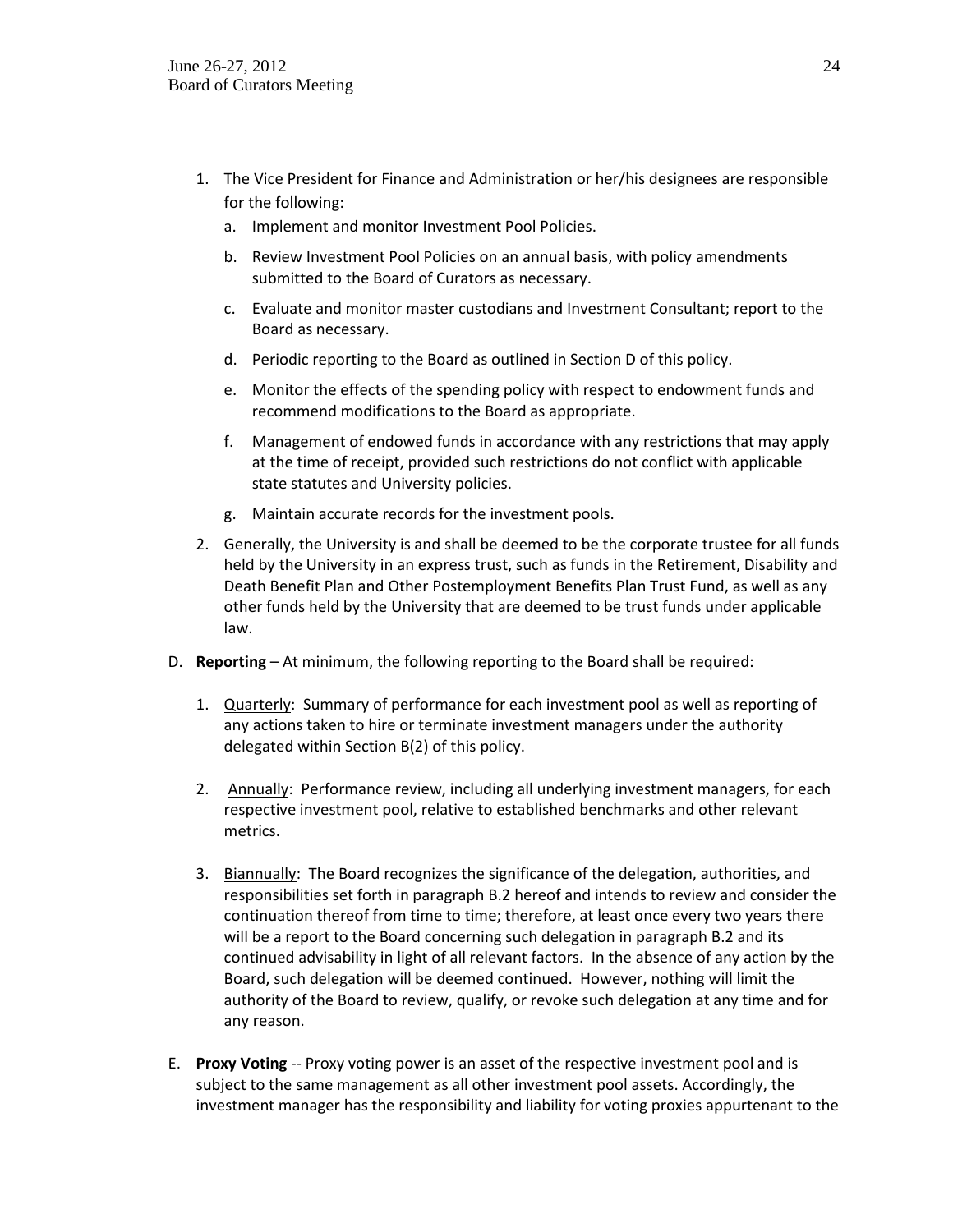1. The Vice President for Finance and Administration or her/his designees are responsible for the following:
   a. Implement and monitor Investment Pool Policies.
   b. Review Investment Pool Policies on an annual basis, with policy amendments submitted to the Board of Curators as necessary.
   c. Evaluate and monitor master custodians and Investment Consultant; report to the Board as necessary.
   d. Periodic reporting to the Board as outlined in Section D of this policy.
   e. Monitor the effects of the spending policy with respect to endowment funds and recommend modifications to the Board as appropriate.
   f. Management of endowed funds in accordance with any restrictions that may apply at the time of receipt, provided such restrictions do not conflict with applicable state statutes and University policies.
   g. Maintain accurate records for the investment pools.
2. Generally, the University is and shall be deemed to be the corporate trustee for all funds held by the University in an express trust, such as funds in the Retirement, Disability and Death Benefit Plan and Other Postemployment Benefits Plan Trust Fund, as well as any other funds held by the University that are deemed to be trust funds under applicable law.

D. **Reporting** – At minimum, the following reporting to the Board shall be required:

1. Quarterly: Summary of performance for each investment pool as well as reporting of any actions taken to hire or terminate investment managers under the authority delegated within Section B(2) of this policy.
2. Annually: Performance review, including all underlying investment managers, for each respective investment pool, relative to established benchmarks and other relevant metrics.
3. Biannually: The Board recognizes the significance of the delegation, authorities, and responsibilities set forth in paragraph B.2 hereof and intends to review and consider the continuation thereof from time to time; therefore, at least once every two years there will be a report to the Board concerning such delegation in paragraph B.2 and its continued advisability in light of all relevant factors. In the absence of any action by the Board, such delegation will be deemed continued. However, nothing will limit the authority of the Board to review, qualify, or revoke such delegation at any time and for any reason.

E. **Proxy Voting** -- Proxy voting power is an asset of the respective investment pool and is subject to the same management as all other investment pool assets. Accordingly, the investment manager has the responsibility and liability for voting proxies appurtenant to the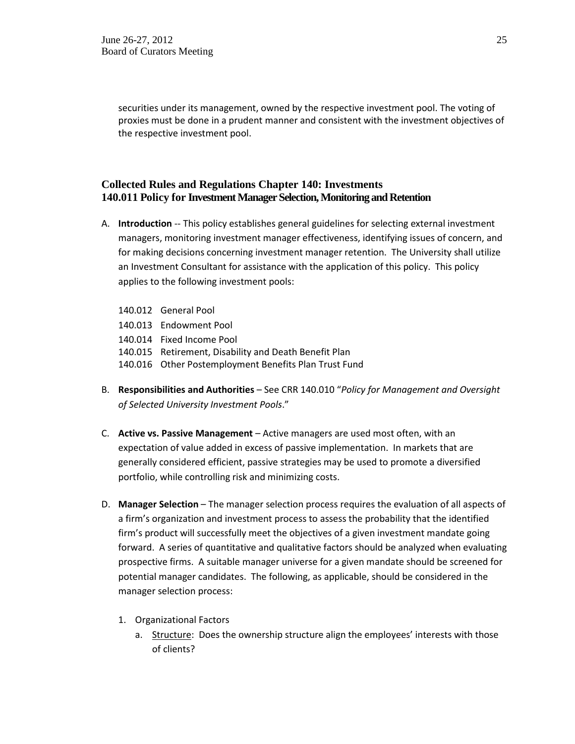securities under its management, owned by the respective investment pool. The voting of proxies must be done in a prudent manner and consistent with the investment objectives of the respective investment pool.

## Collected Rules and Regulations Chapter 140: Investments
## 140.011 Policy for Investment Manager Selection, Monitoring and Retention

A. **Introduction** -- This policy establishes general guidelines for selecting external investment managers, monitoring investment manager effectiveness, identifying issues of concern, and for making decisions concerning investment manager retention. The University shall utilize an Investment Consultant for assistance with the application of this policy. This policy applies to the following investment pools:

   140.012 General Pool
   140.013 Endowment Pool
   140.014 Fixed Income Pool
   140.015 Retirement, Disability and Death Benefit Plan
   140.016 Other Postemployment Benefits Plan Trust Fund

B. **Responsibilities and Authorities** – See CRR 140.010 "*Policy for Management and Oversight of Selected University Investment Pools*."

C. **Active vs. Passive Management** – Active managers are used most often, with an expectation of value added in excess of passive implementation. In markets that are generally considered efficient, passive strategies may be used to promote a diversified portfolio, while controlling risk and minimizing costs.

D. **Manager Selection** – The manager selection process requires the evaluation of all aspects of a firm's organization and investment process to assess the probability that the identified firm's product will successfully meet the objectives of a given investment mandate going forward. A series of quantitative and qualitative factors should be analyzed when evaluating prospective firms. A suitable manager universe for a given mandate should be screened for potential manager candidates. The following, as applicable, should be considered in the manager selection process:

   1. Organizational Factors
      a. Structure: Does the ownership structure align the employees' interests with those of clients?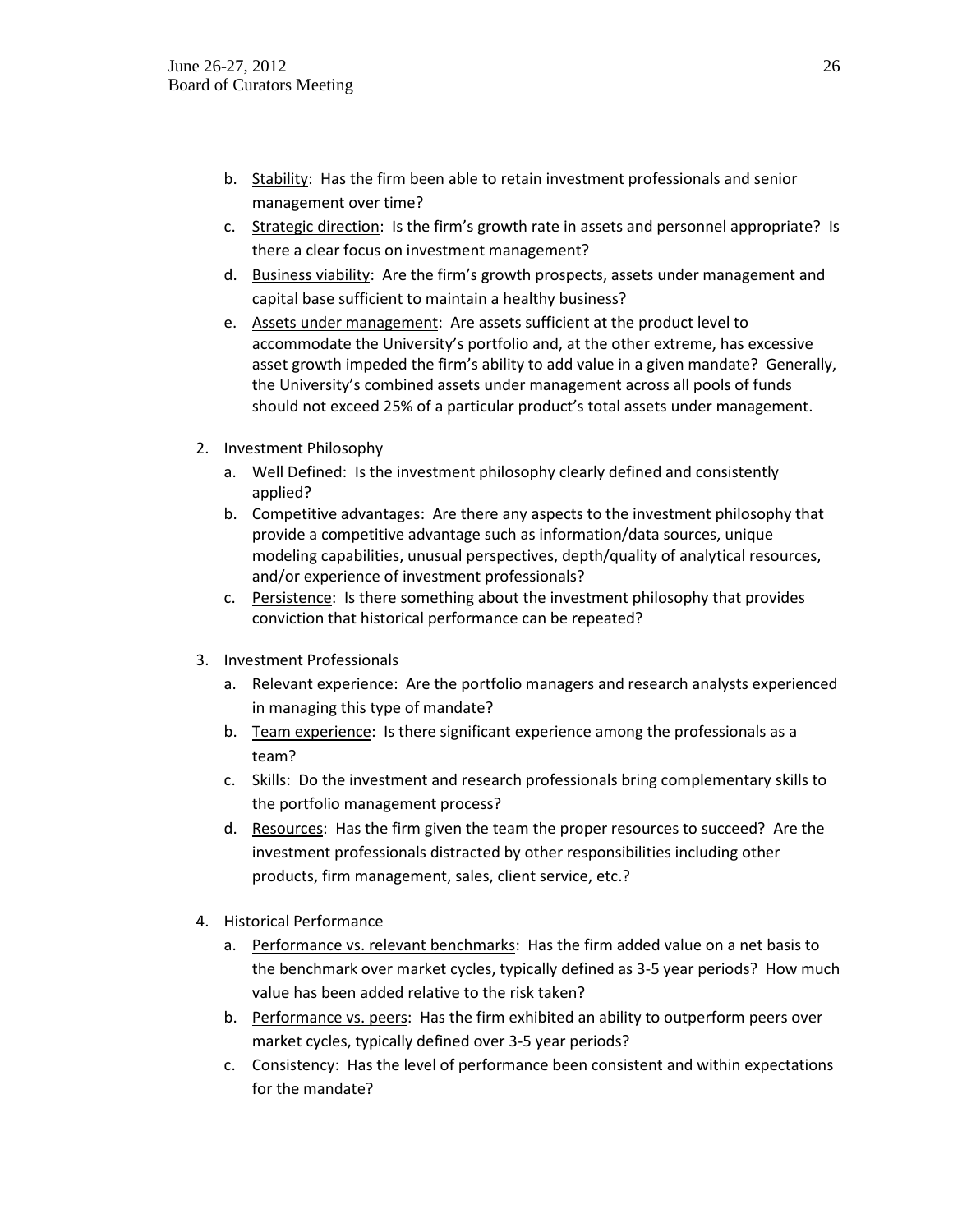b. Stability: Has the firm been able to retain investment professionals and senior management over time?
c. Strategic direction: Is the firm's growth rate in assets and personnel appropriate? Is there a clear focus on investment management?
d. Business viability: Are the firm's growth prospects, assets under management and capital base sufficient to maintain a healthy business?
e. Assets under management: Are assets sufficient at the product level to accommodate the University's portfolio and, at the other extreme, has excessive asset growth impeded the firm's ability to add value in a given mandate? Generally, the University's combined assets under management across all pools of funds should not exceed 25% of a particular product's total assets under management.

2. Investment Philosophy
   a. Well Defined: Is the investment philosophy clearly defined and consistently applied?
   b. Competitive advantages: Are there any aspects to the investment philosophy that provide a competitive advantage such as information/data sources, unique modeling capabilities, unusual perspectives, depth/quality of analytical resources, and/or experience of investment professionals?
   c. Persistence: Is there something about the investment philosophy that provides conviction that historical performance can be repeated?

3. Investment Professionals
   a. Relevant experience: Are the portfolio managers and research analysts experienced in managing this type of mandate?
   b. Team experience: Is there significant experience among the professionals as a team?
   c. Skills: Do the investment and research professionals bring complementary skills to the portfolio management process?
   d. Resources: Has the firm given the team the proper resources to succeed? Are the investment professionals distracted by other responsibilities including other products, firm management, sales, client service, etc.?

4. Historical Performance
   a. Performance vs. relevant benchmarks: Has the firm added value on a net basis to the benchmark over market cycles, typically defined as 3-5 year periods? How much value has been added relative to the risk taken?
   b. Performance vs. peers: Has the firm exhibited an ability to outperform peers over market cycles, typically defined over 3-5 year periods?
   c. Consistency: Has the level of performance been consistent and within expectations for the mandate?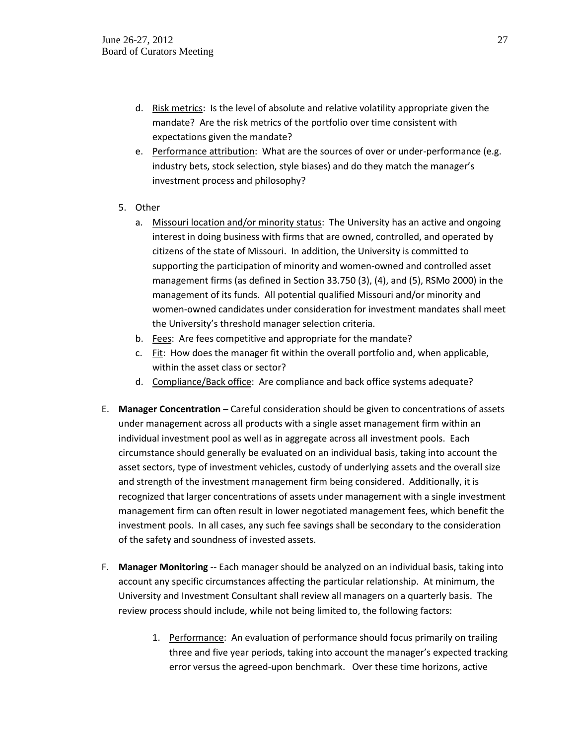d. Risk metrics: Is the level of absolute and relative volatility appropriate given the mandate? Are the risk metrics of the portfolio over time consistent with expectations given the mandate?

e. Performance attribution: What are the sources of over or under-performance (e.g. industry bets, stock selection, style biases) and do they match the manager's investment process and philosophy?

5. Other

   a. Missouri location and/or minority status: The University has an active and ongoing interest in doing business with firms that are owned, controlled, and operated by citizens of the state of Missouri. In addition, the University is committed to supporting the participation of minority and women-owned and controlled asset management firms (as defined in Section 33.750 (3), (4), and (5), RSMo 2000) in the management of its funds. All potential qualified Missouri and/or minority and women-owned candidates under consideration for investment mandates shall meet the University's threshold manager selection criteria.

   b. Fees: Are fees competitive and appropriate for the mandate?

   c. Fit: How does the manager fit within the overall portfolio and, when applicable, within the asset class or sector?

   d. Compliance/Back office: Are compliance and back office systems adequate?

E. **Manager Concentration** – Careful consideration should be given to concentrations of assets under management across all products with a single asset management firm within an individual investment pool as well as in aggregate across all investment pools. Each circumstance should generally be evaluated on an individual basis, taking into account the asset sectors, type of investment vehicles, custody of underlying assets and the overall size and strength of the investment management firm being considered. Additionally, it is recognized that larger concentrations of assets under management with a single investment management firm can often result in lower negotiated management fees, which benefit the investment pools. In all cases, any such fee savings shall be secondary to the consideration of the safety and soundness of invested assets.

F. **Manager Monitoring** -- Each manager should be analyzed on an individual basis, taking into account any specific circumstances affecting the particular relationship. At minimum, the University and Investment Consultant shall review all managers on a quarterly basis. The review process should include, while not being limited to, the following factors:

   1. Performance: An evaluation of performance should focus primarily on trailing three and five year periods, taking into account the manager's expected tracking error versus the agreed-upon benchmark. Over these time horizons, active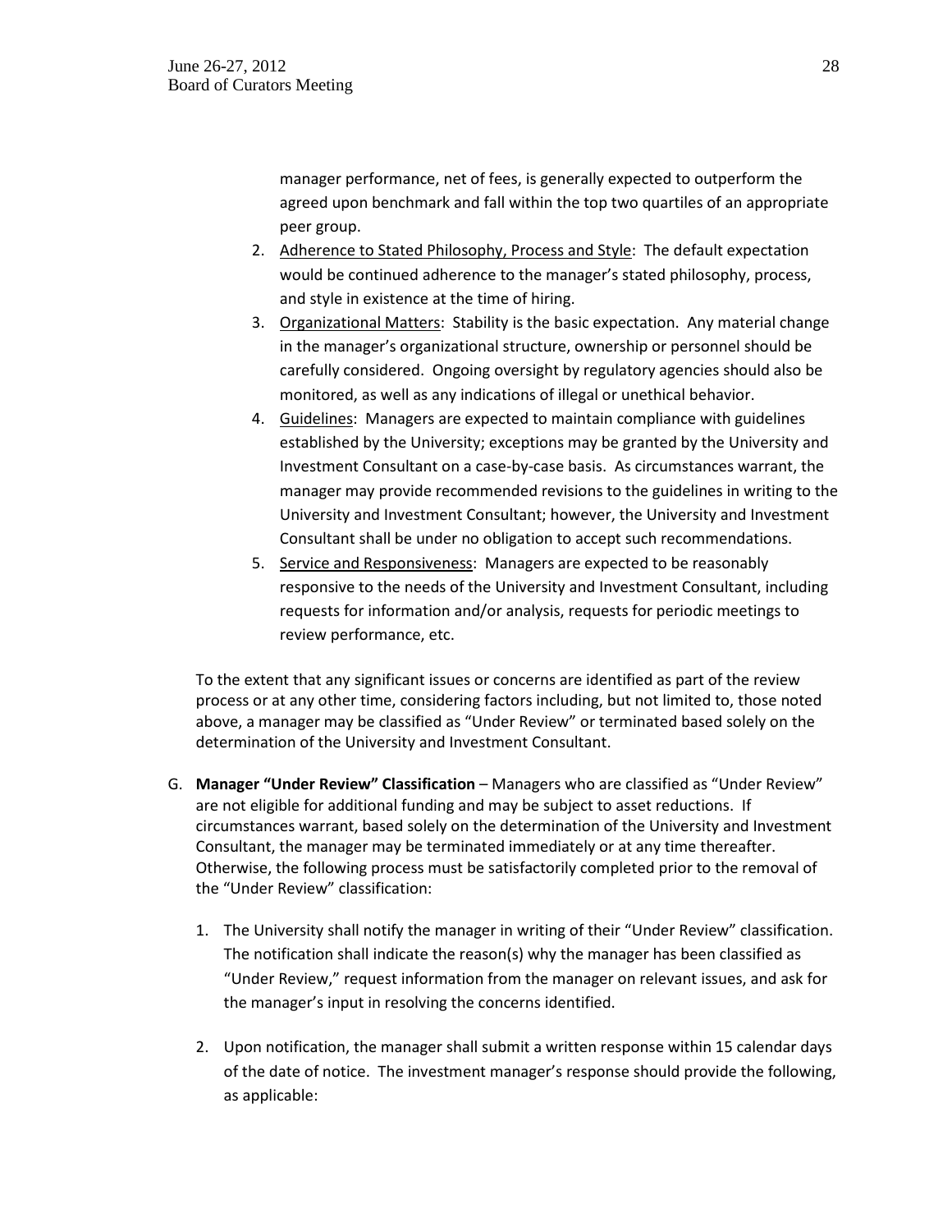manager performance, net of fees, is generally expected to outperform the agreed upon benchmark and fall within the top two quartiles of an appropriate peer group.

2. Adherence to Stated Philosophy, Process and Style: The default expectation would be continued adherence to the manager's stated philosophy, process, and style in existence at the time of hiring.
3. Organizational Matters: Stability is the basic expectation. Any material change in the manager's organizational structure, ownership or personnel should be carefully considered. Ongoing oversight by regulatory agencies should also be monitored, as well as any indications of illegal or unethical behavior.
4. Guidelines: Managers are expected to maintain compliance with guidelines established by the University; exceptions may be granted by the University and Investment Consultant on a case-by-case basis. As circumstances warrant, the manager may provide recommended revisions to the guidelines in writing to the University and Investment Consultant; however, the University and Investment Consultant shall be under no obligation to accept such recommendations.
5. Service and Responsiveness: Managers are expected to be reasonably responsive to the needs of the University and Investment Consultant, including requests for information and/or analysis, requests for periodic meetings to review performance, etc.

To the extent that any significant issues or concerns are identified as part of the review process or at any other time, considering factors including, but not limited to, those noted above, a manager may be classified as "Under Review" or terminated based solely on the determination of the University and Investment Consultant.

G. **Manager "Under Review" Classification** – Managers who are classified as "Under Review" are not eligible for additional funding and may be subject to asset reductions. If circumstances warrant, based solely on the determination of the University and Investment Consultant, the manager may be terminated immediately or at any time thereafter. Otherwise, the following process must be satisfactorily completed prior to the removal of the "Under Review" classification:

   1. The University shall notify the manager in writing of their "Under Review" classification. The notification shall indicate the reason(s) why the manager has been classified as "Under Review," request information from the manager on relevant issues, and ask for the manager's input in resolving the concerns identified.

   2. Upon notification, the manager shall submit a written response within 15 calendar days of the date of notice. The investment manager's response should provide the following, as applicable: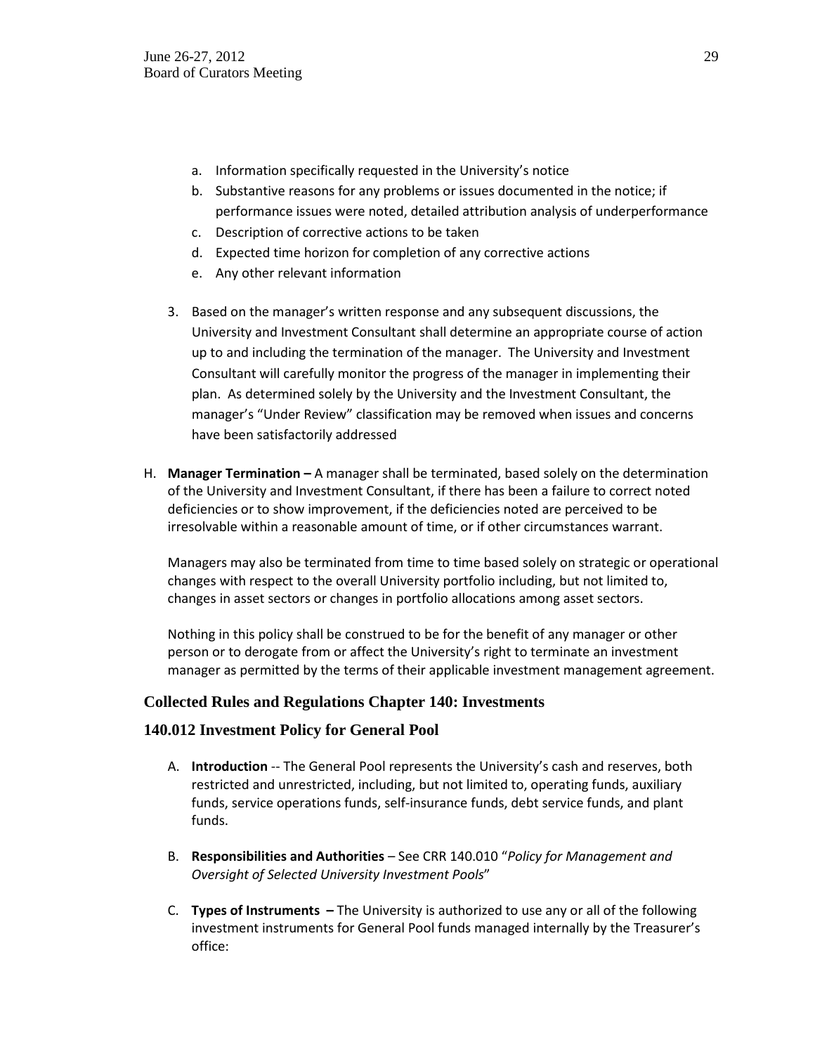a. Information specifically requested in the University's notice
b. Substantive reasons for any problems or issues documented in the notice; if performance issues were noted, detailed attribution analysis of underperformance
c. Description of corrective actions to be taken
d. Expected time horizon for completion of any corrective actions
e. Any other relevant information

3. Based on the manager's written response and any subsequent discussions, the University and Investment Consultant shall determine an appropriate course of action up to and including the termination of the manager. The University and Investment Consultant will carefully monitor the progress of the manager in implementing their plan. As determined solely by the University and the Investment Consultant, the manager's "Under Review" classification may be removed when issues and concerns have been satisfactorily addressed

H. **Manager Termination –** A manager shall be terminated, based solely on the determination of the University and Investment Consultant, if there has been a failure to correct noted deficiencies or to show improvement, if the deficiencies noted are perceived to be irresolvable within a reasonable amount of time, or if other circumstances warrant.

   Managers may also be terminated from time to time based solely on strategic or operational changes with respect to the overall University portfolio including, but not limited to, changes in asset sectors or changes in portfolio allocations among asset sectors.

   Nothing in this policy shall be construed to be for the benefit of any manager or other person or to derogate from or affect the University's right to terminate an investment manager as permitted by the terms of their applicable investment management agreement.

### Collected Rules and Regulations Chapter 140: Investments

### 140.012 Investment Policy for General Pool

A. **Introduction** -- The General Pool represents the University's cash and reserves, both restricted and unrestricted, including, but not limited to, operating funds, auxiliary funds, service operations funds, self-insurance funds, debt service funds, and plant funds.

B. **Responsibilities and Authorities** – See CRR 140.010 "*Policy for Management and Oversight of Selected University Investment Pools*"

C. **Types of Instruments –** The University is authorized to use any or all of the following investment instruments for General Pool funds managed internally by the Treasurer's office: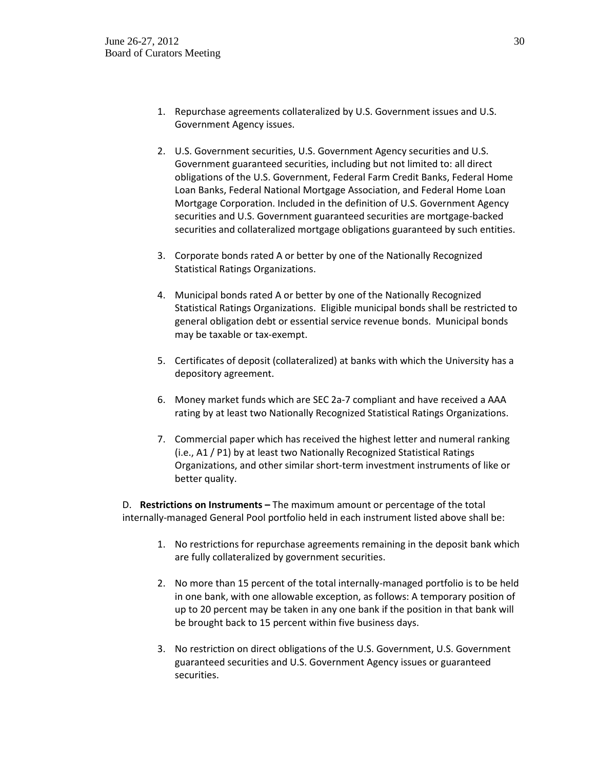1. Repurchase agreements collateralized by U.S. Government issues and U.S. Government Agency issues.

2. U.S. Government securities, U.S. Government Agency securities and U.S. Government guaranteed securities, including but not limited to: all direct obligations of the U.S. Government, Federal Farm Credit Banks, Federal Home Loan Banks, Federal National Mortgage Association, and Federal Home Loan Mortgage Corporation. Included in the definition of U.S. Government Agency securities and U.S. Government guaranteed securities are mortgage-backed securities and collateralized mortgage obligations guaranteed by such entities.

3. Corporate bonds rated A or better by one of the Nationally Recognized Statistical Ratings Organizations.

4. Municipal bonds rated A or better by one of the Nationally Recognized Statistical Ratings Organizations. Eligible municipal bonds shall be restricted to general obligation debt or essential service revenue bonds. Municipal bonds may be taxable or tax-exempt.

5. Certificates of deposit (collateralized) at banks with which the University has a depository agreement.

6. Money market funds which are SEC 2a-7 compliant and have received a AAA rating by at least two Nationally Recognized Statistical Ratings Organizations.

7. Commercial paper which has received the highest letter and numeral ranking (i.e., A1 / P1) by at least two Nationally Recognized Statistical Ratings Organizations, and other similar short-term investment instruments of like or better quality.

D. **Restrictions on Instruments –** The maximum amount or percentage of the total internally-managed General Pool portfolio held in each instrument listed above shall be:

1. No restrictions for repurchase agreements remaining in the deposit bank which are fully collateralized by government securities.

2. No more than 15 percent of the total internally-managed portfolio is to be held in one bank, with one allowable exception, as follows: A temporary position of up to 20 percent may be taken in any one bank if the position in that bank will be brought back to 15 percent within five business days.

3. No restriction on direct obligations of the U.S. Government, U.S. Government guaranteed securities and U.S. Government Agency issues or guaranteed securities.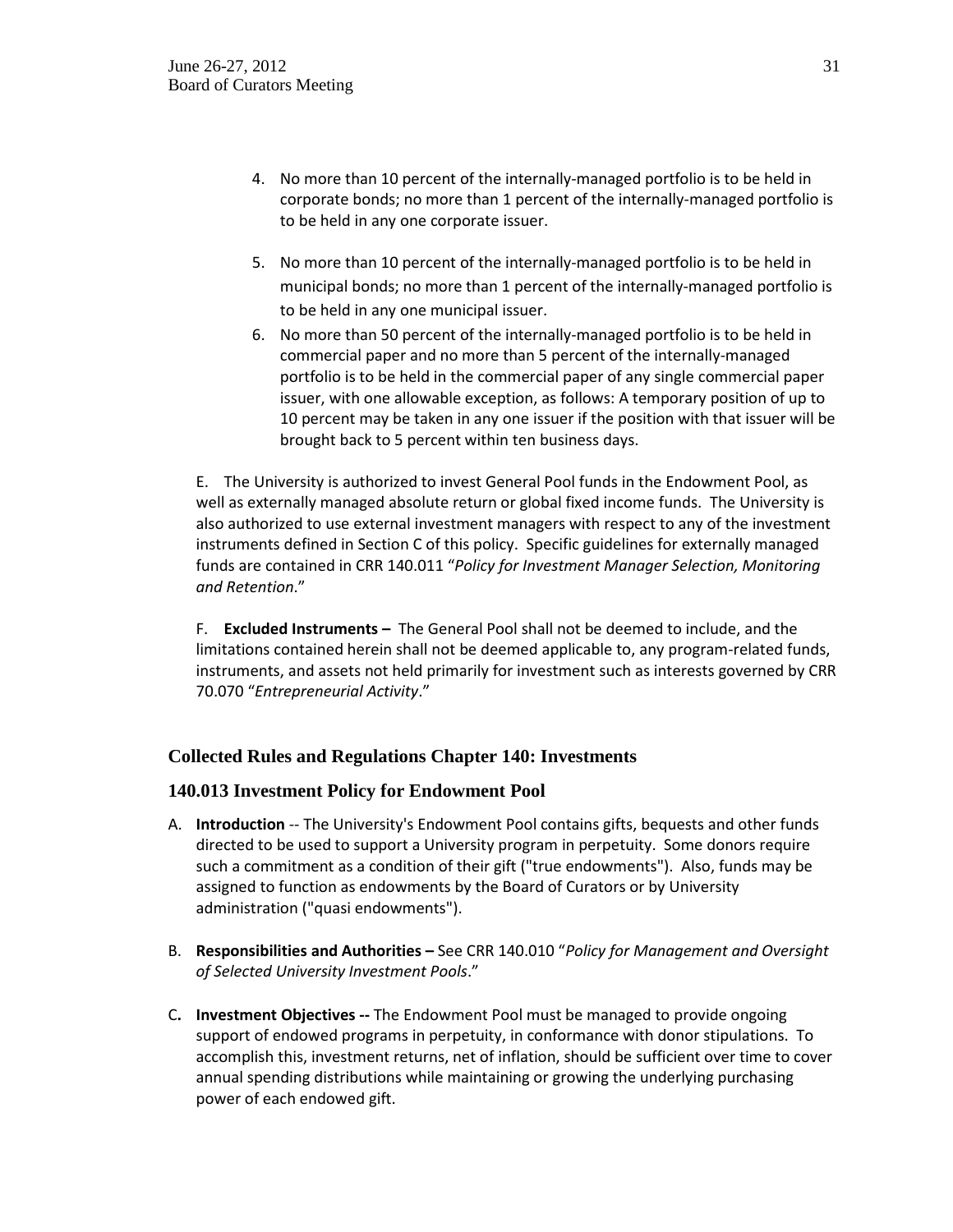4. No more than 10 percent of the internally-managed portfolio is to be held in corporate bonds; no more than 1 percent of the internally-managed portfolio is to be held in any one corporate issuer.

5. No more than 10 percent of the internally-managed portfolio is to be held in municipal bonds; no more than 1 percent of the internally-managed portfolio is to be held in any one municipal issuer.

6. No more than 50 percent of the internally-managed portfolio is to be held in commercial paper and no more than 5 percent of the internally-managed portfolio is to be held in the commercial paper of any single commercial paper issuer, with one allowable exception, as follows: A temporary position of up to 10 percent may be taken in any one issuer if the position with that issuer will be brought back to 5 percent within ten business days.

E. The University is authorized to invest General Pool funds in the Endowment Pool, as well as externally managed absolute return or global fixed income funds. The University is also authorized to use external investment managers with respect to any of the investment instruments defined in Section C of this policy. Specific guidelines for externally managed funds are contained in CRR 140.011 "*Policy for Investment Manager Selection, Monitoring and Retention*."

F. **Excluded Instruments –** The General Pool shall not be deemed to include, and the limitations contained herein shall not be deemed applicable to, any program-related funds, instruments, and assets not held primarily for investment such as interests governed by CRR 70.070 "*Entrepreneurial Activity*."

## Collected Rules and Regulations Chapter 140: Investments

### 140.013 Investment Policy for Endowment Pool

A. **Introduction** -- The University's Endowment Pool contains gifts, bequests and other funds directed to be used to support a University program in perpetuity. Some donors require such a commitment as a condition of their gift ("true endowments"). Also, funds may be assigned to function as endowments by the Board of Curators or by University administration ("quasi endowments").

B. **Responsibilities and Authorities –** See CRR 140.010 "*Policy for Management and Oversight of Selected University Investment Pools*."

C. **Investment Objectives --** The Endowment Pool must be managed to provide ongoing support of endowed programs in perpetuity, in conformance with donor stipulations. To accomplish this, investment returns, net of inflation, should be sufficient over time to cover annual spending distributions while maintaining or growing the underlying purchasing power of each endowed gift.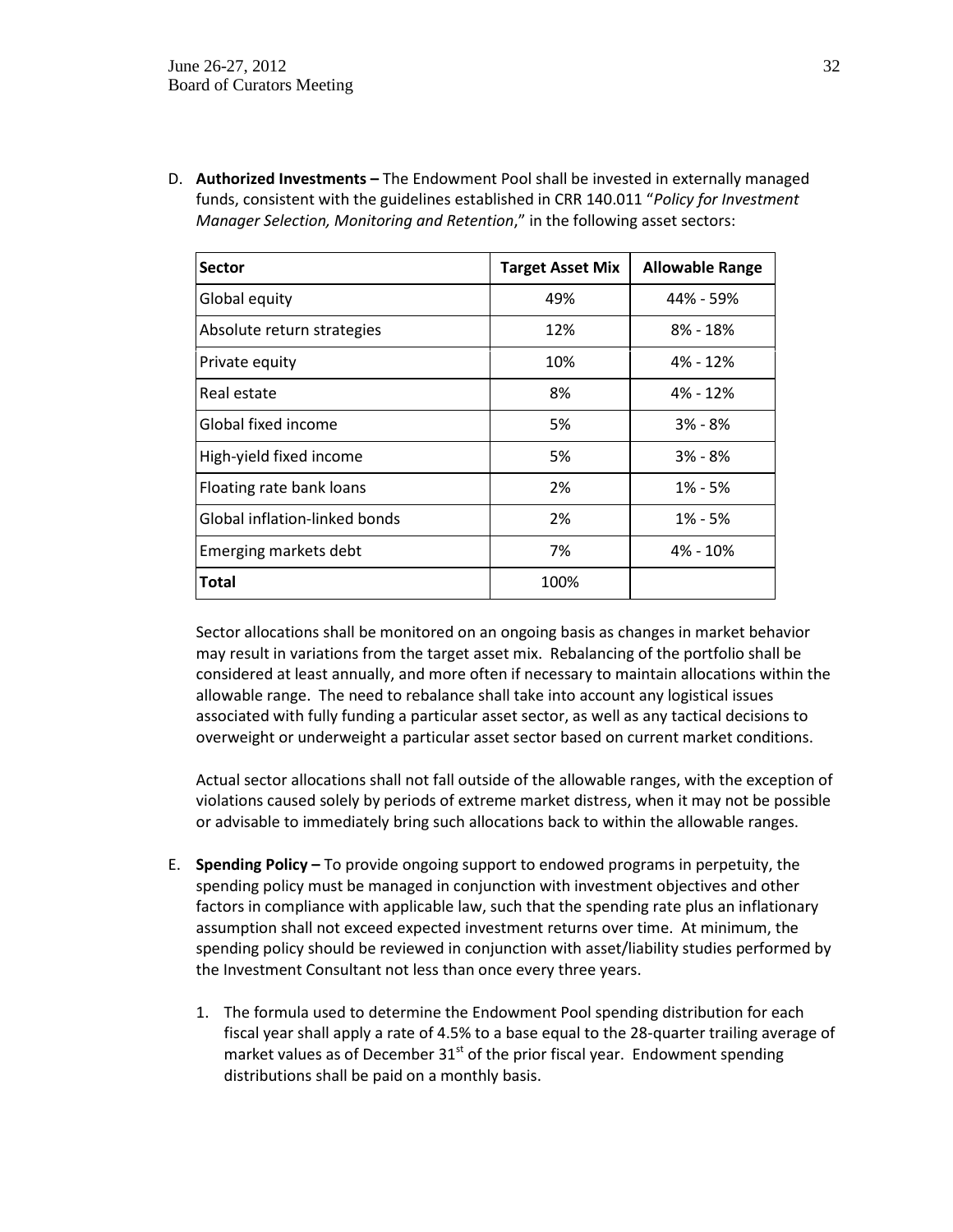D. **Authorized Investments –** The Endowment Pool shall be invested in externally managed funds, consistent with the guidelines established in CRR 140.011 "*Policy for Investment Manager Selection, Monitoring and Retention*," in the following asset sectors:

| Sector | Target Asset Mix | Allowable Range |
|---|---|---|
| Global equity | 49% | 44% - 59% |
| Absolute return strategies | 12% | 8% - 18% |
| Private equity | 10% | 4% - 12% |
| Real estate | 8% | 4% - 12% |
| Global fixed income | 5% | 3% - 8% |
| High-yield fixed income | 5% | 3% - 8% |
| Floating rate bank loans | 2% | 1% - 5% |
| Global inflation-linked bonds | 2% | 1% - 5% |
| Emerging markets debt | 7% | 4% - 10% |
| **Total** | 100% | |

Sector allocations shall be monitored on an ongoing basis as changes in market behavior may result in variations from the target asset mix. Rebalancing of the portfolio shall be considered at least annually, and more often if necessary to maintain allocations within the allowable range. The need to rebalance shall take into account any logistical issues associated with fully funding a particular asset sector, as well as any tactical decisions to overweight or underweight a particular asset sector based on current market conditions.

Actual sector allocations shall not fall outside of the allowable ranges, with the exception of violations caused solely by periods of extreme market distress, when it may not be possible or advisable to immediately bring such allocations back to within the allowable ranges.

E. **Spending Policy –** To provide ongoing support to endowed programs in perpetuity, the spending policy must be managed in conjunction with investment objectives and other factors in compliance with applicable law, such that the spending rate plus an inflationary assumption shall not exceed expected investment returns over time. At minimum, the spending policy should be reviewed in conjunction with asset/liability studies performed by the Investment Consultant not less than once every three years.

   1. The formula used to determine the Endowment Pool spending distribution for each fiscal year shall apply a rate of 4.5% to a base equal to the 28-quarter trailing average of market values as of December 31st of the prior fiscal year. Endowment spending distributions shall be paid on a monthly basis.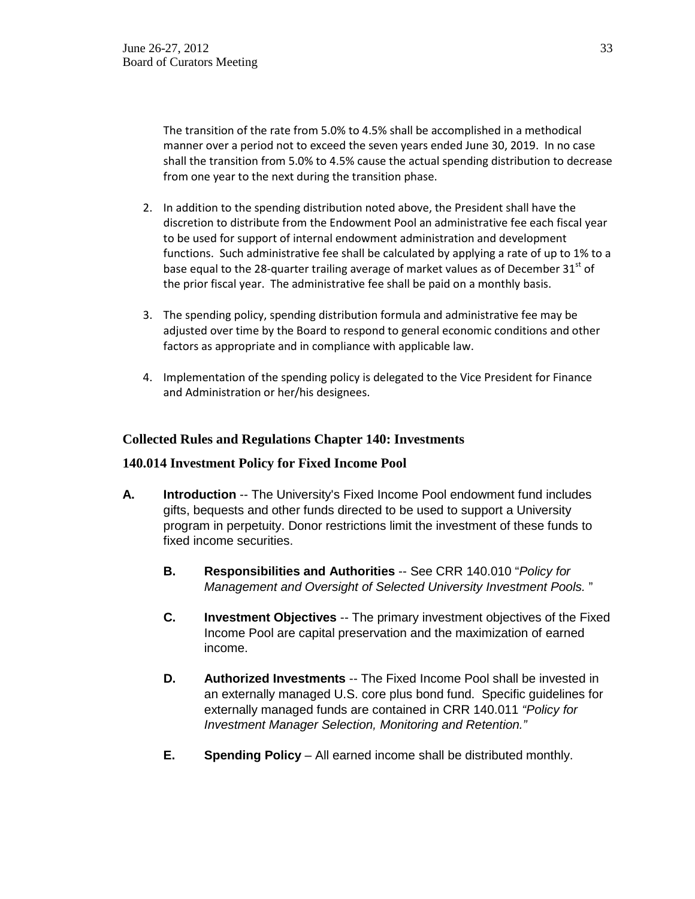The transition of the rate from 5.0% to 4.5% shall be accomplished in a methodical manner over a period not to exceed the seven years ended June 30, 2019. In no case shall the transition from 5.0% to 4.5% cause the actual spending distribution to decrease from one year to the next during the transition phase.

2. In addition to the spending distribution noted above, the President shall have the discretion to distribute from the Endowment Pool an administrative fee each fiscal year to be used for support of internal endowment administration and development functions. Such administrative fee shall be calculated by applying a rate of up to 1% to a base equal to the 28-quarter trailing average of market values as of December 31st of the prior fiscal year. The administrative fee shall be paid on a monthly basis.

3. The spending policy, spending distribution formula and administrative fee may be adjusted over time by the Board to respond to general economic conditions and other factors as appropriate and in compliance with applicable law.

4. Implementation of the spending policy is delegated to the Vice President for Finance and Administration or her/his designees.

## Collected Rules and Regulations Chapter 140: Investments

### 140.014 Investment Policy for Fixed Income Pool

**A. Introduction** -- The University's Fixed Income Pool endowment fund includes gifts, bequests and other funds directed to be used to support a University program in perpetuity. Donor restrictions limit the investment of these funds to fixed income securities.

**B. Responsibilities and Authorities** -- See CRR 140.010 "*Policy for Management and Oversight of Selected University Investment Pools.* "

**C. Investment Objectives** -- The primary investment objectives of the Fixed Income Pool are capital preservation and the maximization of earned income.

**D. Authorized Investments** -- The Fixed Income Pool shall be invested in an externally managed U.S. core plus bond fund. Specific guidelines for externally managed funds are contained in CRR 140.011 *"Policy for Investment Manager Selection, Monitoring and Retention."*

**E. Spending Policy** – All earned income shall be distributed monthly.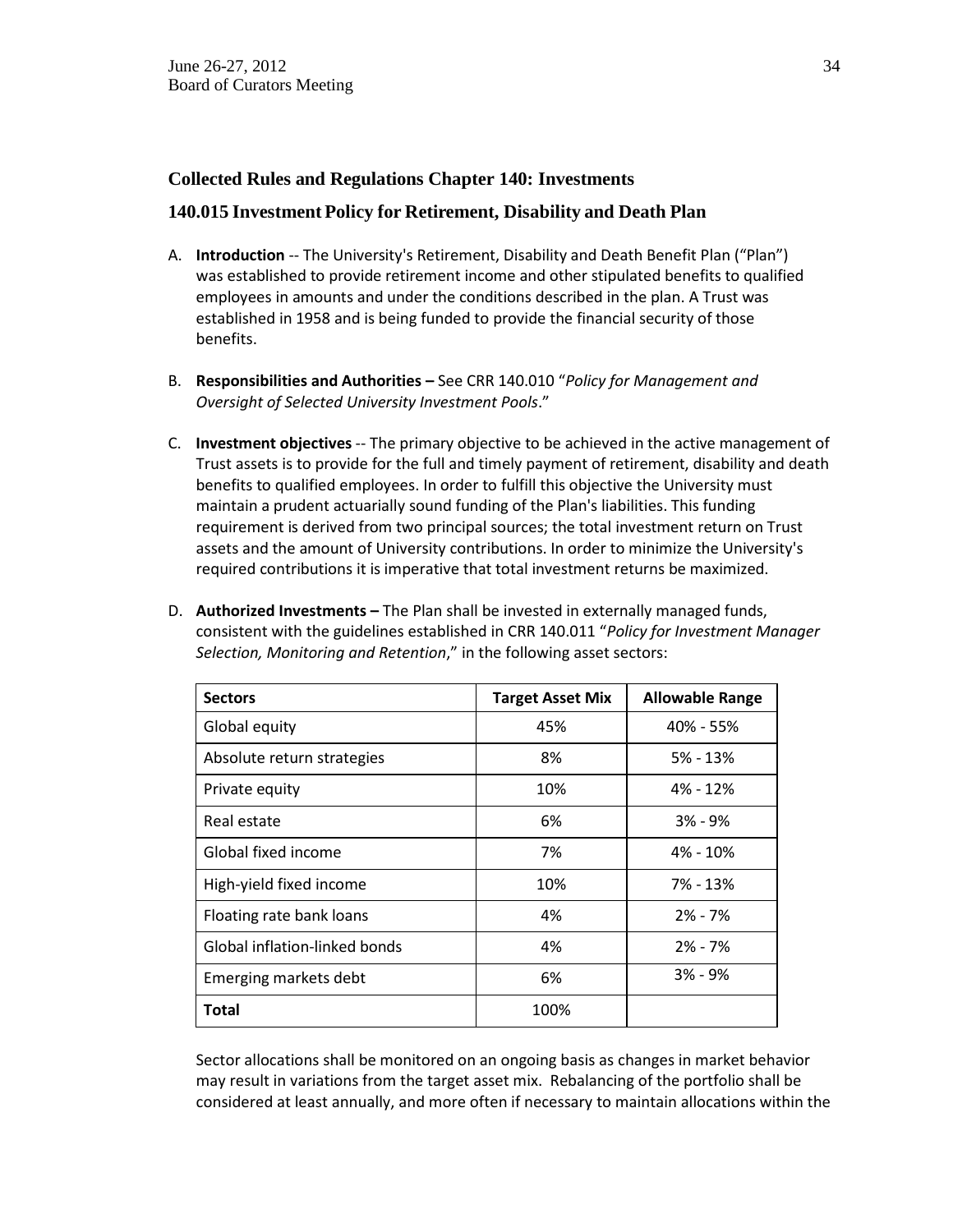## Collected Rules and Regulations Chapter 140: Investments

## 140.015 Investment Policy for Retirement, Disability and Death Plan

A. **Introduction** -- The University's Retirement, Disability and Death Benefit Plan ("Plan") was established to provide retirement income and other stipulated benefits to qualified employees in amounts and under the conditions described in the plan. A Trust was established in 1958 and is being funded to provide the financial security of those benefits.

B. **Responsibilities and Authorities –** See CRR 140.010 "*Policy for Management and Oversight of Selected University Investment Pools*."

C. **Investment objectives** -- The primary objective to be achieved in the active management of Trust assets is to provide for the full and timely payment of retirement, disability and death benefits to qualified employees. In order to fulfill this objective the University must maintain a prudent actuarially sound funding of the Plan's liabilities. This funding requirement is derived from two principal sources; the total investment return on Trust assets and the amount of University contributions. In order to minimize the University's required contributions it is imperative that total investment returns be maximized.

D. **Authorized Investments –** The Plan shall be invested in externally managed funds, consistent with the guidelines established in CRR 140.011 "*Policy for Investment Manager Selection, Monitoring and Retention*," in the following asset sectors:

| Sectors | Target Asset Mix | Allowable Range |
|---|---|---|
| Global equity | 45% | 40% - 55% |
| Absolute return strategies | 8% | 5% - 13% |
| Private equity | 10% | 4% - 12% |
| Real estate | 6% | 3% - 9% |
| Global fixed income | 7% | 4% - 10% |
| High-yield fixed income | 10% | 7% - 13% |
| Floating rate bank loans | 4% | 2% - 7% |
| Global inflation-linked bonds | 4% | 2% - 7% |
| Emerging markets debt | 6% | 3% - 9% |
| **Total** | 100% | |

Sector allocations shall be monitored on an ongoing basis as changes in market behavior may result in variations from the target asset mix. Rebalancing of the portfolio shall be considered at least annually, and more often if necessary to maintain allocations within the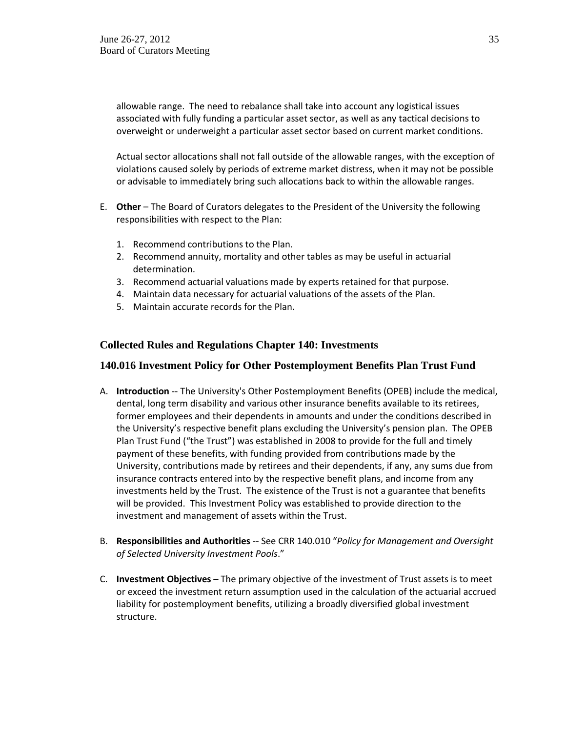allowable range. The need to rebalance shall take into account any logistical issues associated with fully funding a particular asset sector, as well as any tactical decisions to overweight or underweight a particular asset sector based on current market conditions.

Actual sector allocations shall not fall outside of the allowable ranges, with the exception of violations caused solely by periods of extreme market distress, when it may not be possible or advisable to immediately bring such allocations back to within the allowable ranges.

E. **Other** – The Board of Curators delegates to the President of the University the following responsibilities with respect to the Plan:

   1. Recommend contributions to the Plan.
   2. Recommend annuity, mortality and other tables as may be useful in actuarial determination.
   3. Recommend actuarial valuations made by experts retained for that purpose.
   4. Maintain data necessary for actuarial valuations of the assets of the Plan.
   5. Maintain accurate records for the Plan.

## Collected Rules and Regulations Chapter 140: Investments

## 140.016 Investment Policy for Other Postemployment Benefits Plan Trust Fund

A. **Introduction** -- The University's Other Postemployment Benefits (OPEB) include the medical, dental, long term disability and various other insurance benefits available to its retirees, former employees and their dependents in amounts and under the conditions described in the University's respective benefit plans excluding the University's pension plan. The OPEB Plan Trust Fund ("the Trust") was established in 2008 to provide for the full and timely payment of these benefits, with funding provided from contributions made by the University, contributions made by retirees and their dependents, if any, any sums due from insurance contracts entered into by the respective benefit plans, and income from any investments held by the Trust. The existence of the Trust is not a guarantee that benefits will be provided. This Investment Policy was established to provide direction to the investment and management of assets within the Trust.

B. **Responsibilities and Authorities** -- See CRR 140.010 "*Policy for Management and Oversight of Selected University Investment Pools*."

C. **Investment Objectives** – The primary objective of the investment of Trust assets is to meet or exceed the investment return assumption used in the calculation of the actuarial accrued liability for postemployment benefits, utilizing a broadly diversified global investment structure.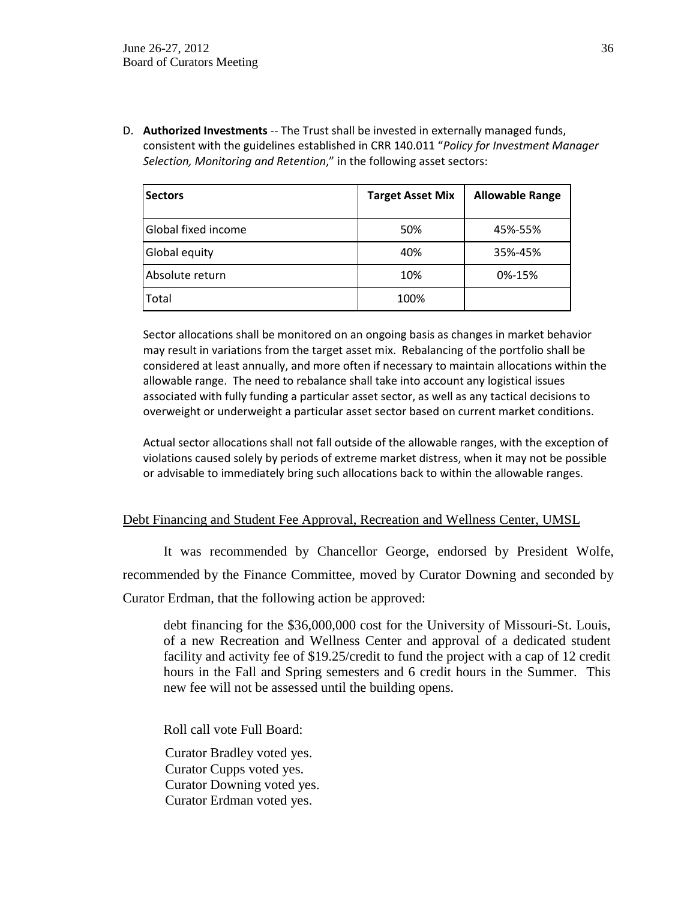D. **Authorized Investments** -- The Trust shall be invested in externally managed funds, consistent with the guidelines established in CRR 140.011 "*Policy for Investment Manager Selection, Monitoring and Retention*," in the following asset sectors:

| Sectors | Target Asset Mix | Allowable Range |
|---|---|---|
| Global fixed income | 50% | 45%-55% |
| Global equity | 40% | 35%-45% |
| Absolute return | 10% | 0%-15% |
| Total | 100% | |

Sector allocations shall be monitored on an ongoing basis as changes in market behavior may result in variations from the target asset mix. Rebalancing of the portfolio shall be considered at least annually, and more often if necessary to maintain allocations within the allowable range. The need to rebalance shall take into account any logistical issues associated with fully funding a particular asset sector, as well as any tactical decisions to overweight or underweight a particular asset sector based on current market conditions.

Actual sector allocations shall not fall outside of the allowable ranges, with the exception of violations caused solely by periods of extreme market distress, when it may not be possible or advisable to immediately bring such allocations back to within the allowable ranges.

Debt Financing and Student Fee Approval, Recreation and Wellness Center, UMSL

It was recommended by Chancellor George, endorsed by President Wolfe, recommended by the Finance Committee, moved by Curator Downing and seconded by Curator Erdman, that the following action be approved:

> debt financing for the $36,000,000 cost for the University of Missouri-St. Louis, of a new Recreation and Wellness Center and approval of a dedicated student facility and activity fee of $19.25/credit to fund the project with a cap of 12 credit hours in the Fall and Spring semesters and 6 credit hours in the Summer. This new fee will not be assessed until the building opens.

Roll call vote Full Board:

Curator Bradley voted yes.
Curator Cupps voted yes.
Curator Downing voted yes.
Curator Erdman voted yes.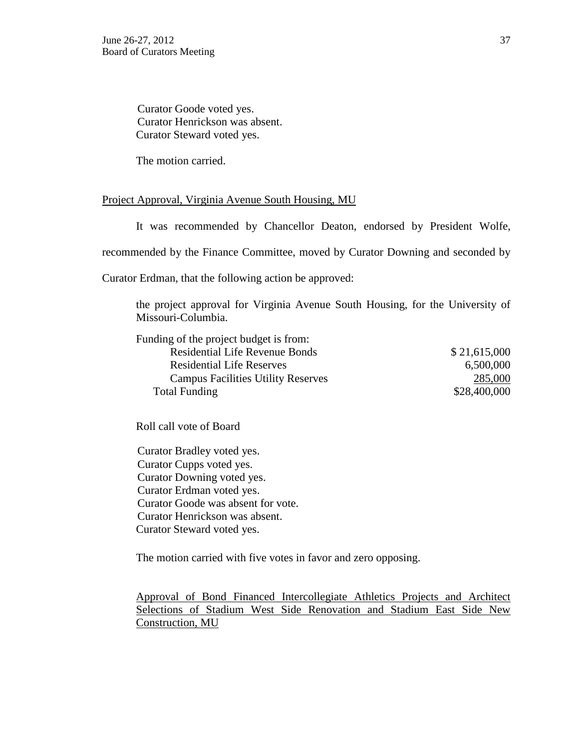Curator Goode voted yes.
Curator Henrickson was absent.
Curator Steward voted yes.

The motion carried.

Project Approval, Virginia Avenue South Housing, MU

It was recommended by Chancellor Deaton, endorsed by President Wolfe, recommended by the Finance Committee, moved by Curator Downing and seconded by Curator Erdman, that the following action be approved:

the project approval for Virginia Avenue South Housing, for the University of Missouri-Columbia.

| Funding of the project budget is from: | |
|---|---|
| Residential Life Revenue Bonds | $ 21,615,000 |
| Residential Life Reserves | 6,500,000 |
| Campus Facilities Utility Reserves | 285,000 |
| Total Funding | $28,400,000 |

Roll call vote of Board

Curator Bradley voted yes.
Curator Cupps voted yes.
Curator Downing voted yes.
Curator Erdman voted yes.
Curator Goode was absent for vote.
Curator Henrickson was absent.
Curator Steward voted yes.

The motion carried with five votes in favor and zero opposing.

Approval of Bond Financed Intercollegiate Athletics Projects and Architect Selections of Stadium West Side Renovation and Stadium East Side New Construction, MU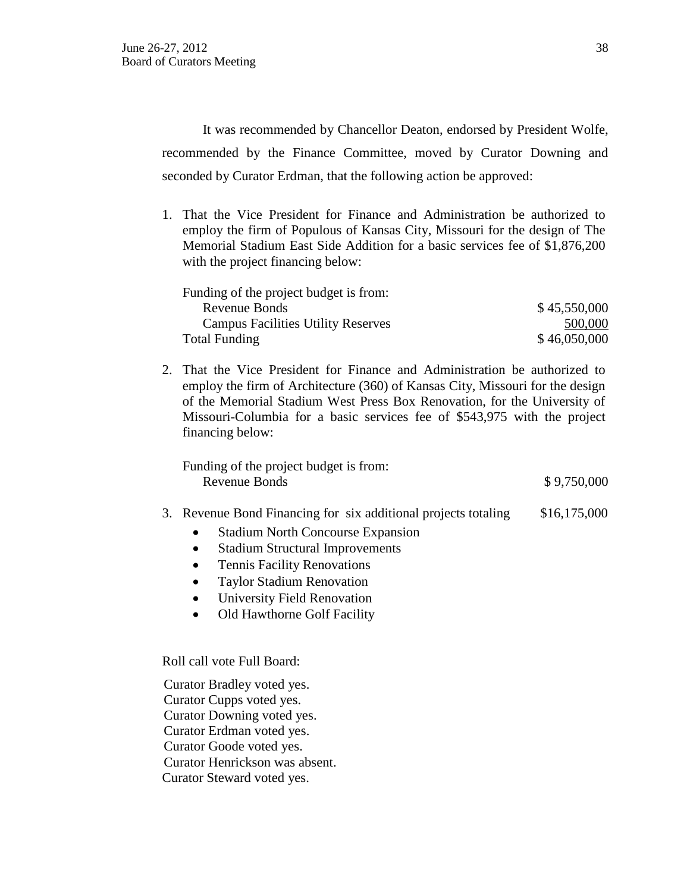It was recommended by Chancellor Deaton, endorsed by President Wolfe, recommended by the Finance Committee, moved by Curator Downing and seconded by Curator Erdman, that the following action be approved:

1. That the Vice President for Finance and Administration be authorized to employ the firm of Populous of Kansas City, Missouri for the design of The Memorial Stadium East Side Addition for a basic services fee of $1,876,200 with the project financing below:

| Funding of the project budget is from: | |
|---|---|
| Revenue Bonds | $ 45,550,000 |
| Campus Facilities Utility Reserves | 500,000 |
| Total Funding | $ 46,050,000 |

2. That the Vice President for Finance and Administration be authorized to employ the firm of Architecture (360) of Kansas City, Missouri for the design of the Memorial Stadium West Press Box Renovation, for the University of Missouri-Columbia for a basic services fee of $543,975 with the project financing below:

| Funding of the project budget is from: | |
|---|---|
| Revenue Bonds | $ 9,750,000 |

3. Revenue Bond Financing for six additional projects totaling $16,175,000
   - Stadium North Concourse Expansion
   - Stadium Structural Improvements
   - Tennis Facility Renovations
   - Taylor Stadium Renovation
   - University Field Renovation
   - Old Hawthorne Golf Facility

Roll call vote Full Board:

Curator Bradley voted yes.
Curator Cupps voted yes.
Curator Downing voted yes.
Curator Erdman voted yes.
Curator Goode voted yes.
Curator Henrickson was absent.
Curator Steward voted yes.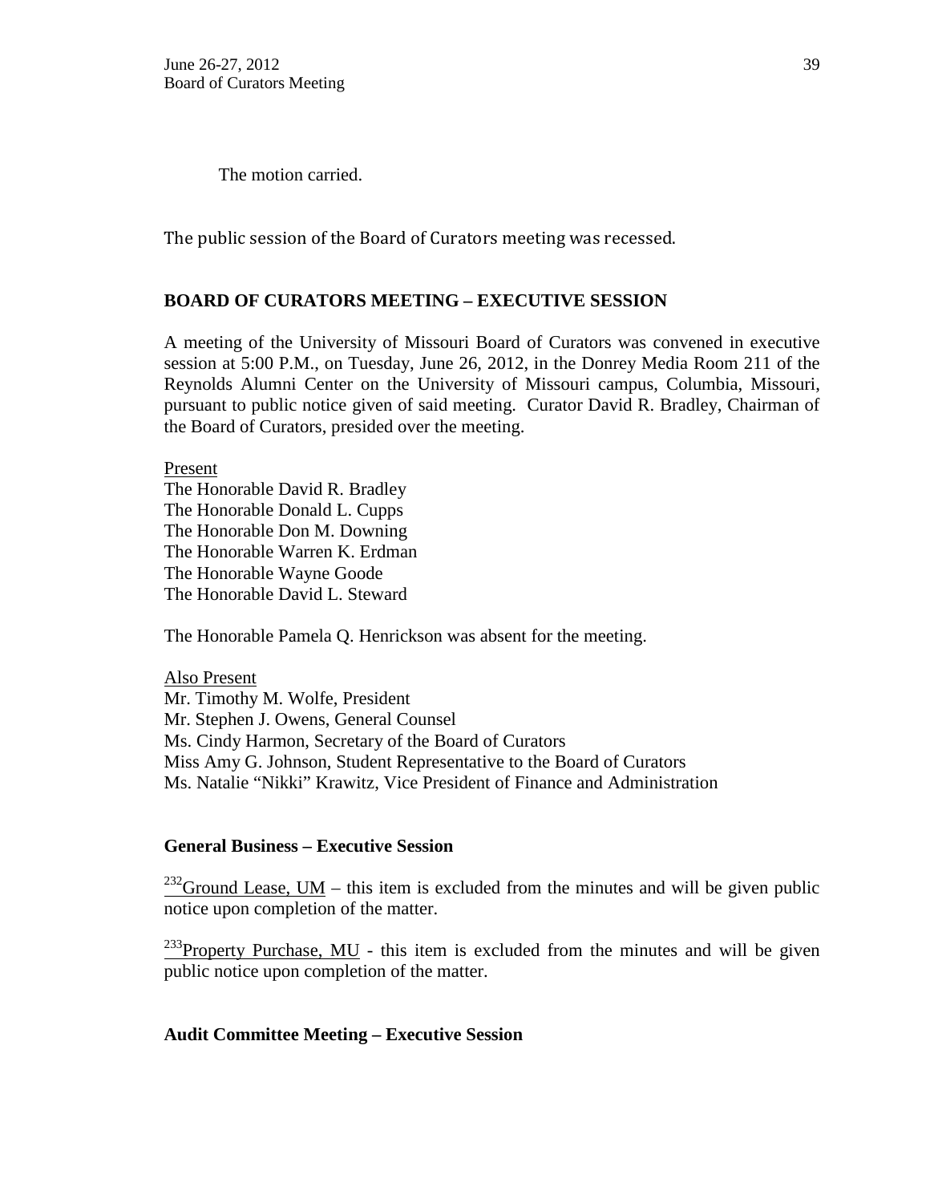The motion carried.

The public session of the Board of Curators meeting was recessed.

## BOARD OF CURATORS MEETING – EXECUTIVE SESSION

A meeting of the University of Missouri Board of Curators was convened in executive session at 5:00 P.M., on Tuesday, June 26, 2012, in the Donrey Media Room 211 of the Reynolds Alumni Center on the University of Missouri campus, Columbia, Missouri, pursuant to public notice given of said meeting. Curator David R. Bradley, Chairman of the Board of Curators, presided over the meeting.

Present
The Honorable David R. Bradley
The Honorable Donald L. Cupps
The Honorable Don M. Downing
The Honorable Warren K. Erdman
The Honorable Wayne Goode
The Honorable David L. Steward

The Honorable Pamela Q. Henrickson was absent for the meeting.

Also Present
Mr. Timothy M. Wolfe, President
Mr. Stephen J. Owens, General Counsel
Ms. Cindy Harmon, Secretary of the Board of Curators
Miss Amy G. Johnson, Student Representative to the Board of Curators
Ms. Natalie "Nikki" Krawitz, Vice President of Finance and Administration

### General Business – Executive Session

[232]Ground Lease, UM – this item is excluded from the minutes and will be given public notice upon completion of the matter.

[233]Property Purchase, MU - this item is excluded from the minutes and will be given public notice upon completion of the matter.

### Audit Committee Meeting – Executive Session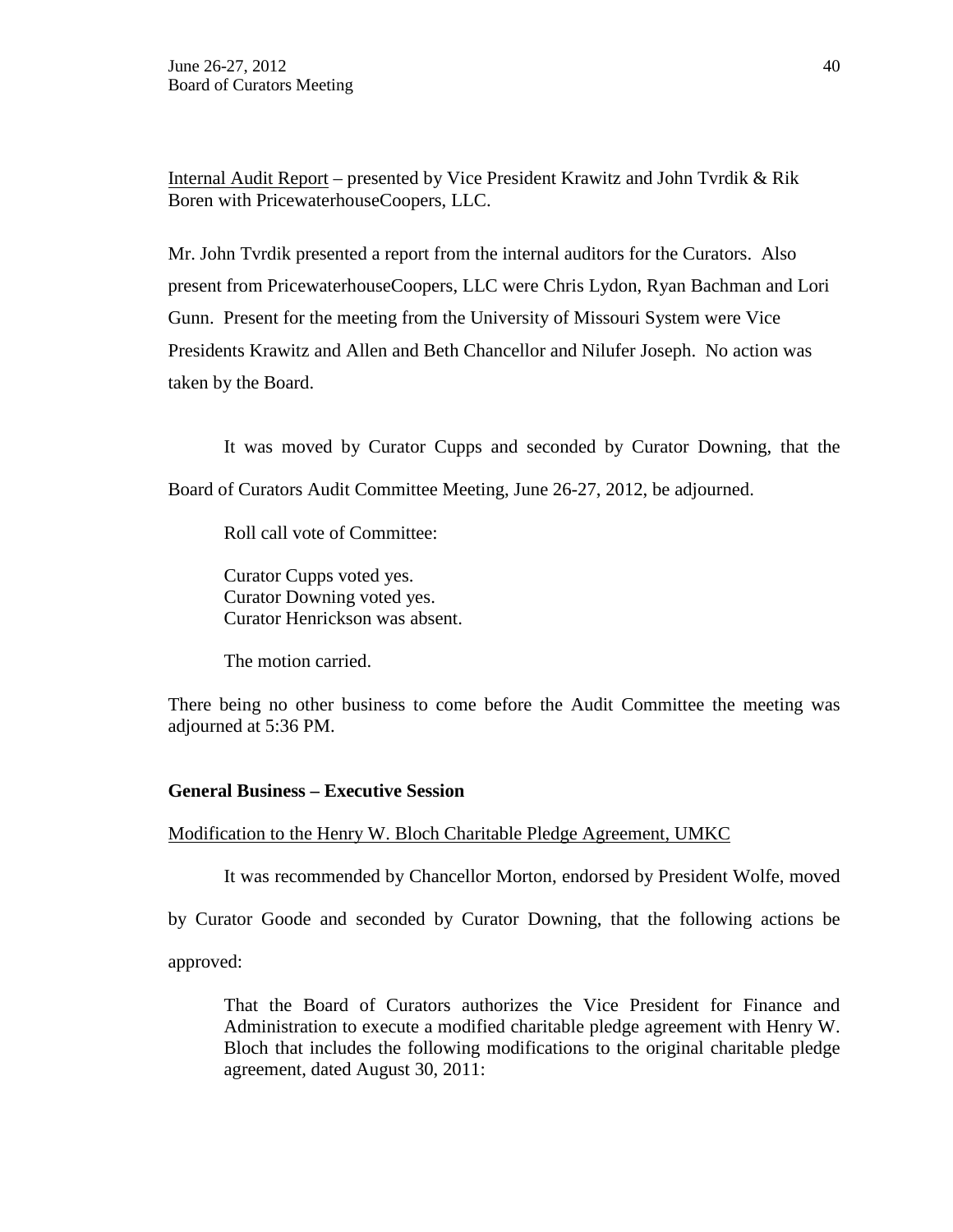Internal Audit Report – presented by Vice President Krawitz and John Tvrdik & Rik Boren with PricewaterhouseCoopers, LLC.

Mr. John Tvrdik presented a report from the internal auditors for the Curators. Also present from PricewaterhouseCoopers, LLC were Chris Lydon, Ryan Bachman and Lori Gunn. Present for the meeting from the University of Missouri System were Vice Presidents Krawitz and Allen and Beth Chancellor and Nilufer Joseph. No action was taken by the Board.

It was moved by Curator Cupps and seconded by Curator Downing, that the Board of Curators Audit Committee Meeting, June 26-27, 2012, be adjourned.

Roll call vote of Committee:

Curator Cupps voted yes.
Curator Downing voted yes.
Curator Henrickson was absent.

The motion carried.

There being no other business to come before the Audit Committee the meeting was adjourned at 5:36 PM.

**General Business – Executive Session**

Modification to the Henry W. Bloch Charitable Pledge Agreement, UMKC

It was recommended by Chancellor Morton, endorsed by President Wolfe, moved by Curator Goode and seconded by Curator Downing, that the following actions be approved:

> That the Board of Curators authorizes the Vice President for Finance and Administration to execute a modified charitable pledge agreement with Henry W. Bloch that includes the following modifications to the original charitable pledge agreement, dated August 30, 2011: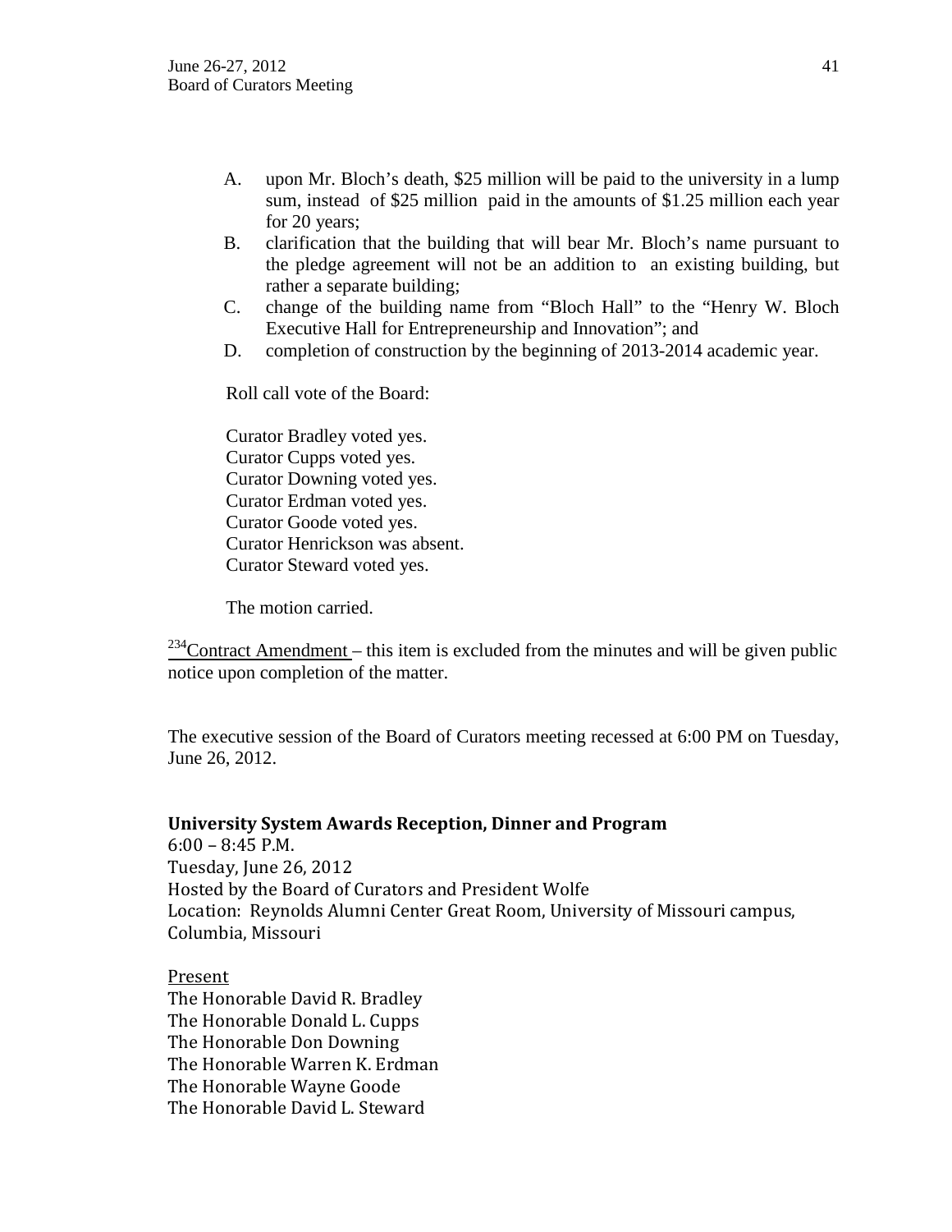A. upon Mr. Bloch's death, $25 million will be paid to the university in a lump sum, instead of $25 million paid in the amounts of $1.25 million each year for 20 years;

B. clarification that the building that will bear Mr. Bloch's name pursuant to the pledge agreement will not be an addition to an existing building, but rather a separate building;

C. change of the building name from "Bloch Hall" to the "Henry W. Bloch Executive Hall for Entrepreneurship and Innovation"; and

D. completion of construction by the beginning of 2013-2014 academic year.

Roll call vote of the Board:

Curator Bradley voted yes.
Curator Cupps voted yes.
Curator Downing voted yes.
Curator Erdman voted yes.
Curator Goode voted yes.
Curator Henrickson was absent.
Curator Steward voted yes.

The motion carried.

[234]Contract Amendment – this item is excluded from the minutes and will be given public notice upon completion of the matter.

The executive session of the Board of Curators meeting recessed at 6:00 PM on Tuesday, June 26, 2012.

**University System Awards Reception, Dinner and Program**

6:00 – 8:45 P.M.
Tuesday, June 26, 2012
Hosted by the Board of Curators and President Wolfe
Location: Reynolds Alumni Center Great Room, University of Missouri campus, Columbia, Missouri

Present

The Honorable David R. Bradley
The Honorable Donald L. Cupps
The Honorable Don Downing
The Honorable Warren K. Erdman
The Honorable Wayne Goode
The Honorable David L. Steward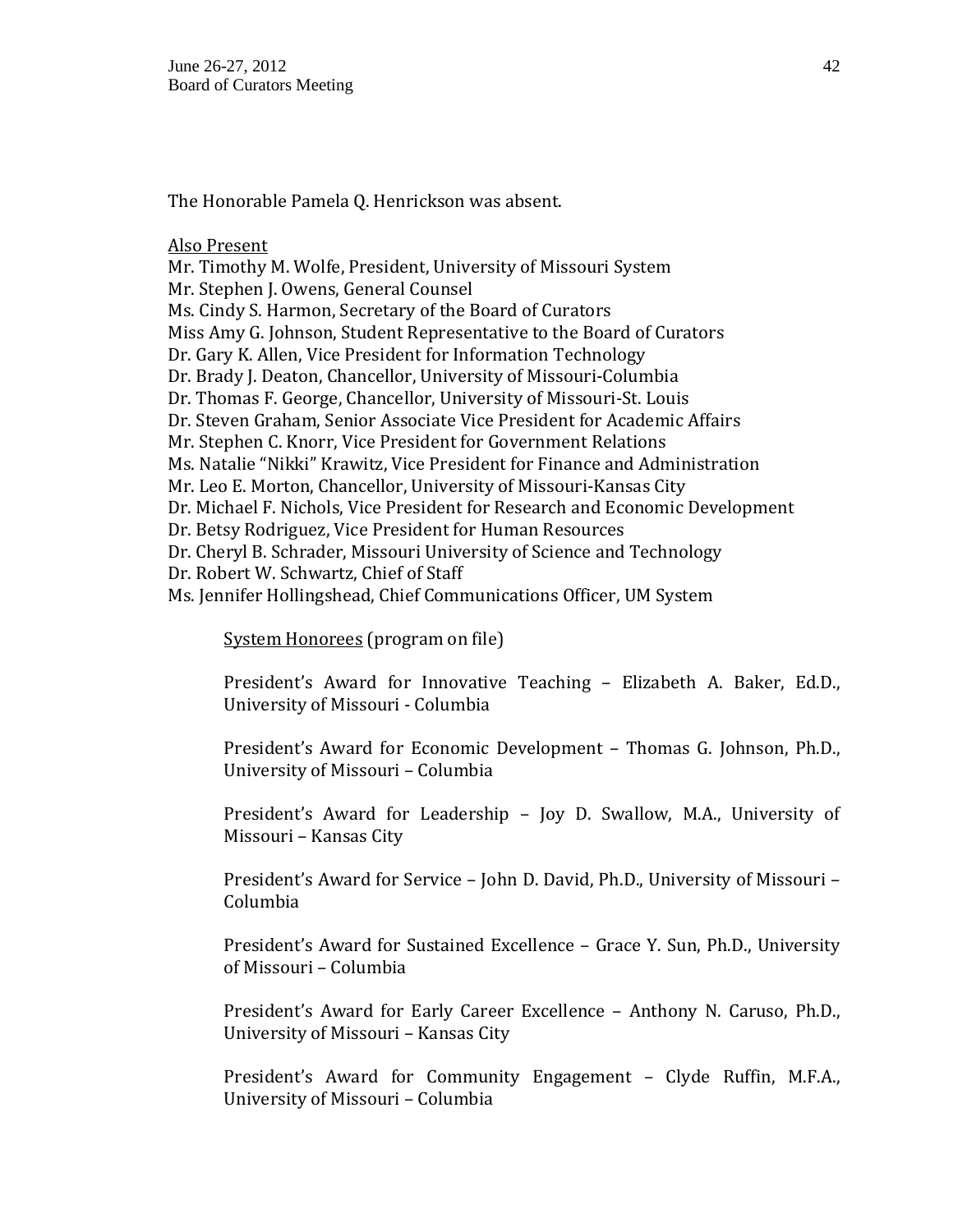The Honorable Pamela Q. Henrickson was absent.

Also Present

Mr. Timothy M. Wolfe, President, University of Missouri System
Mr. Stephen J. Owens, General Counsel
Ms. Cindy S. Harmon, Secretary of the Board of Curators
Miss Amy G. Johnson, Student Representative to the Board of Curators
Dr. Gary K. Allen, Vice President for Information Technology
Dr. Brady J. Deaton, Chancellor, University of Missouri-Columbia
Dr. Thomas F. George, Chancellor, University of Missouri-St. Louis
Dr. Steven Graham, Senior Associate Vice President for Academic Affairs
Mr. Stephen C. Knorr, Vice President for Government Relations
Ms. Natalie "Nikki" Krawitz, Vice President for Finance and Administration
Mr. Leo E. Morton, Chancellor, University of Missouri-Kansas City
Dr. Michael F. Nichols, Vice President for Research and Economic Development
Dr. Betsy Rodriguez, Vice President for Human Resources
Dr. Cheryl B. Schrader, Missouri University of Science and Technology
Dr. Robert W. Schwartz, Chief of Staff
Ms. Jennifer Hollingshead, Chief Communications Officer, UM System

System Honorees (program on file)

President's Award for Innovative Teaching – Elizabeth A. Baker, Ed.D., University of Missouri - Columbia

President's Award for Economic Development – Thomas G. Johnson, Ph.D., University of Missouri – Columbia

President's Award for Leadership – Joy D. Swallow, M.A., University of Missouri – Kansas City

President's Award for Service – John D. David, Ph.D., University of Missouri – Columbia

President's Award for Sustained Excellence – Grace Y. Sun, Ph.D., University of Missouri – Columbia

President's Award for Early Career Excellence – Anthony N. Caruso, Ph.D., University of Missouri – Kansas City

President's Award for Community Engagement – Clyde Ruffin, M.F.A., University of Missouri – Columbia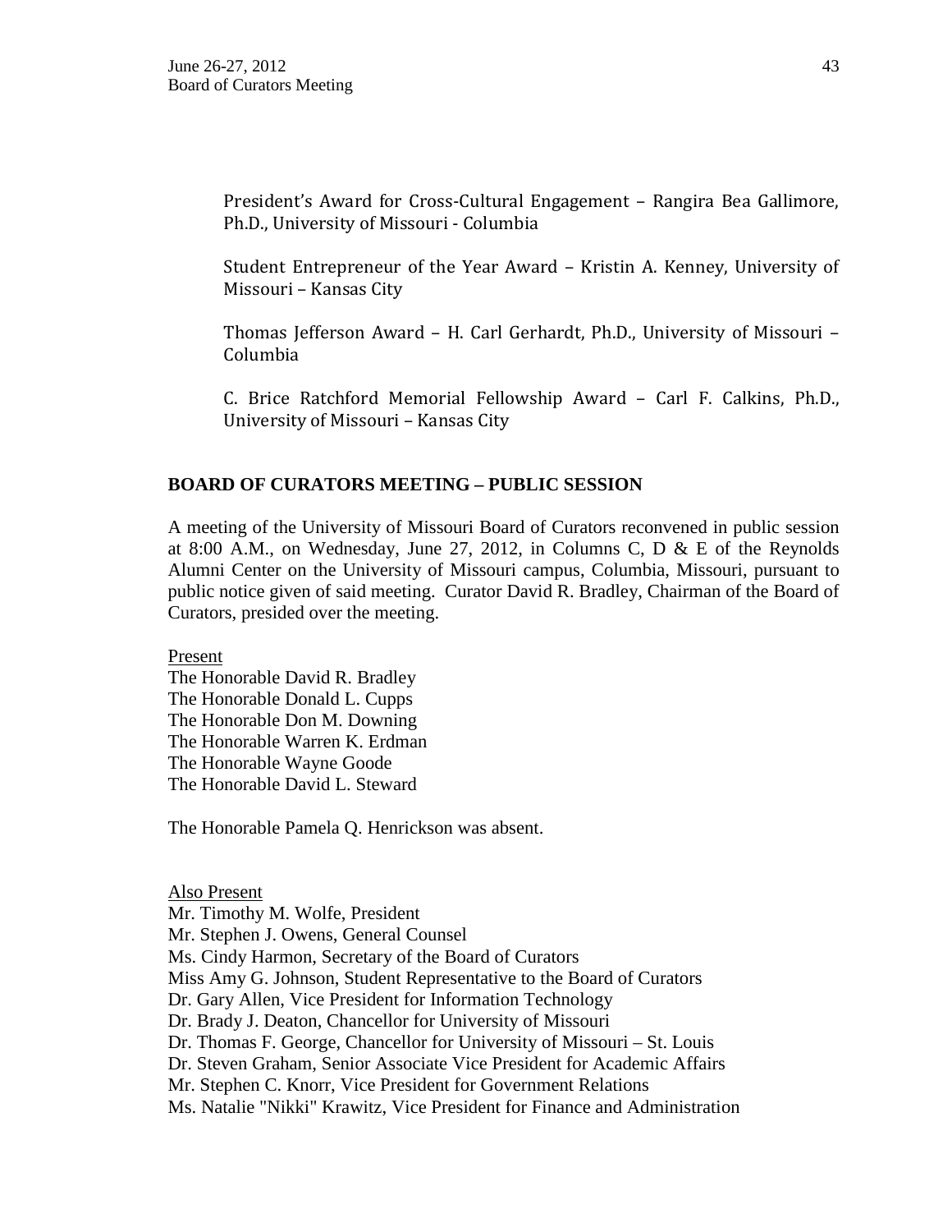President's Award for Cross-Cultural Engagement – Rangira Bea Gallimore, Ph.D., University of Missouri - Columbia

Student Entrepreneur of the Year Award – Kristin A. Kenney, University of Missouri – Kansas City

Thomas Jefferson Award – H. Carl Gerhardt, Ph.D., University of Missouri – Columbia

C. Brice Ratchford Memorial Fellowship Award – Carl F. Calkins, Ph.D., University of Missouri – Kansas City

## BOARD OF CURATORS MEETING – PUBLIC SESSION

A meeting of the University of Missouri Board of Curators reconvened in public session at 8:00 A.M., on Wednesday, June 27, 2012, in Columns C, D & E of the Reynolds Alumni Center on the University of Missouri campus, Columbia, Missouri, pursuant to public notice given of said meeting. Curator David R. Bradley, Chairman of the Board of Curators, presided over the meeting.

Present

The Honorable David R. Bradley
The Honorable Donald L. Cupps
The Honorable Don M. Downing
The Honorable Warren K. Erdman
The Honorable Wayne Goode
The Honorable David L. Steward

The Honorable Pamela Q. Henrickson was absent.

Also Present

Mr. Timothy M. Wolfe, President
Mr. Stephen J. Owens, General Counsel
Ms. Cindy Harmon, Secretary of the Board of Curators
Miss Amy G. Johnson, Student Representative to the Board of Curators
Dr. Gary Allen, Vice President for Information Technology
Dr. Brady J. Deaton, Chancellor for University of Missouri
Dr. Thomas F. George, Chancellor for University of Missouri – St. Louis
Dr. Steven Graham, Senior Associate Vice President for Academic Affairs
Mr. Stephen C. Knorr, Vice President for Government Relations
Ms. Natalie "Nikki" Krawitz, Vice President for Finance and Administration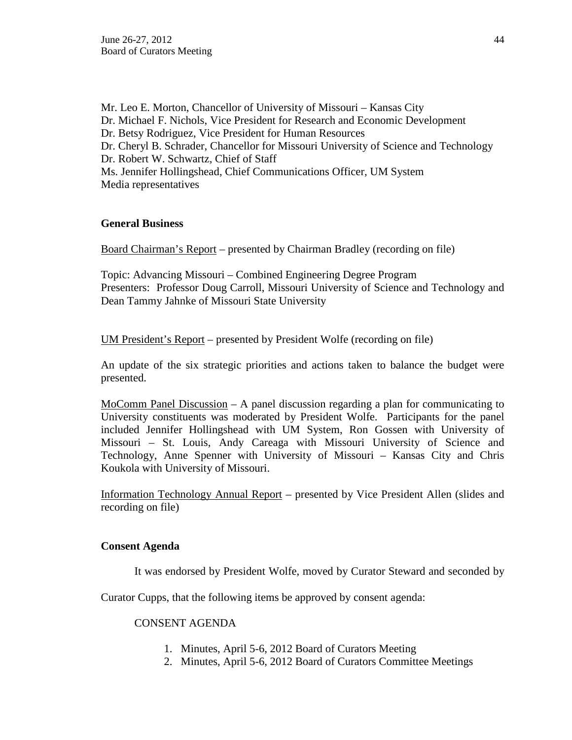Mr. Leo E. Morton, Chancellor of University of Missouri – Kansas City
Dr. Michael F. Nichols, Vice President for Research and Economic Development
Dr. Betsy Rodriguez, Vice President for Human Resources
Dr. Cheryl B. Schrader, Chancellor for Missouri University of Science and Technology
Dr. Robert W. Schwartz, Chief of Staff
Ms. Jennifer Hollingshead, Chief Communications Officer, UM System
Media representatives

**General Business**

Board Chairman's Report – presented by Chairman Bradley (recording on file)

Topic: Advancing Missouri – Combined Engineering Degree Program
Presenters: Professor Doug Carroll, Missouri University of Science and Technology and Dean Tammy Jahnke of Missouri State University

UM President's Report – presented by President Wolfe (recording on file)

An update of the six strategic priorities and actions taken to balance the budget were presented.

MoComm Panel Discussion – A panel discussion regarding a plan for communicating to University constituents was moderated by President Wolfe. Participants for the panel included Jennifer Hollingshead with UM System, Ron Gossen with University of Missouri – St. Louis, Andy Careaga with Missouri University of Science and Technology, Anne Spenner with University of Missouri – Kansas City and Chris Koukola with University of Missouri.

Information Technology Annual Report – presented by Vice President Allen (slides and recording on file)

**Consent Agenda**

It was endorsed by President Wolfe, moved by Curator Steward and seconded by Curator Cupps, that the following items be approved by consent agenda:

CONSENT AGENDA

1. Minutes, April 5-6, 2012 Board of Curators Meeting
2. Minutes, April 5-6, 2012 Board of Curators Committee Meetings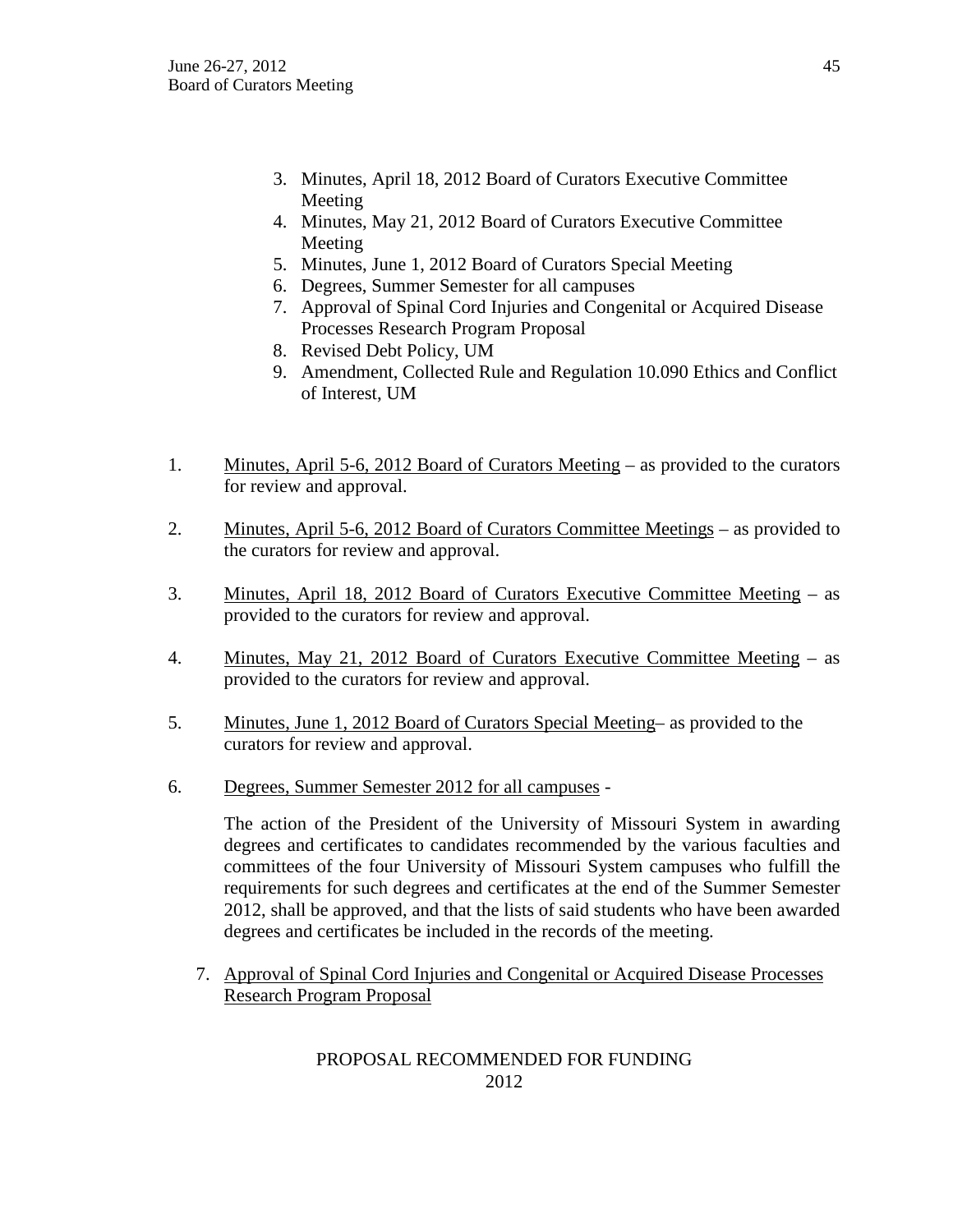3. Minutes, April 18, 2012 Board of Curators Executive Committee Meeting
4. Minutes, May 21, 2012 Board of Curators Executive Committee Meeting
5. Minutes, June 1, 2012 Board of Curators Special Meeting
6. Degrees, Summer Semester for all campuses
7. Approval of Spinal Cord Injuries and Congenital or Acquired Disease Processes Research Program Proposal
8. Revised Debt Policy, UM
9. Amendment, Collected Rule and Regulation 10.090 Ethics and Conflict of Interest, UM

1. Minutes, April 5-6, 2012 Board of Curators Meeting – as provided to the curators for review and approval.

2. Minutes, April 5-6, 2012 Board of Curators Committee Meetings – as provided to the curators for review and approval.

3. Minutes, April 18, 2012 Board of Curators Executive Committee Meeting – as provided to the curators for review and approval.

4. Minutes, May 21, 2012 Board of Curators Executive Committee Meeting – as provided to the curators for review and approval.

5. Minutes, June 1, 2012 Board of Curators Special Meeting– as provided to the curators for review and approval.

6. Degrees, Summer Semester 2012 for all campuses -

   The action of the President of the University of Missouri System in awarding degrees and certificates to candidates recommended by the various faculties and committees of the four University of Missouri System campuses who fulfill the requirements for such degrees and certificates at the end of the Summer Semester 2012, shall be approved, and that the lists of said students who have been awarded degrees and certificates be included in the records of the meeting.

7. Approval of Spinal Cord Injuries and Congenital or Acquired Disease Processes Research Program Proposal

PROPOSAL RECOMMENDED FOR FUNDING
2012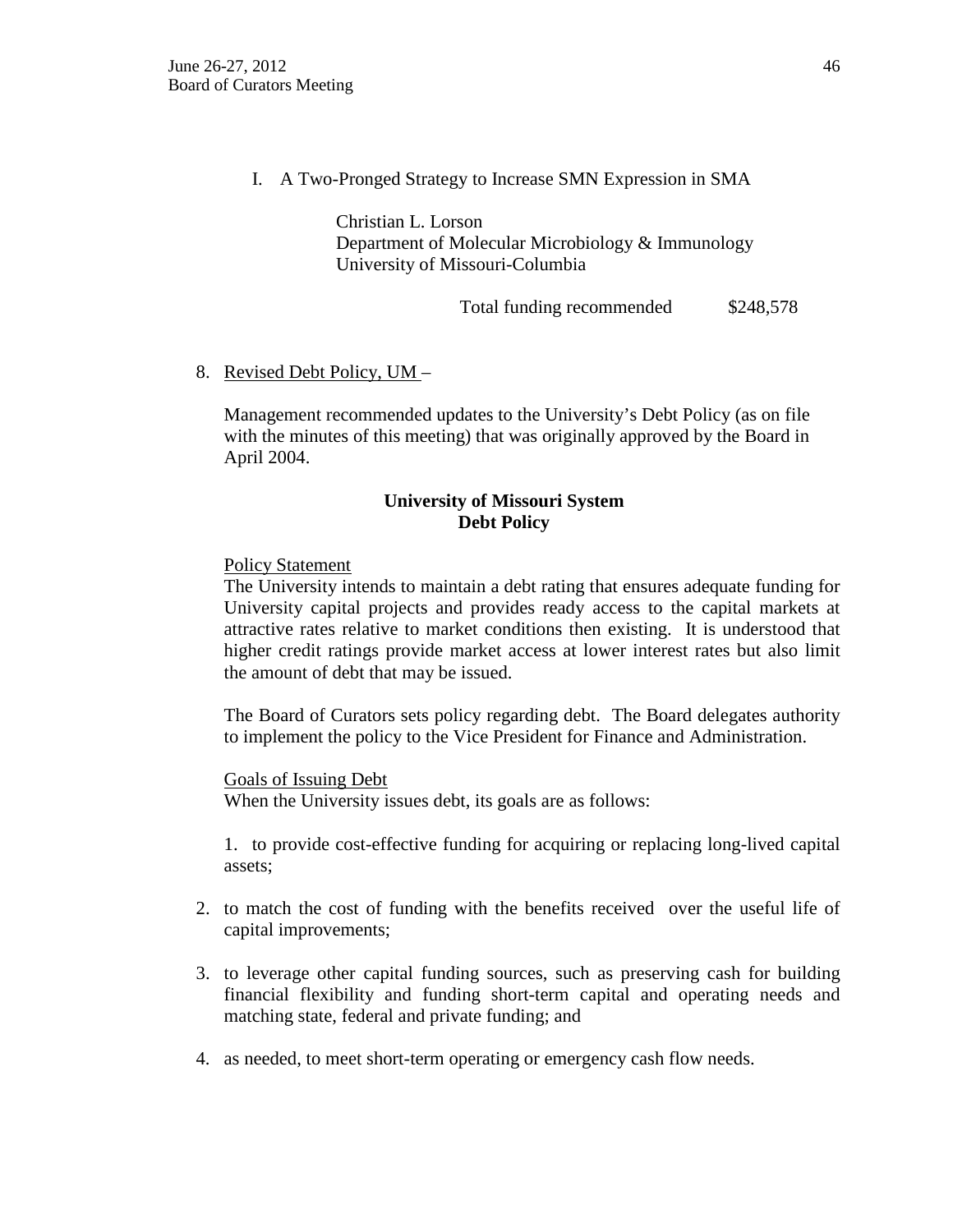I. A Two-Pronged Strategy to Increase SMN Expression in SMA

Christian L. Lorson
Department of Molecular Microbiology & Immunology
University of Missouri-Columbia

Total funding recommended $248,578

8. <u>Revised Debt Policy, UM</u> –

Management recommended updates to the University's Debt Policy (as on file with the minutes of this meeting) that was originally approved by the Board in April 2004.

**University of Missouri System**
**Debt Policy**

<u>Policy Statement</u>
The University intends to maintain a debt rating that ensures adequate funding for University capital projects and provides ready access to the capital markets at attractive rates relative to market conditions then existing. It is understood that higher credit ratings provide market access at lower interest rates but also limit the amount of debt that may be issued.

The Board of Curators sets policy regarding debt. The Board delegates authority to implement the policy to the Vice President for Finance and Administration.

<u>Goals of Issuing Debt</u>
When the University issues debt, its goals are as follows:

1. to provide cost-effective funding for acquiring or replacing long-lived capital assets;
2. to match the cost of funding with the benefits received over the useful life of capital improvements;
3. to leverage other capital funding sources, such as preserving cash for building financial flexibility and funding short-term capital and operating needs and matching state, federal and private funding; and
4. as needed, to meet short-term operating or emergency cash flow needs.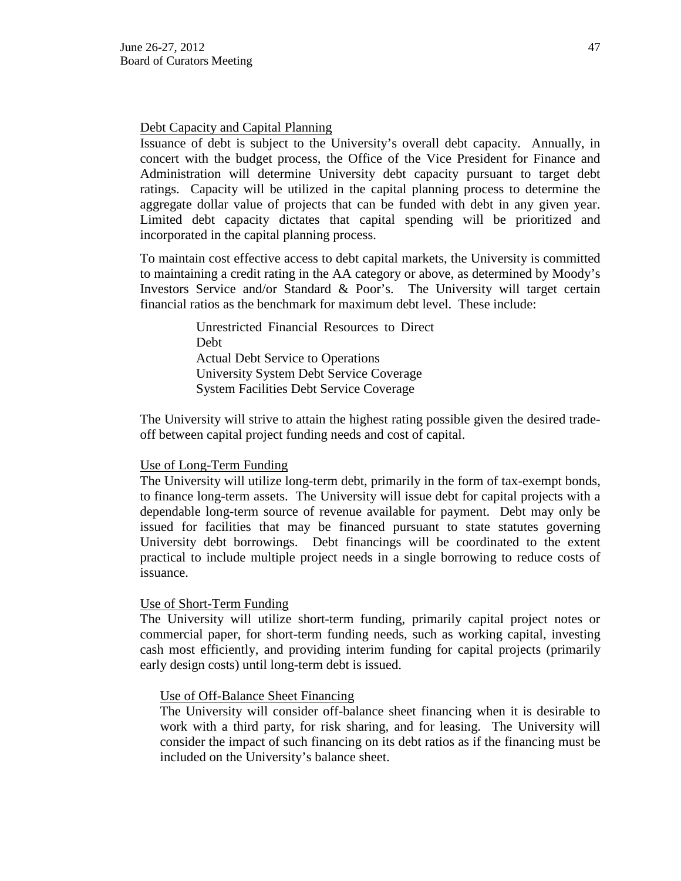Debt Capacity and Capital Planning

Issuance of debt is subject to the University's overall debt capacity. Annually, in concert with the budget process, the Office of the Vice President for Finance and Administration will determine University debt capacity pursuant to target debt ratings. Capacity will be utilized in the capital planning process to determine the aggregate dollar value of projects that can be funded with debt in any given year. Limited debt capacity dictates that capital spending will be prioritized and incorporated in the capital planning process.

To maintain cost effective access to debt capital markets, the University is committed to maintaining a credit rating in the AA category or above, as determined by Moody's Investors Service and/or Standard & Poor's. The University will target certain financial ratios as the benchmark for maximum debt level. These include:

Unrestricted Financial Resources to Direct Debt
Actual Debt Service to Operations
University System Debt Service Coverage
System Facilities Debt Service Coverage

The University will strive to attain the highest rating possible given the desired trade-off between capital project funding needs and cost of capital.

Use of Long-Term Funding

The University will utilize long-term debt, primarily in the form of tax-exempt bonds, to finance long-term assets. The University will issue debt for capital projects with a dependable long-term source of revenue available for payment. Debt may only be issued for facilities that may be financed pursuant to state statutes governing University debt borrowings. Debt financings will be coordinated to the extent practical to include multiple project needs in a single borrowing to reduce costs of issuance.

Use of Short-Term Funding

The University will utilize short-term funding, primarily capital project notes or commercial paper, for short-term funding needs, such as working capital, investing cash most efficiently, and providing interim funding for capital projects (primarily early design costs) until long-term debt is issued.

Use of Off-Balance Sheet Financing

The University will consider off-balance sheet financing when it is desirable to work with a third party, for risk sharing, and for leasing. The University will consider the impact of such financing on its debt ratios as if the financing must be included on the University's balance sheet.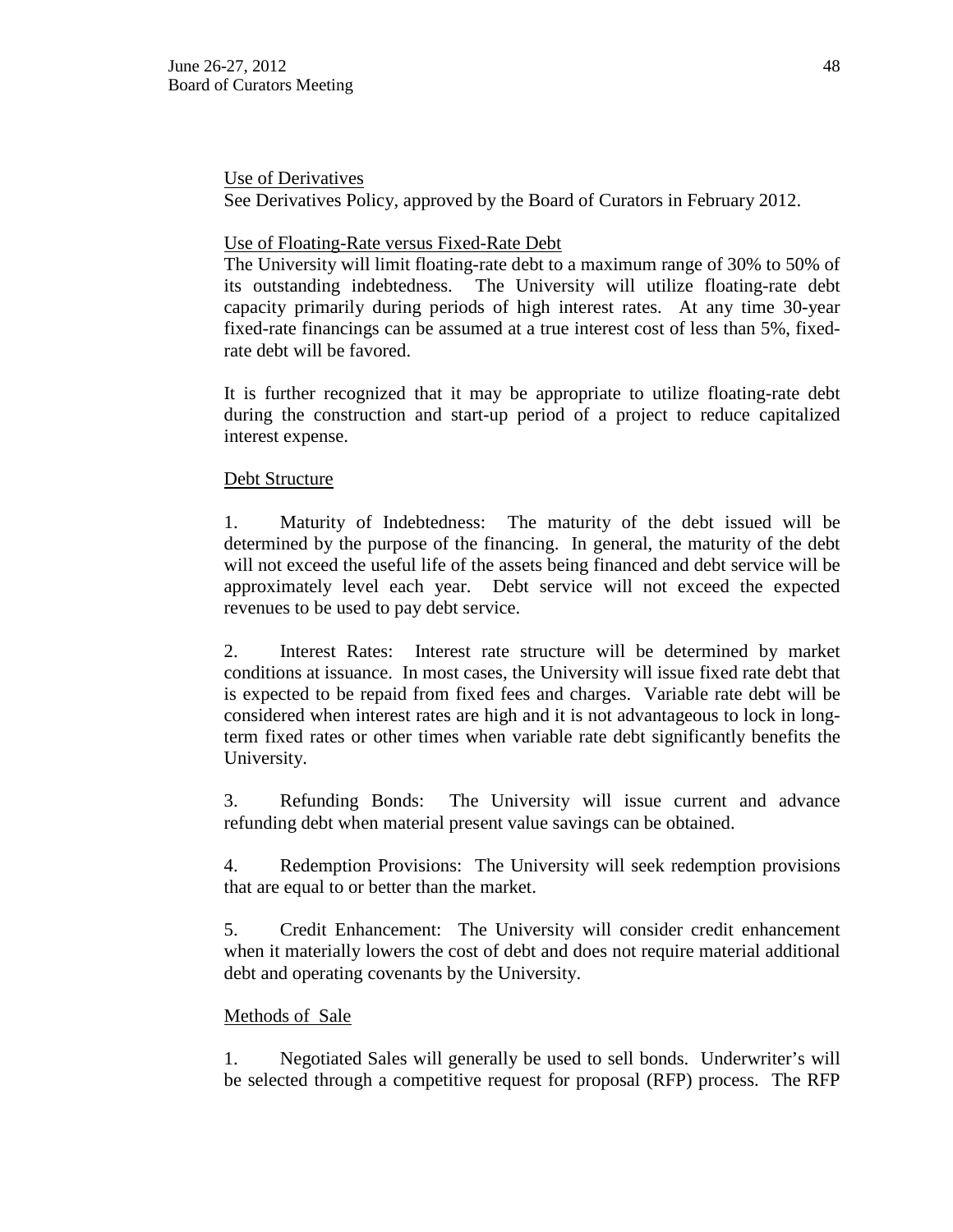Use of Derivatives

See Derivatives Policy, approved by the Board of Curators in February 2012.

Use of Floating-Rate versus Fixed-Rate Debt

The University will limit floating-rate debt to a maximum range of 30% to 50% of its outstanding indebtedness. The University will utilize floating-rate debt capacity primarily during periods of high interest rates. At any time 30-year fixed-rate financings can be assumed at a true interest cost of less than 5%, fixed-rate debt will be favored.

It is further recognized that it may be appropriate to utilize floating-rate debt during the construction and start-up period of a project to reduce capitalized interest expense.

Debt Structure

1. Maturity of Indebtedness: The maturity of the debt issued will be determined by the purpose of the financing. In general, the maturity of the debt will not exceed the useful life of the assets being financed and debt service will be approximately level each year. Debt service will not exceed the expected revenues to be used to pay debt service.

2. Interest Rates: Interest rate structure will be determined by market conditions at issuance. In most cases, the University will issue fixed rate debt that is expected to be repaid from fixed fees and charges. Variable rate debt will be considered when interest rates are high and it is not advantageous to lock in long-term fixed rates or other times when variable rate debt significantly benefits the University.

3. Refunding Bonds: The University will issue current and advance refunding debt when material present value savings can be obtained.

4. Redemption Provisions: The University will seek redemption provisions that are equal to or better than the market.

5. Credit Enhancement: The University will consider credit enhancement when it materially lowers the cost of debt and does not require material additional debt and operating covenants by the University.

Methods of Sale

1. Negotiated Sales will generally be used to sell bonds. Underwriter's will be selected through a competitive request for proposal (RFP) process. The RFP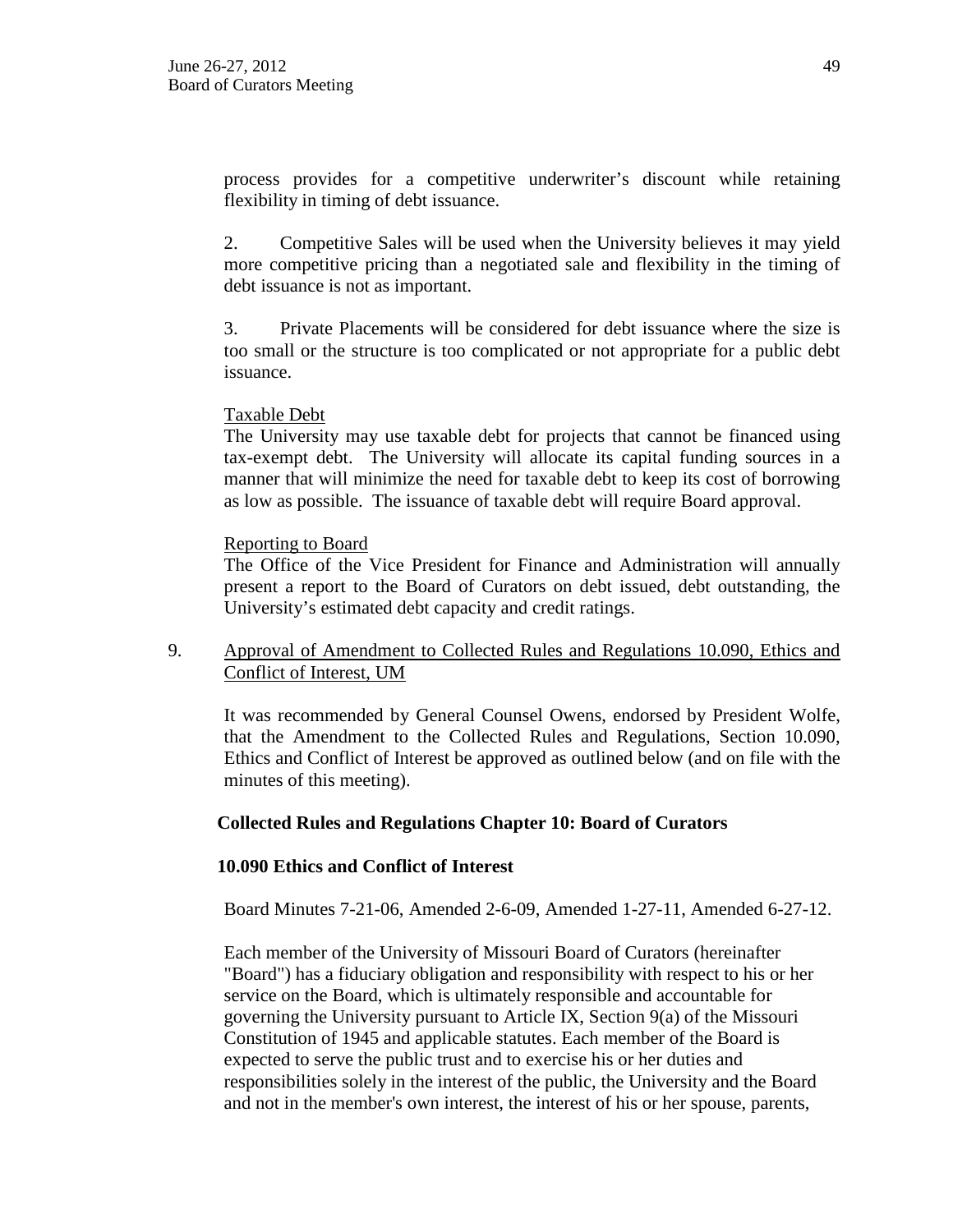process provides for a competitive underwriter's discount while retaining flexibility in timing of debt issuance.

2. Competitive Sales will be used when the University believes it may yield more competitive pricing than a negotiated sale and flexibility in the timing of debt issuance is not as important.

3. Private Placements will be considered for debt issuance where the size is too small or the structure is too complicated or not appropriate for a public debt issuance.

Taxable Debt

The University may use taxable debt for projects that cannot be financed using tax-exempt debt. The University will allocate its capital funding sources in a manner that will minimize the need for taxable debt to keep its cost of borrowing as low as possible. The issuance of taxable debt will require Board approval.

Reporting to Board

The Office of the Vice President for Finance and Administration will annually present a report to the Board of Curators on debt issued, debt outstanding, the University's estimated debt capacity and credit ratings.

9. Approval of Amendment to Collected Rules and Regulations 10.090, Ethics and Conflict of Interest, UM

It was recommended by General Counsel Owens, endorsed by President Wolfe, that the Amendment to the Collected Rules and Regulations, Section 10.090, Ethics and Conflict of Interest be approved as outlined below (and on file with the minutes of this meeting).

**Collected Rules and Regulations Chapter 10: Board of Curators**

**10.090 Ethics and Conflict of Interest**

Board Minutes 7-21-06, Amended 2-6-09, Amended 1-27-11, Amended 6-27-12.

Each member of the University of Missouri Board of Curators (hereinafter "Board") has a fiduciary obligation and responsibility with respect to his or her service on the Board, which is ultimately responsible and accountable for governing the University pursuant to Article IX, Section 9(a) of the Missouri Constitution of 1945 and applicable statutes. Each member of the Board is expected to serve the public trust and to exercise his or her duties and responsibilities solely in the interest of the public, the University and the Board and not in the member's own interest, the interest of his or her spouse, parents,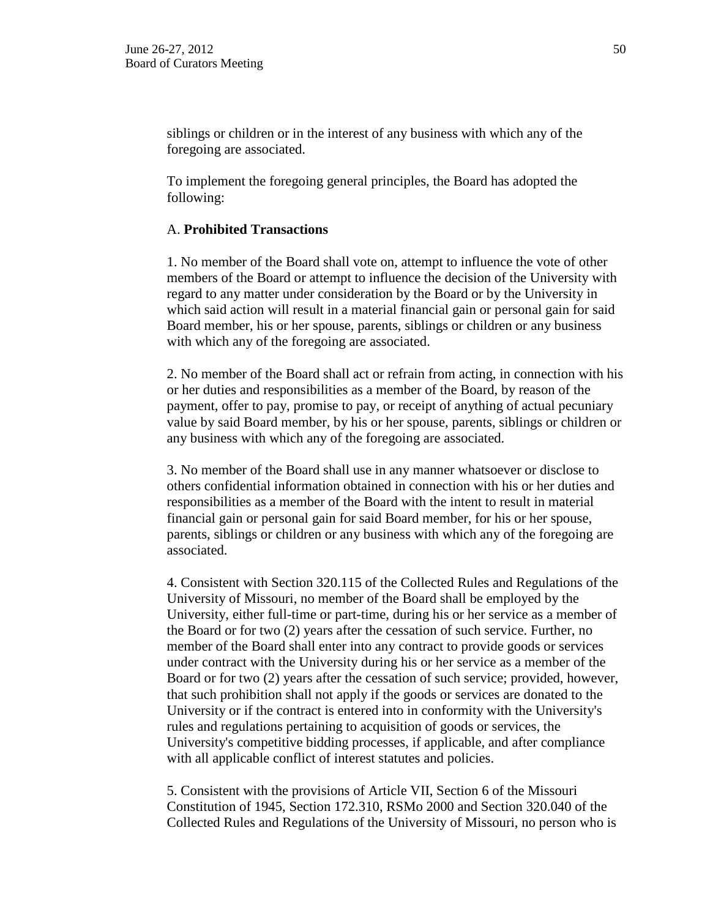siblings or children or in the interest of any business with which any of the foregoing are associated.

To implement the foregoing general principles, the Board has adopted the following:

A. **Prohibited Transactions**

1. No member of the Board shall vote on, attempt to influence the vote of other members of the Board or attempt to influence the decision of the University with regard to any matter under consideration by the Board or by the University in which said action will result in a material financial gain or personal gain for said Board member, his or her spouse, parents, siblings or children or any business with which any of the foregoing are associated.

2. No member of the Board shall act or refrain from acting, in connection with his or her duties and responsibilities as a member of the Board, by reason of the payment, offer to pay, promise to pay, or receipt of anything of actual pecuniary value by said Board member, by his or her spouse, parents, siblings or children or any business with which any of the foregoing are associated.

3. No member of the Board shall use in any manner whatsoever or disclose to others confidential information obtained in connection with his or her duties and responsibilities as a member of the Board with the intent to result in material financial gain or personal gain for said Board member, for his or her spouse, parents, siblings or children or any business with which any of the foregoing are associated.

4. Consistent with Section 320.115 of the Collected Rules and Regulations of the University of Missouri, no member of the Board shall be employed by the University, either full-time or part-time, during his or her service as a member of the Board or for two (2) years after the cessation of such service. Further, no member of the Board shall enter into any contract to provide goods or services under contract with the University during his or her service as a member of the Board or for two (2) years after the cessation of such service; provided, however, that such prohibition shall not apply if the goods or services are donated to the University or if the contract is entered into in conformity with the University's rules and regulations pertaining to acquisition of goods or services, the University's competitive bidding processes, if applicable, and after compliance with all applicable conflict of interest statutes and policies.

5. Consistent with the provisions of Article VII, Section 6 of the Missouri Constitution of 1945, Section 172.310, RSMo 2000 and Section 320.040 of the Collected Rules and Regulations of the University of Missouri, no person who is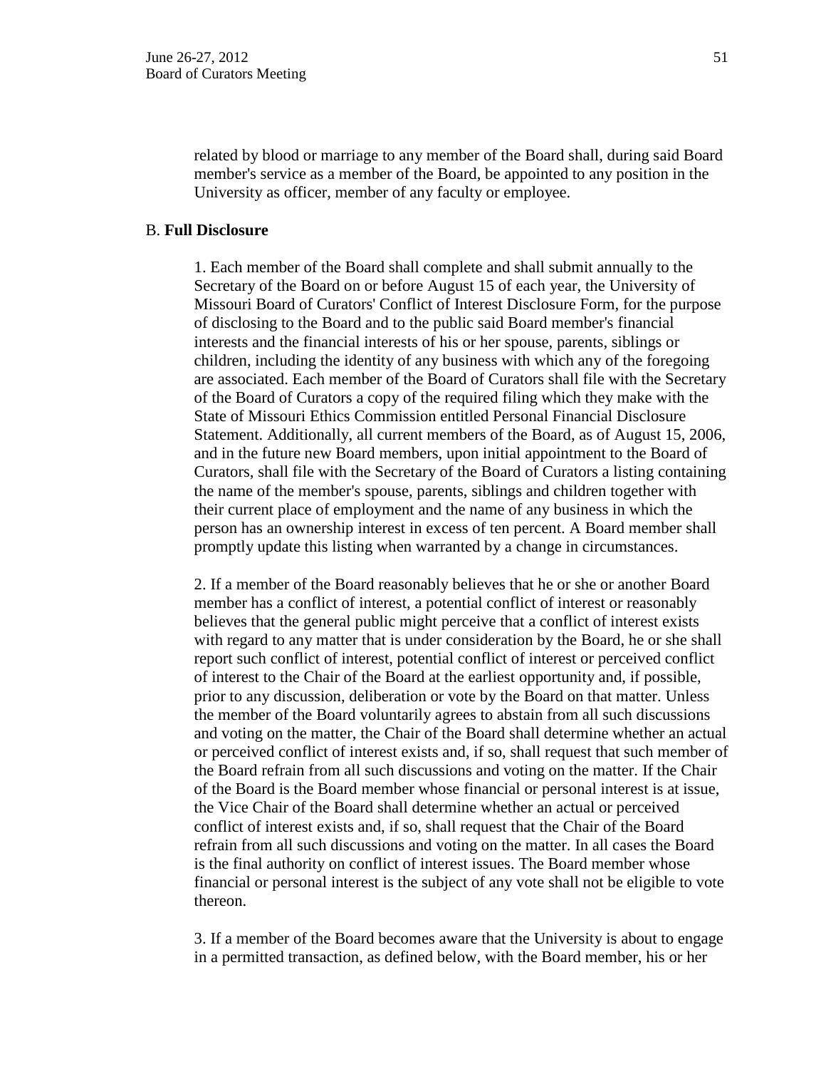related by blood or marriage to any member of the Board shall, during said Board member's service as a member of the Board, be appointed to any position in the University as officer, member of any faculty or employee.

B. **Full Disclosure**

1. Each member of the Board shall complete and shall submit annually to the Secretary of the Board on or before August 15 of each year, the University of Missouri Board of Curators' Conflict of Interest Disclosure Form, for the purpose of disclosing to the Board and to the public said Board member's financial interests and the financial interests of his or her spouse, parents, siblings or children, including the identity of any business with which any of the foregoing are associated. Each member of the Board of Curators shall file with the Secretary of the Board of Curators a copy of the required filing which they make with the State of Missouri Ethics Commission entitled Personal Financial Disclosure Statement. Additionally, all current members of the Board, as of August 15, 2006, and in the future new Board members, upon initial appointment to the Board of Curators, shall file with the Secretary of the Board of Curators a listing containing the name of the member's spouse, parents, siblings and children together with their current place of employment and the name of any business in which the person has an ownership interest in excess of ten percent. A Board member shall promptly update this listing when warranted by a change in circumstances.

2. If a member of the Board reasonably believes that he or she or another Board member has a conflict of interest, a potential conflict of interest or reasonably believes that the general public might perceive that a conflict of interest exists with regard to any matter that is under consideration by the Board, he or she shall report such conflict of interest, potential conflict of interest or perceived conflict of interest to the Chair of the Board at the earliest opportunity and, if possible, prior to any discussion, deliberation or vote by the Board on that matter. Unless the member of the Board voluntarily agrees to abstain from all such discussions and voting on the matter, the Chair of the Board shall determine whether an actual or perceived conflict of interest exists and, if so, shall request that such member of the Board refrain from all such discussions and voting on the matter. If the Chair of the Board is the Board member whose financial or personal interest is at issue, the Vice Chair of the Board shall determine whether an actual or perceived conflict of interest exists and, if so, shall request that the Chair of the Board refrain from all such discussions and voting on the matter. In all cases the Board is the final authority on conflict of interest issues. The Board member whose financial or personal interest is the subject of any vote shall not be eligible to vote thereon.

3. If a member of the Board becomes aware that the University is about to engage in a permitted transaction, as defined below, with the Board member, his or her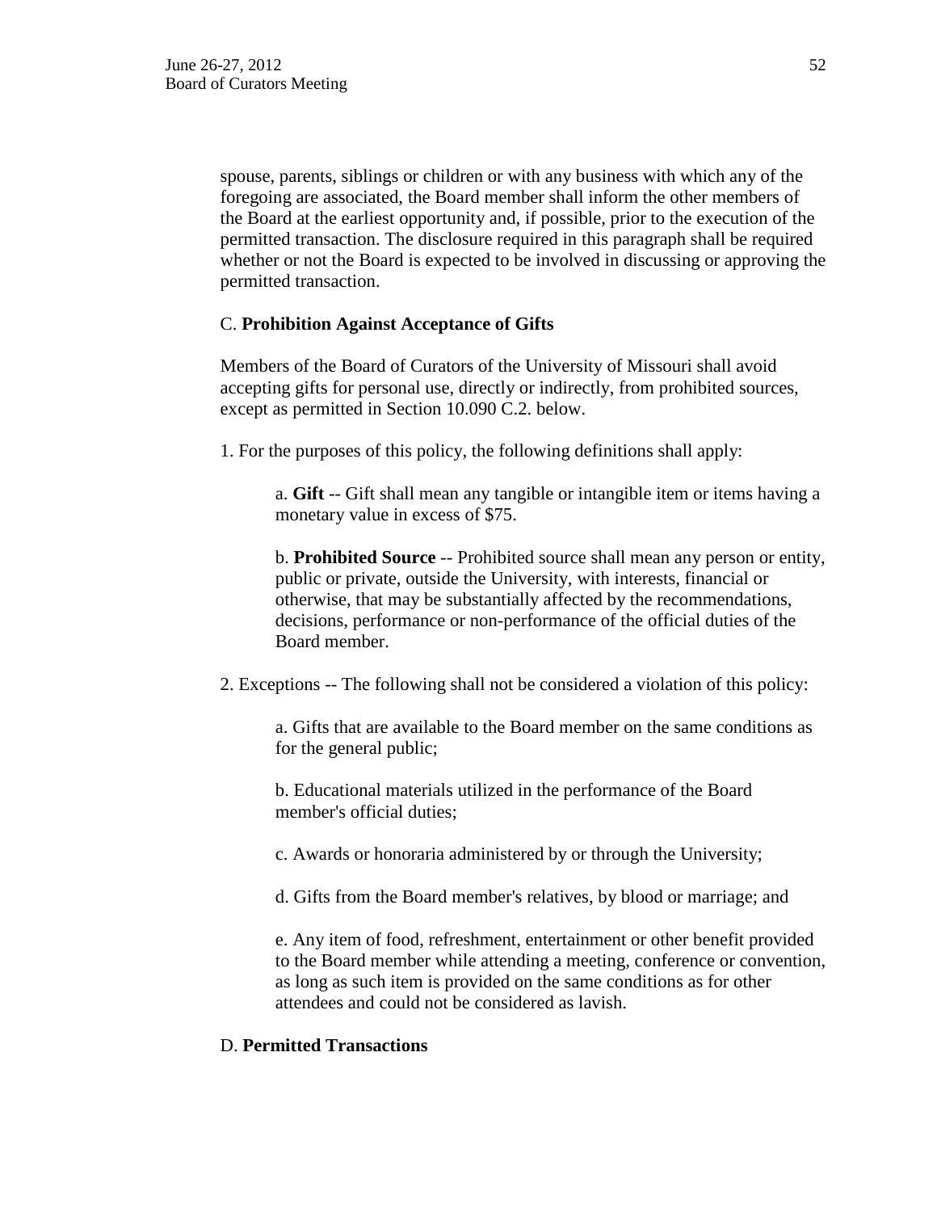spouse, parents, siblings or children or with any business with which any of the foregoing are associated, the Board member shall inform the other members of the Board at the earliest opportunity and, if possible, prior to the execution of the permitted transaction. The disclosure required in this paragraph shall be required whether or not the Board is expected to be involved in discussing or approving the permitted transaction.

C. **Prohibition Against Acceptance of Gifts**

Members of the Board of Curators of the University of Missouri shall avoid accepting gifts for personal use, directly or indirectly, from prohibited sources, except as permitted in Section 10.090 C.2. below.

1. For the purposes of this policy, the following definitions shall apply:

   a. **Gift** -- Gift shall mean any tangible or intangible item or items having a monetary value in excess of $75.

   b. **Prohibited Source** -- Prohibited source shall mean any person or entity, public or private, outside the University, with interests, financial or otherwise, that may be substantially affected by the recommendations, decisions, performance or non-performance of the official duties of the Board member.

2. Exceptions -- The following shall not be considered a violation of this policy:

   a. Gifts that are available to the Board member on the same conditions as for the general public;

   b. Educational materials utilized in the performance of the Board member's official duties;

   c. Awards or honoraria administered by or through the University;

   d. Gifts from the Board member's relatives, by blood or marriage; and

   e. Any item of food, refreshment, entertainment or other benefit provided to the Board member while attending a meeting, conference or convention, as long as such item is provided on the same conditions as for other attendees and could not be considered as lavish.

D. **Permitted Transactions**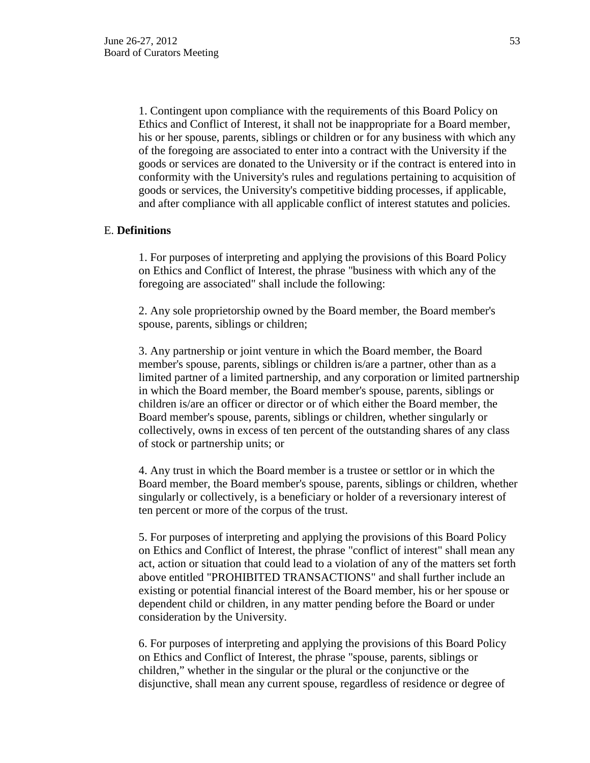1. Contingent upon compliance with the requirements of this Board Policy on Ethics and Conflict of Interest, it shall not be inappropriate for a Board member, his or her spouse, parents, siblings or children or for any business with which any of the foregoing are associated to enter into a contract with the University if the goods or services are donated to the University or if the contract is entered into in conformity with the University's rules and regulations pertaining to acquisition of goods or services, the University's competitive bidding processes, if applicable, and after compliance with all applicable conflict of interest statutes and policies.

E. **Definitions**

1. For purposes of interpreting and applying the provisions of this Board Policy on Ethics and Conflict of Interest, the phrase "business with which any of the foregoing are associated" shall include the following:

2. Any sole proprietorship owned by the Board member, the Board member's spouse, parents, siblings or children;

3. Any partnership or joint venture in which the Board member, the Board member's spouse, parents, siblings or children is/are a partner, other than as a limited partner of a limited partnership, and any corporation or limited partnership in which the Board member, the Board member's spouse, parents, siblings or children is/are an officer or director or of which either the Board member, the Board member's spouse, parents, siblings or children, whether singularly or collectively, owns in excess of ten percent of the outstanding shares of any class of stock or partnership units; or

4. Any trust in which the Board member is a trustee or settlor or in which the Board member, the Board member's spouse, parents, siblings or children, whether singularly or collectively, is a beneficiary or holder of a reversionary interest of ten percent or more of the corpus of the trust.

5. For purposes of interpreting and applying the provisions of this Board Policy on Ethics and Conflict of Interest, the phrase "conflict of interest" shall mean any act, action or situation that could lead to a violation of any of the matters set forth above entitled "PROHIBITED TRANSACTIONS" and shall further include an existing or potential financial interest of the Board member, his or her spouse or dependent child or children, in any matter pending before the Board or under consideration by the University.

6. For purposes of interpreting and applying the provisions of this Board Policy on Ethics and Conflict of Interest, the phrase "spouse, parents, siblings or children," whether in the singular or the plural or the conjunctive or the disjunctive, shall mean any current spouse, regardless of residence or degree of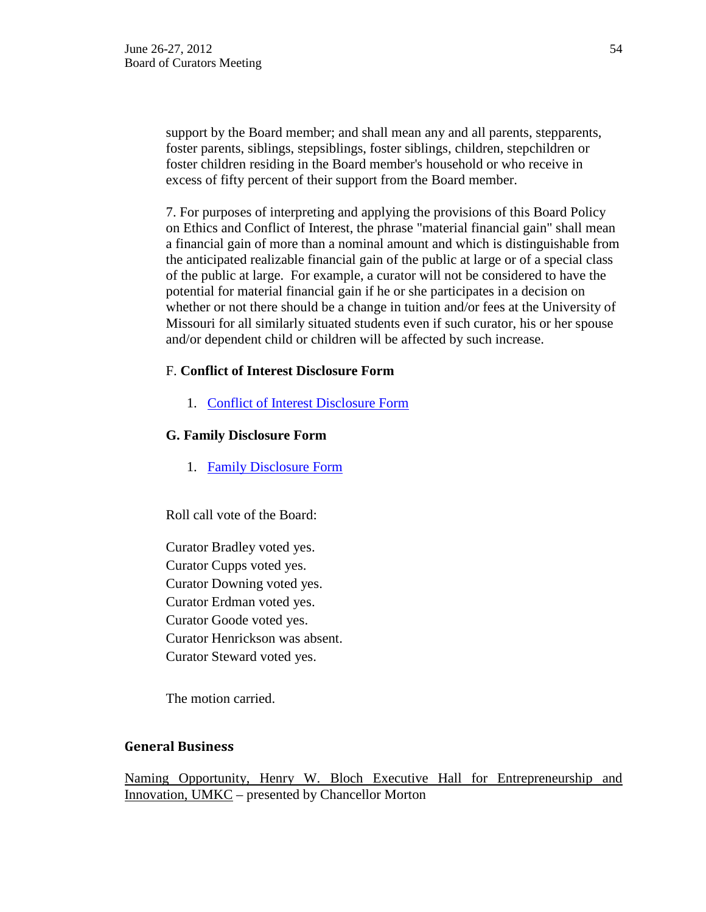support by the Board member; and shall mean any and all parents, stepparents, foster parents, siblings, stepsiblings, foster siblings, children, stepchildren or foster children residing in the Board member's household or who receive in excess of fifty percent of their support from the Board member.

7. For purposes of interpreting and applying the provisions of this Board Policy on Ethics and Conflict of Interest, the phrase "material financial gain" shall mean a financial gain of more than a nominal amount and which is distinguishable from the anticipated realizable financial gain of the public at large or of a special class of the public at large. For example, a curator will not be considered to have the potential for material financial gain if he or she participates in a decision on whether or not there should be a change in tuition and/or fees at the University of Missouri for all similarly situated students even if such curator, his or her spouse and/or dependent child or children will be affected by such increase.

F. **Conflict of Interest Disclosure Form**

1. Conflict of Interest Disclosure Form

**G. Family Disclosure Form**

1. Family Disclosure Form

Roll call vote of the Board:

Curator Bradley voted yes.
Curator Cupps voted yes.
Curator Downing voted yes.
Curator Erdman voted yes.
Curator Goode voted yes.
Curator Henrickson was absent.
Curator Steward voted yes.

The motion carried.

## General Business

Naming Opportunity, Henry W. Bloch Executive Hall for Entrepreneurship and Innovation, UMKC – presented by Chancellor Morton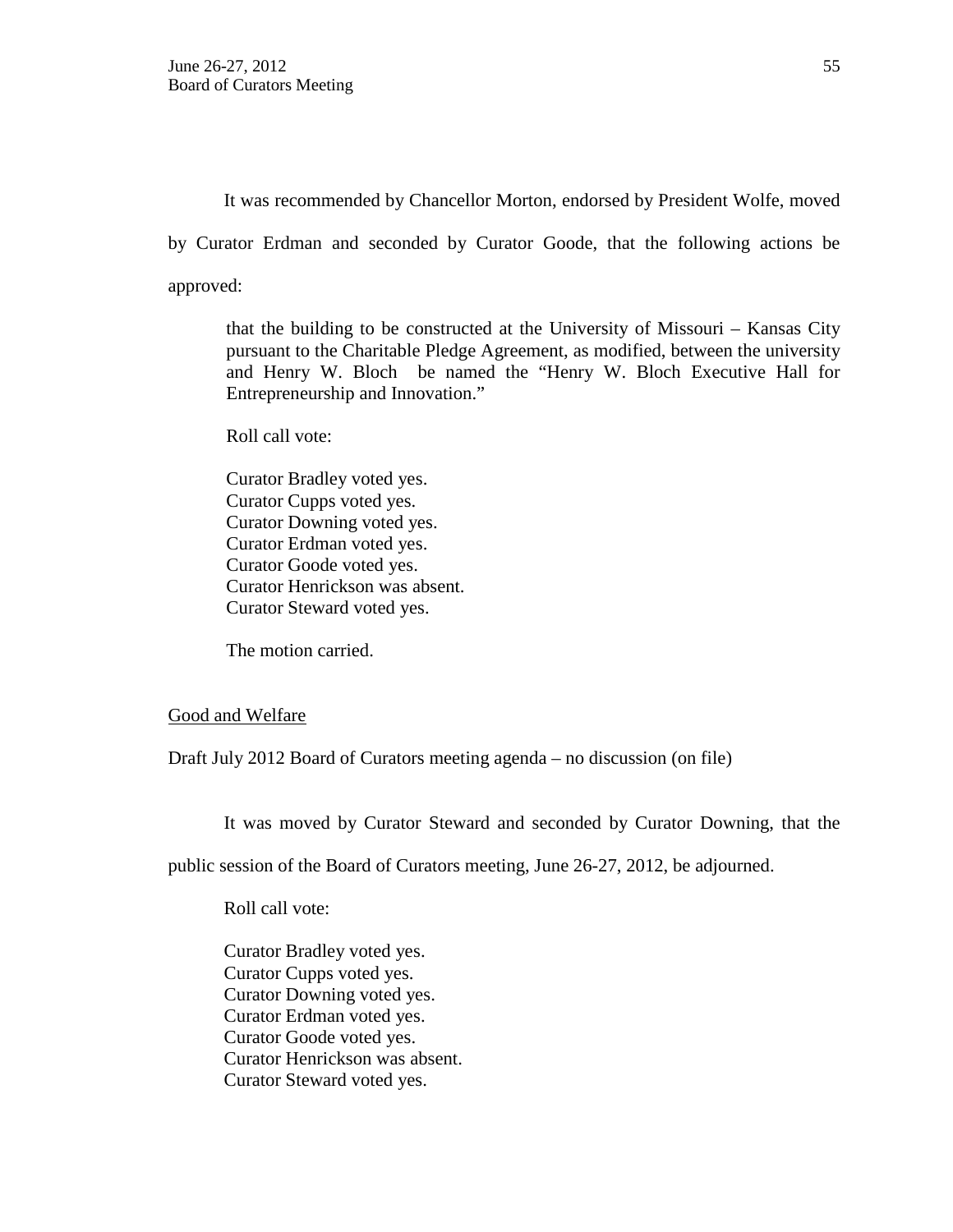It was recommended by Chancellor Morton, endorsed by President Wolfe, moved by Curator Erdman and seconded by Curator Goode, that the following actions be approved:

> that the building to be constructed at the University of Missouri – Kansas City pursuant to the Charitable Pledge Agreement, as modified, between the university and Henry W. Bloch be named the "Henry W. Bloch Executive Hall for Entrepreneurship and Innovation."
>
> Roll call vote:
>
> Curator Bradley voted yes.
> Curator Cupps voted yes.
> Curator Downing voted yes.
> Curator Erdman voted yes.
> Curator Goode voted yes.
> Curator Henrickson was absent.
> Curator Steward voted yes.
>
> The motion carried.

Good and Welfare

Draft July 2012 Board of Curators meeting agenda – no discussion (on file)

It was moved by Curator Steward and seconded by Curator Downing, that the public session of the Board of Curators meeting, June 26-27, 2012, be adjourned.

> Roll call vote:
>
> Curator Bradley voted yes.
> Curator Cupps voted yes.
> Curator Downing voted yes.
> Curator Erdman voted yes.
> Curator Goode voted yes.
> Curator Henrickson was absent.
> Curator Steward voted yes.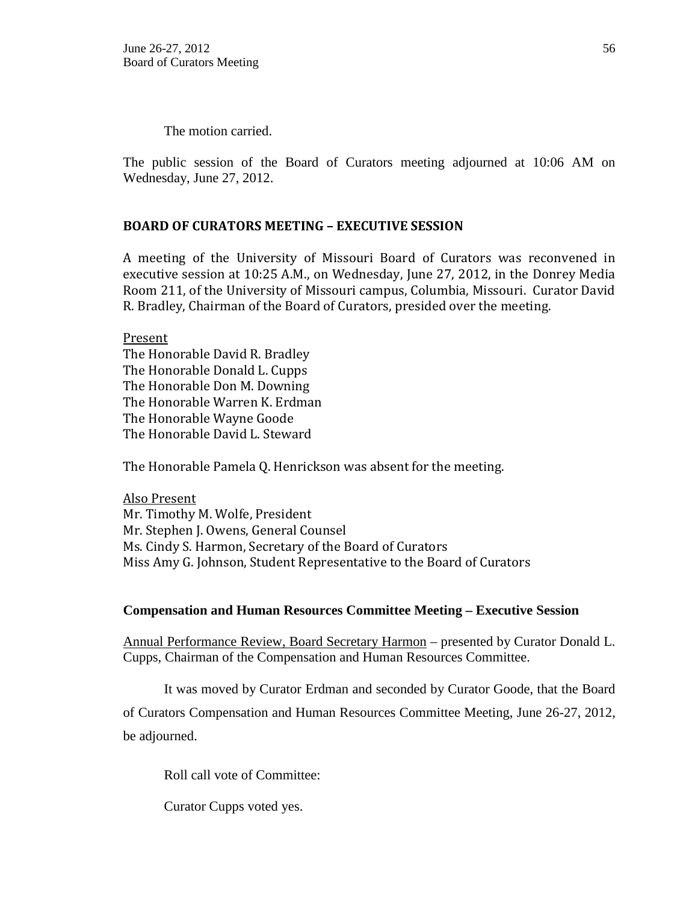The motion carried.

The public session of the Board of Curators meeting adjourned at 10:06 AM on Wednesday, June 27, 2012.

**BOARD OF CURATORS MEETING – EXECUTIVE SESSION**

A meeting of the University of Missouri Board of Curators was reconvened in executive session at 10:25 A.M., on Wednesday, June 27, 2012, in the Donrey Media Room 211, of the University of Missouri campus, Columbia, Missouri. Curator David R. Bradley, Chairman of the Board of Curators, presided over the meeting.

Present
The Honorable David R. Bradley
The Honorable Donald L. Cupps
The Honorable Don M. Downing
The Honorable Warren K. Erdman
The Honorable Wayne Goode
The Honorable David L. Steward

The Honorable Pamela Q. Henrickson was absent for the meeting.

Also Present
Mr. Timothy M. Wolfe, President
Mr. Stephen J. Owens, General Counsel
Ms. Cindy S. Harmon, Secretary of the Board of Curators
Miss Amy G. Johnson, Student Representative to the Board of Curators

**Compensation and Human Resources Committee Meeting – Executive Session**

Annual Performance Review, Board Secretary Harmon – presented by Curator Donald L. Cupps, Chairman of the Compensation and Human Resources Committee.

It was moved by Curator Erdman and seconded by Curator Goode, that the Board of Curators Compensation and Human Resources Committee Meeting, June 26-27, 2012, be adjourned.

Roll call vote of Committee:

Curator Cupps voted yes.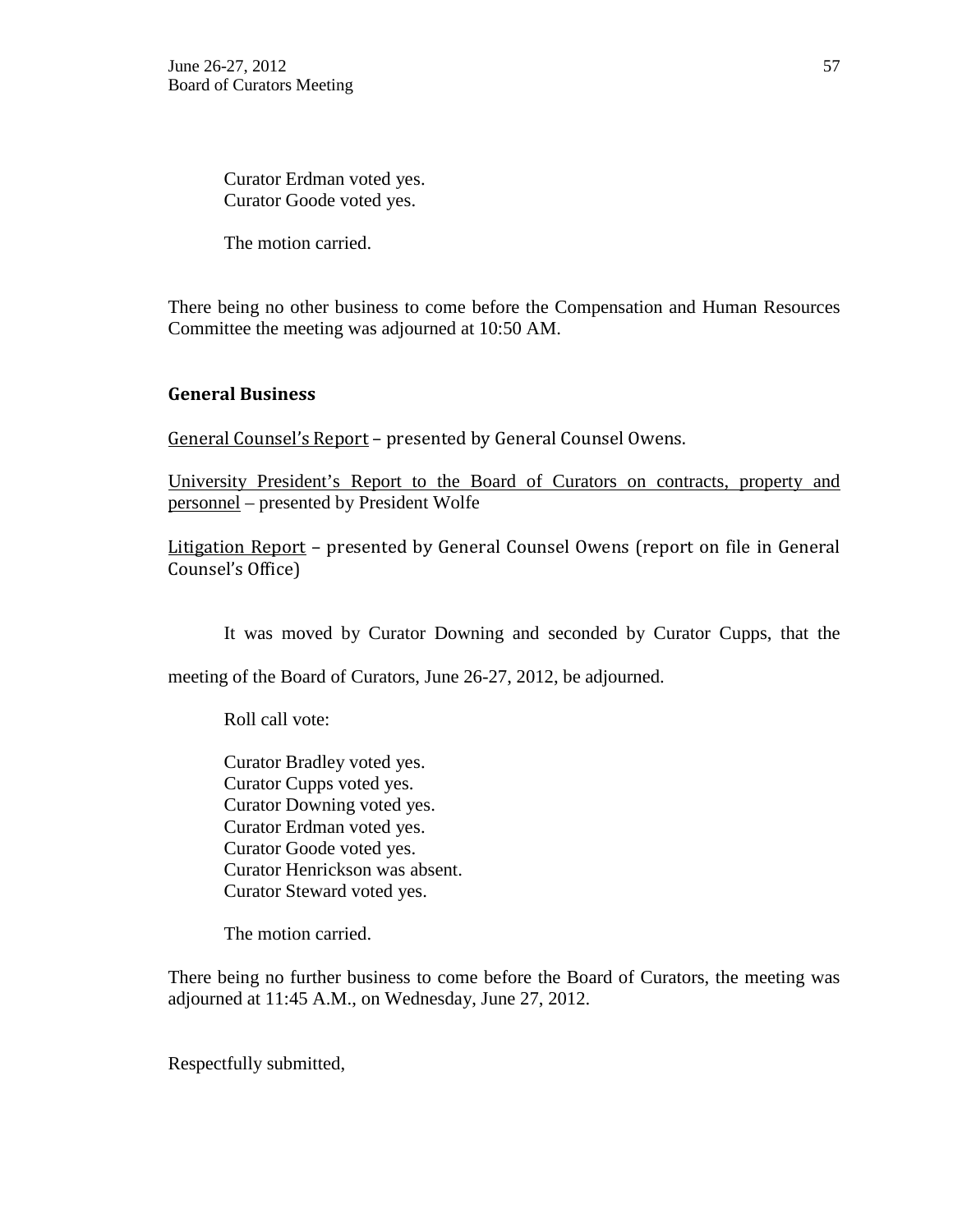Curator Erdman voted yes.
Curator Goode voted yes.

The motion carried.

There being no other business to come before the Compensation and Human Resources Committee the meeting was adjourned at 10:50 AM.

## General Business

General Counsel's Report – presented by General Counsel Owens.

University President's Report to the Board of Curators on contracts, property and personnel – presented by President Wolfe

Litigation Report – presented by General Counsel Owens (report on file in General Counsel's Office)

It was moved by Curator Downing and seconded by Curator Cupps, that the meeting of the Board of Curators, June 26-27, 2012, be adjourned.

Roll call vote:

Curator Bradley voted yes.
Curator Cupps voted yes.
Curator Downing voted yes.
Curator Erdman voted yes.
Curator Goode voted yes.
Curator Henrickson was absent.
Curator Steward voted yes.

The motion carried.

There being no further business to come before the Board of Curators, the meeting was adjourned at 11:45 A.M., on Wednesday, June 27, 2012.

Respectfully submitted,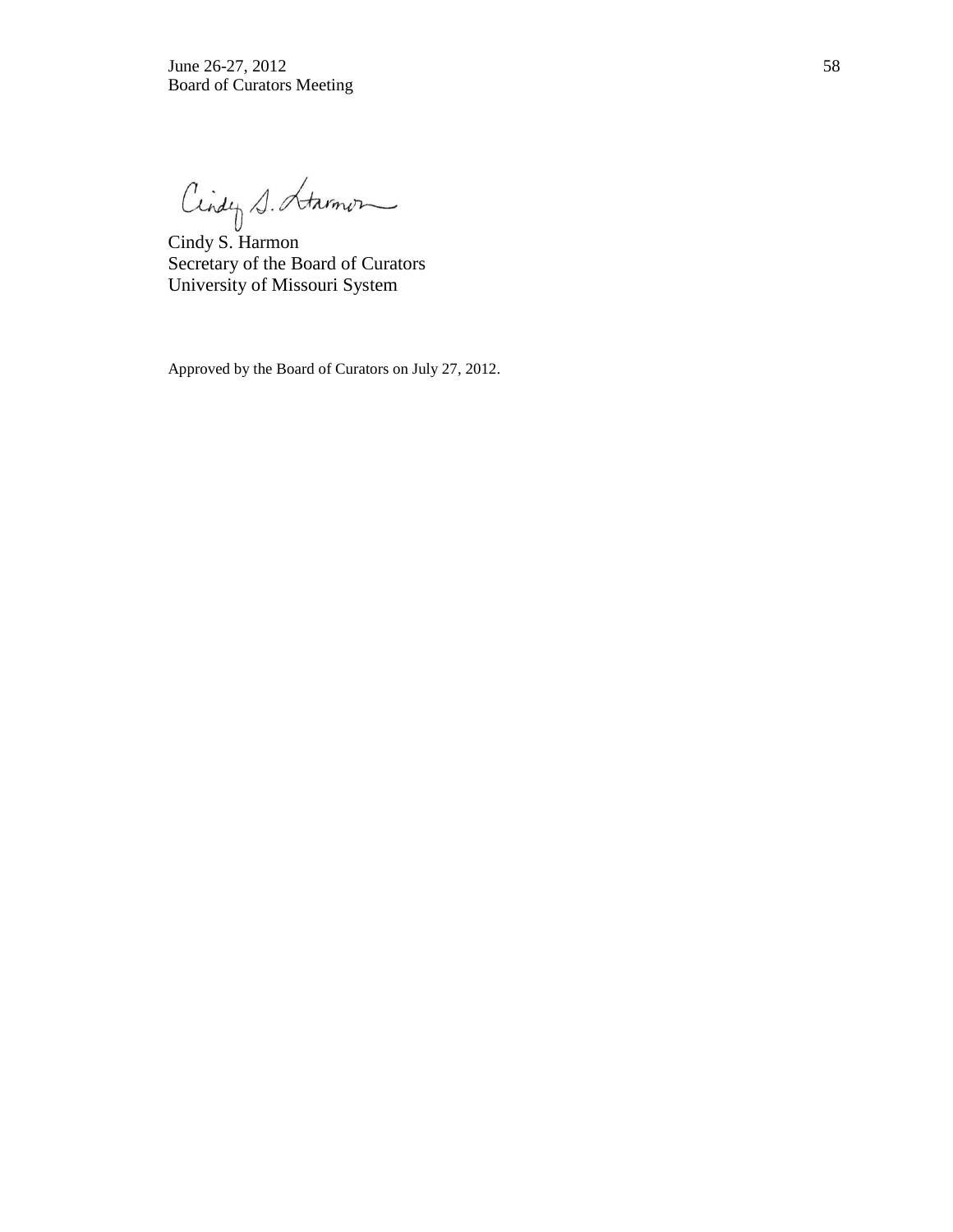Cindy S. Harmon
Secretary of the Board of Curators
University of Missouri System

Approved by the Board of Curators on July 27, 2012.